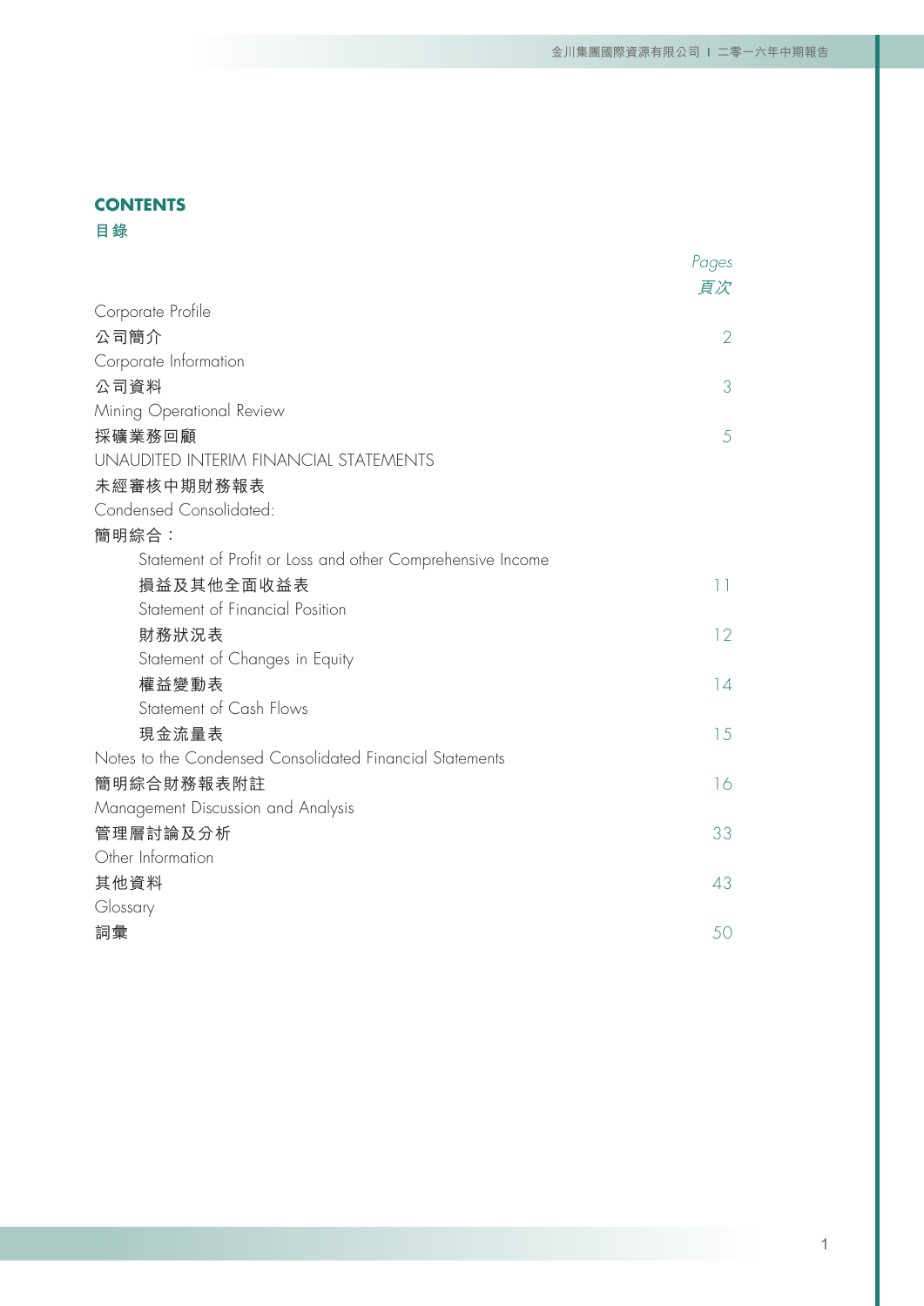# CONTENTS
# 目錄

| | Pages<br>頁次 |
|---|---|
| Corporate Profile<br>公司簡介 | 2 |
| Corporate Information<br>公司資料 | 3 |
| Mining Operational Review<br>採礦業務回顧 | 5 |
| UNAUDITED INTERIM FINANCIAL STATEMENTS<br>未經審核中期財務報表 | |
| Condensed Consolidated:<br>簡明綜合： | |
| Statement of Profit or Loss and other Comprehensive Income<br>損益及其他全面收益表 | 11 |
| Statement of Financial Position<br>財務狀況表 | 12 |
| Statement of Changes in Equity<br>權益變動表 | 14 |
| Statement of Cash Flows<br>現金流量表 | 15 |
| Notes to the Condensed Consolidated Financial Statements<br>簡明綜合財務報表附註 | 16 |
| Management Discussion and Analysis<br>管理層討論及分析 | 33 |
| Other Information<br>其他資料 | 43 |
| Glossary<br>詞彙 | 50 |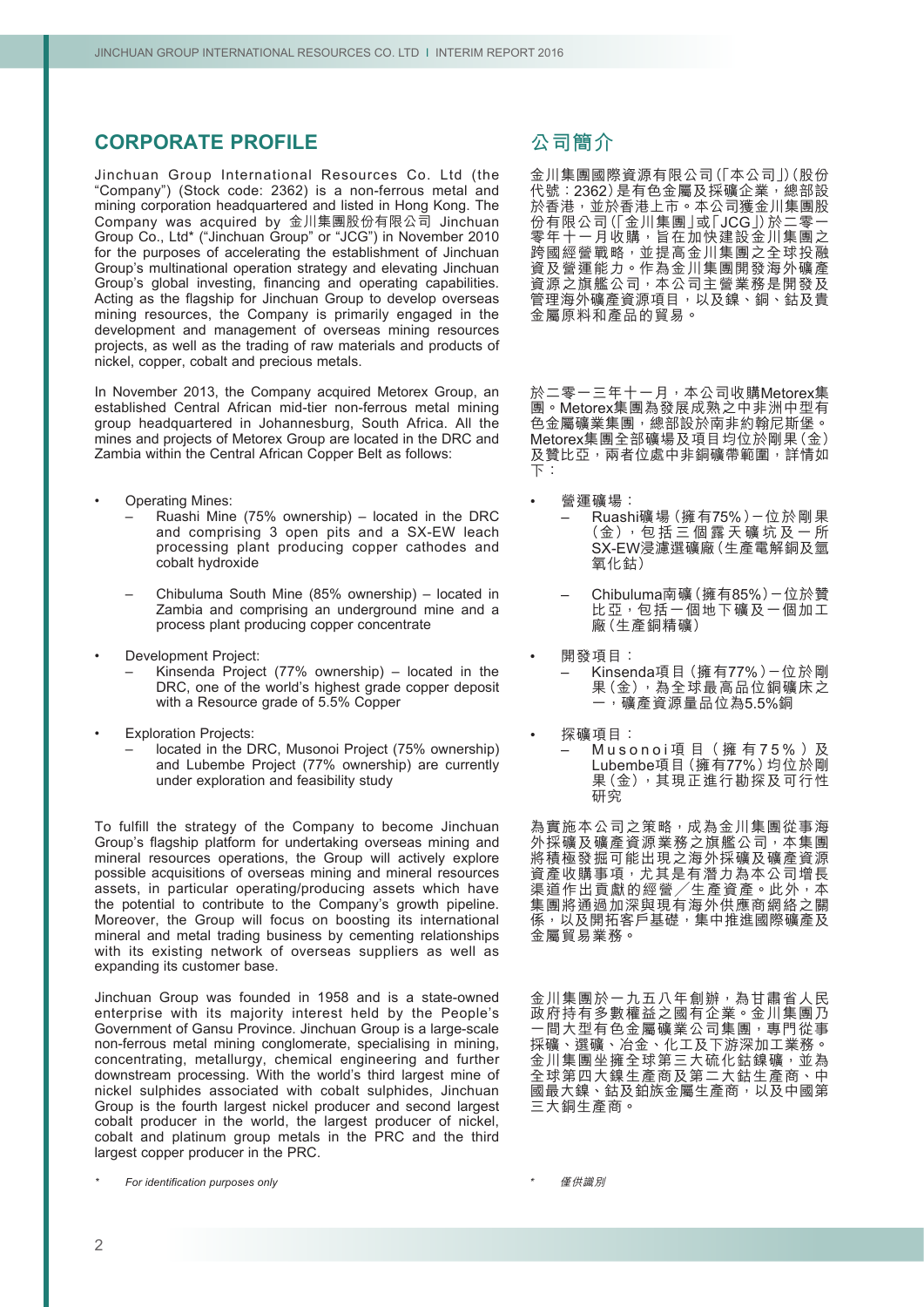## CORPORATE PROFILE

Jinchuan Group International Resources Co. Ltd (the "Company") (Stock code: 2362) is a non-ferrous metal and mining corporation headquartered and listed in Hong Kong. The Company was acquired by 金川集團股份有限公司 Jinchuan Group Co., Ltd* ("Jinchuan Group" or "JCG") in November 2010 for the purposes of accelerating the establishment of Jinchuan Group's multinational operation strategy and elevating Jinchuan Group's global investing, financing and operating capabilities. Acting as the flagship for Jinchuan Group to develop overseas mining resources, the Company is primarily engaged in the development and management of overseas mining resources projects, as well as the trading of raw materials and products of nickel, copper, cobalt and precious metals.

In November 2013, the Company acquired Metorex Group, an established Central African mid-tier non-ferrous metal mining group headquartered in Johannesburg, South Africa. All the mines and projects of Metorex Group are located in the DRC and Zambia within the Central African Copper Belt as follows:

- Operating Mines:
  - Ruashi Mine (75% ownership) – located in the DRC and comprising 3 open pits and a SX-EW leach processing plant producing copper cathodes and cobalt hydroxide
  - Chibuluma South Mine (85% ownership) – located in Zambia and comprising an underground mine and a process plant producing copper concentrate
- Development Project:
  - Kinsenda Project (77% ownership) – located in the DRC, one of the world's highest grade copper deposit with a Resource grade of 5.5% Copper
- Exploration Projects:
  - located in the DRC, Musonoi Project (75% ownership) and Lubembe Project (77% ownership) are currently under exploration and feasibility study

To fulfill the strategy of the Company to become Jinchuan Group's flagship platform for undertaking overseas mining and mineral resources operations, the Group will actively explore possible acquisitions of overseas mining and mineral resources assets, in particular operating/producing assets which have the potential to contribute to the Company's growth pipeline. Moreover, the Group will focus on boosting its international mineral and metal trading business by cementing relationships with its existing network of overseas suppliers as well as expanding its customer base.

Jinchuan Group was founded in 1958 and is a state-owned enterprise with its majority interest held by the People's Government of Gansu Province. Jinchuan Group is a large-scale non-ferrous metal mining conglomerate, specialising in mining, concentrating, metallurgy, chemical engineering and further downstream processing. With the world's third largest mine of nickel sulphides associated with cobalt sulphides, Jinchuan Group is the fourth largest nickel producer and second largest cobalt producer in the world, the largest producer of nickel, cobalt and platinum group metals in the PRC and the third largest copper producer in the PRC.

*For identification purposes only*

## 公司簡介

金川集團國際資源有限公司（「本公司」）（股份代號：2362）是有色金屬及採礦企業，總部設於香港，並於香港上市。本公司獲金川集團股份有限公司（「金川集團」或「JCG」）於二零一零年十一月收購，旨在加快建設金川集團之跨國經營戰略，並提高金川集團之全球投融資及營運能力。作為金川集團開發海外礦產資源之旗艦公司，本公司主營業務是開發及管理海外礦產資源項目，以及鎳、銅、鈷及貴金屬原料和產品的貿易。

於二零一三年十一月，本公司收購Metorex集團。Metorex集團為發展成熟之中非洲中型有色金屬礦業集團，總部設於南非約翰尼斯堡。Metorex集團全部礦場及項目均位於剛果（金）及贊比亞，兩者位處中非銅礦帶範圍，詳情如下：

- 營運礦場：
  - Ruashi礦場（擁有75%）－位於剛果（金），包括三個露天礦坑及一所SX-EW浸濾選礦廠（生產電解銅及氫氧化鈷）
  - Chibuluma南礦（擁有85%）－位於贊比亞，包括一個地下礦及一個加工廠（生產銅精礦）
- 開發項目：
  - Kinsenda項目（擁有77%）－位於剛果（金），為全球最高品位銅礦床之一，礦產資源量品位為5.5%銅
- 探礦項目：
  - Musonoi項目（擁有75%）及Lubembe項目（擁有77%）均位於剛果（金），其現正進行勘探及可行性研究

為實施本公司之策略，成為金川集團從事海外採礦及礦產資源業務之旗艦公司，本集團將積極發掘可能出現之海外採礦及礦產資源資產收購事項，尤其是有潛力為本公司增長渠道作出貢獻的經營／生產資產。此外，本集團將通過加深與現有海外供應商網絡之關係，以及開拓客戶基礎，集中推進國際礦產及金屬貿易業務。

金川集團於一九五八年創辦，為甘肅省人民政府持有多數權益之國有企業。金川集團乃一間大型有色金屬礦業公司集團，專門從事採礦、選礦、冶金、化工及下游深加工業務。金川集團坐擁全球第三大硫化鈷鎳礦，並為全球第四大鎳生產商及第二大鈷生產商、中國最大鎳、鈷及鉑族金屬生產商，以及中國第三大銅生產商。

*僅供識別*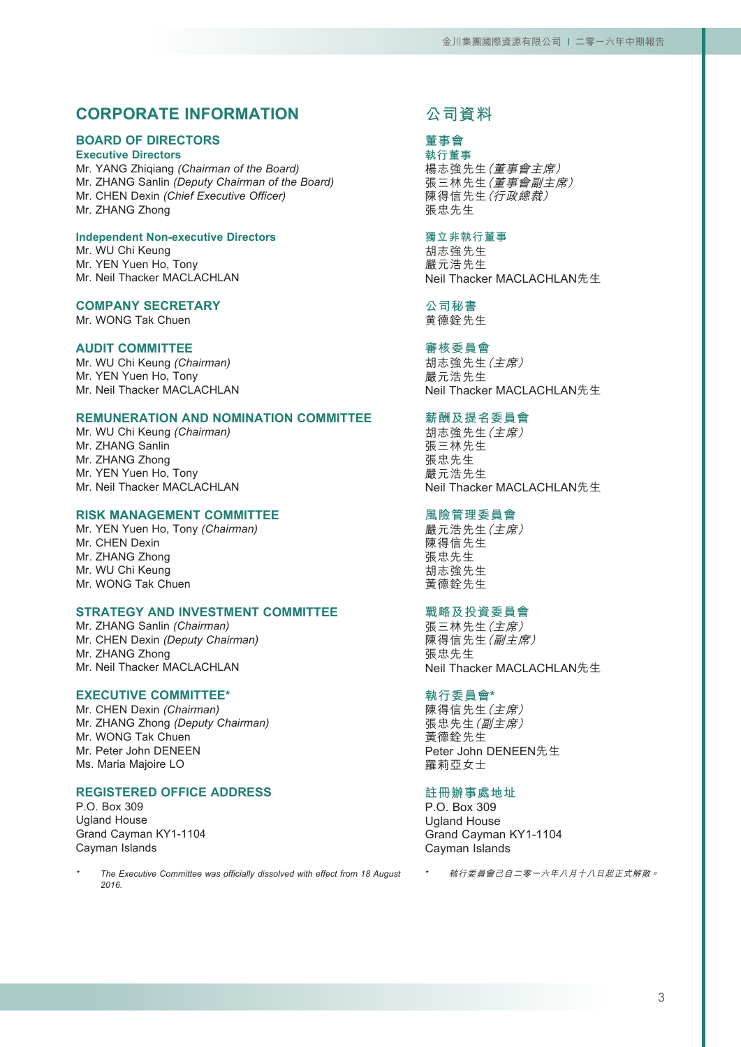# CORPORATE INFORMATION

## BOARD OF DIRECTORS

### Executive Directors

Mr. YANG Zhiqiang *(Chairman of the Board)*
Mr. ZHANG Sanlin *(Deputy Chairman of the Board)*
Mr. CHEN Dexin *(Chief Executive Officer)*
Mr. ZHANG Zhong

### Independent Non-executive Directors

Mr. WU Chi Keung
Mr. YEN Yuen Ho, Tony
Mr. Neil Thacker MACLACHLAN

## COMPANY SECRETARY

Mr. WONG Tak Chuen

## AUDIT COMMITTEE

Mr. WU Chi Keung *(Chairman)*
Mr. YEN Yuen Ho, Tony
Mr. Neil Thacker MACLACHLAN

## REMUNERATION AND NOMINATION COMMITTEE

Mr. WU Chi Keung *(Chairman)*
Mr. ZHANG Sanlin
Mr. ZHANG Zhong
Mr. YEN Yuen Ho, Tony
Mr. Neil Thacker MACLACHLAN

## RISK MANAGEMENT COMMITTEE

Mr. YEN Yuen Ho, Tony *(Chairman)*
Mr. CHEN Dexin
Mr. ZHANG Zhong
Mr. WU Chi Keung
Mr. WONG Tak Chuen

## STRATEGY AND INVESTMENT COMMITTEE

Mr. ZHANG Sanlin *(Chairman)*
Mr. CHEN Dexin *(Deputy Chairman)*
Mr. ZHANG Zhong
Mr. Neil Thacker MACLACHLAN

## EXECUTIVE COMMITTEE*

Mr. CHEN Dexin *(Chairman)*
Mr. ZHANG Zhong *(Deputy Chairman)*
Mr. WONG Tak Chuen
Mr. Peter John DENEEN
Ms. Maria Majoire LO

## REGISTERED OFFICE ADDRESS

P.O. Box 309
Ugland House
Grand Cayman KY1-1104
Cayman Islands

\* *The Executive Committee was officially dissolved with effect from 18 August 2016.*

# 公司資料

## 董事會

### 執行董事

楊志強先生*（董事會主席）*
張三林先生*（董事會副主席）*
陳得信先生*（行政總裁）*
張忠先生

### 獨立非執行董事

胡志強先生
嚴元浩先生
Neil Thacker MACLACHLAN先生

## 公司秘書

黃德銓先生

## 審核委員會

胡志強先生*（主席）*
嚴元浩先生
Neil Thacker MACLACHLAN先生

## 薪酬及提名委員會

胡志強先生*（主席）*
張三林先生
張忠先生
嚴元浩先生
Neil Thacker MACLACHLAN先生

## 風險管理委員會

嚴元浩先生*（主席）*
陳得信先生
張忠先生
胡志強先生
黃德銓先生

## 戰略及投資委員會

張三林先生*（主席）*
陳得信先生*（副主席）*
張忠先生
Neil Thacker MACLACHLAN先生

## 執行委員會*

陳得信先生*（主席）*
張忠先生*（副主席）*
黃德銓先生
Peter John DENEEN先生
羅莉亞女士

## 註冊辦事處地址

P.O. Box 309
Ugland House
Grand Cayman KY1-1104
Cayman Islands

\* *執行委員會已自二零一六年八月十八日起正式解散。*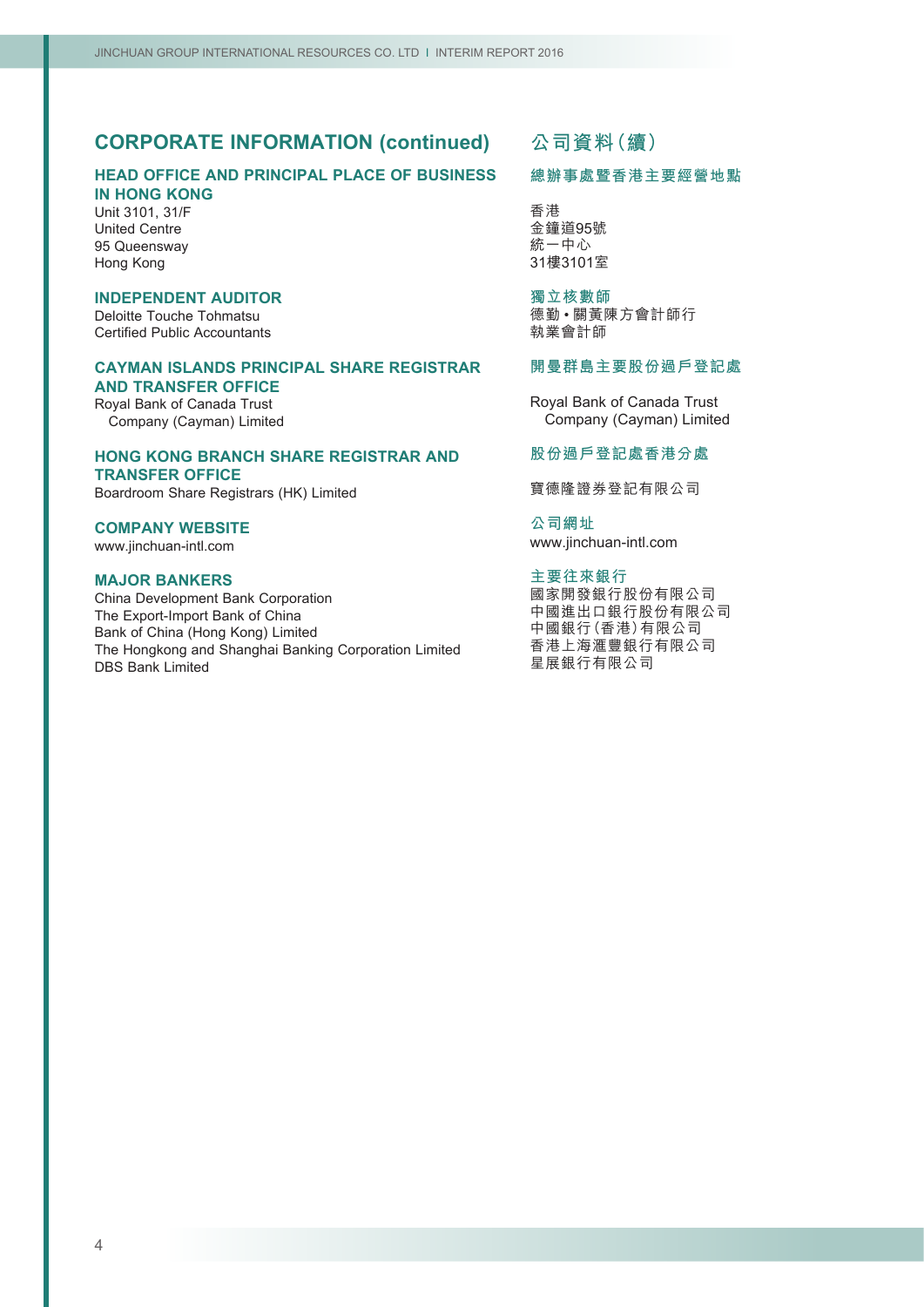## CORPORATE INFORMATION (continued)

### HEAD OFFICE AND PRINCIPAL PLACE OF BUSINESS IN HONG KONG

Unit 3101, 31/F
United Centre
95 Queensway
Hong Kong

### INDEPENDENT AUDITOR

Deloitte Touche Tohmatsu
Certified Public Accountants

### CAYMAN ISLANDS PRINCIPAL SHARE REGISTRAR AND TRANSFER OFFICE

Royal Bank of Canada Trust
Company (Cayman) Limited

### HONG KONG BRANCH SHARE REGISTRAR AND TRANSFER OFFICE

Boardroom Share Registrars (HK) Limited

### COMPANY WEBSITE

www.jinchuan-intl.com

### MAJOR BANKERS

China Development Bank Corporation
The Export-Import Bank of China
Bank of China (Hong Kong) Limited
The Hongkong and Shanghai Banking Corporation Limited
DBS Bank Limited

## 公司資料（續）

### 總辦事處暨香港主要經營地點

香港
金鐘道95號
統一中心
31樓3101室

### 獨立核數師

德勤•關黃陳方會計師行
執業會計師

### 開曼群島主要股份過戶登記處

Royal Bank of Canada Trust
Company (Cayman) Limited

### 股份過戶登記處香港分處

寶德隆證券登記有限公司

### 公司網址

www.jinchuan-intl.com

### 主要往來銀行

國家開發銀行股份有限公司
中國進出口銀行股份有限公司
中國銀行（香港）有限公司
香港上海滙豐銀行有限公司
星展銀行有限公司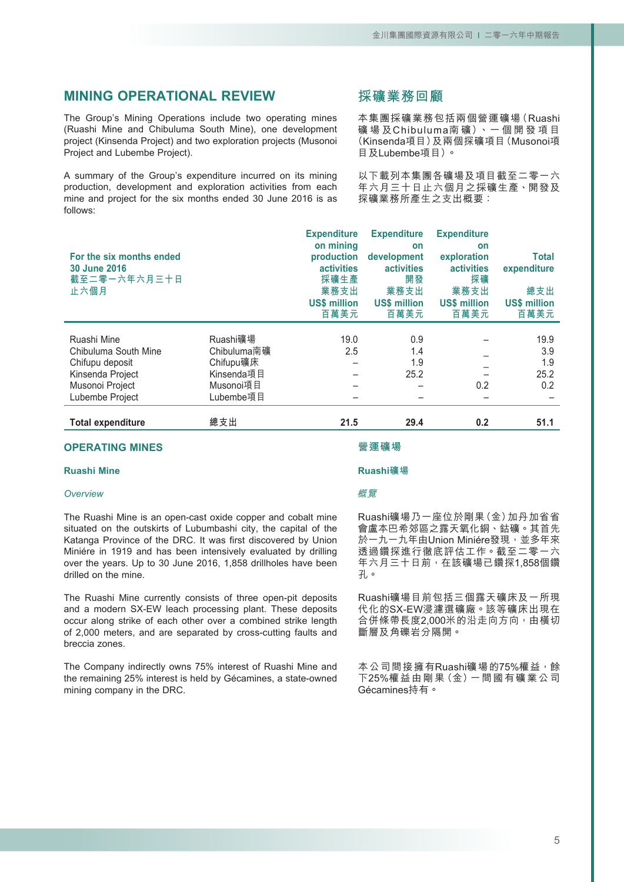## MINING OPERATIONAL REVIEW

The Group's Mining Operations include two operating mines (Ruashi Mine and Chibuluma South Mine), one development project (Kinsenda Project) and two exploration projects (Musonoi Project and Lubembe Project).

A summary of the Group's expenditure incurred on its mining production, development and exploration activities from each mine and project for the six months ended 30 June 2016 is as follows:

## 採礦業務回顧

本集團採礦業務包括兩個營運礦場（Ruashi礦場及Chibuluma南礦）、一個開發項目（Kinsenda項目）及兩個探礦項目（Musonoi項目及Lubembe項目）。

以下載列本集團各礦場及項目截至二零一六年六月三十日止六個月之採礦生產、開發及探礦業務所產生之支出概要：

| For the six months ended 30 June 2016 截至二零一六年六月三十日止六個月 | | Expenditure on mining production activities 採礦生產業務支出 US$ million 百萬美元 | Expenditure on development activities 開發業務支出 US$ million 百萬美元 | Expenditure on exploration activities 探礦業務支出 US$ million 百萬美元 | Total expenditure 總支出 US$ million 百萬美元 |
|---|---|---|---|---|---|
| Ruashi Mine | Ruashi礦場 | 19.0 | 0.9 | – | 19.9 |
| Chibuluma South Mine | Chibuluma南礦 | 2.5 | 1.4 | – | 3.9 |
| Chifupu deposit | Chifupu礦床 | – | 1.9 | – | 1.9 |
| Kinsenda Project | Kinsenda項目 | – | 25.2 | – | 25.2 |
| Musonoi Project | Musonoi項目 | – | – | 0.2 | 0.2 |
| Lubembe Project | Lubembe項目 | – | – | – | – |
| **Total expenditure** | 總支出 | **21.5** | **29.4** | **0.2** | **51.1** |

## OPERATING MINES

### Ruashi Mine

*Overview*

The Ruashi Mine is an open-cast oxide copper and cobalt mine situated on the outskirts of Lubumbashi city, the capital of the Katanga Province of the DRC. It was first discovered by Union Miniére in 1919 and has been intensively evaluated by drilling over the years. Up to 30 June 2016, 1,858 drillholes have been drilled on the mine.

The Ruashi Mine currently consists of three open-pit deposits and a modern SX-EW leach processing plant. These deposits occur along strike of each other over a combined strike length of 2,000 meters, and are separated by cross-cutting faults and breccia zones.

The Company indirectly owns 75% interest of Ruashi Mine and the remaining 25% interest is held by Gécamines, a state-owned mining company in the DRC.

## 營運礦場

### Ruashi礦場

*概覽*

Ruashi礦場乃一座位於剛果（金）加丹加省省會盧本巴希郊區之露天氧化銅、鈷礦。其首先於一九一九年由Union Miniére發現，並多年來透過鑽探進行徹底評估工作。截至二零一六年六月三十日前，在該礦場已鑽探1,858個鑽孔。

Ruashi礦場目前包括三個露天礦床及一所現代化的SX-EW浸濾選礦廠。該等礦床出現在合併條帶長度2,000米的沿走向方向，由橫切斷層及角礫岩分隔開。

本公司間接擁有Ruashi礦場的75%權益，餘下25%權益由剛果（金）一間國有礦業公司Gécamines持有。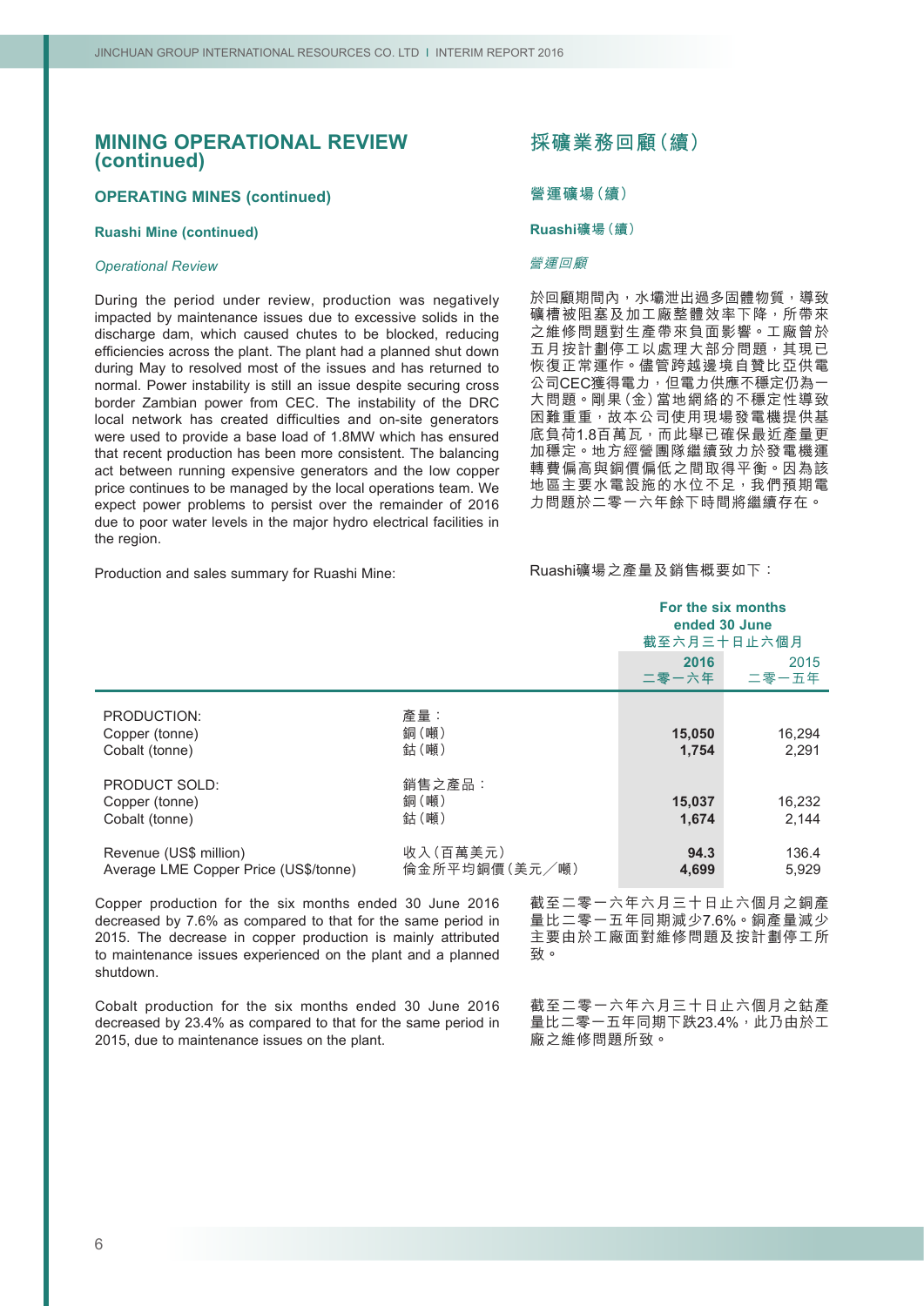# MINING OPERATIONAL REVIEW (continued)

# 採礦業務回顧（續）

## OPERATING MINES (continued)

## 營運礦場（續）

### Ruashi Mine (continued)

### Ruashi礦場（續）

*Operational Review*

*營運回顧*

During the period under review, production was negatively impacted by maintenance issues due to excessive solids in the discharge dam, which caused chutes to be blocked, reducing efficiencies across the plant. The plant had a planned shut down during May to resolved most of the issues and has returned to normal. Power instability is still an issue despite securing cross border Zambian power from CEC. The instability of the DRC local network has created difficulties and on-site generators were used to provide a base load of 1.8MW which has ensured that recent production has been more consistent. The balancing act between running expensive generators and the low copper price continues to be managed by the local operations team. We expect power problems to persist over the remainder of 2016 due to poor water levels in the major hydro electrical facilities in the region.

於回顧期間內，水壩泄出過多固體物質，導致礦槽被阻塞及加工廠整體效率下降，所帶來之維修問題對生產帶來負面影響。工廠曾於五月按計劃停工以處理大部分問題，其現已恢復正常運作。儘管跨越邊境自贊比亞供電公司CEC獲得電力，但電力供應不穩定仍為一大問題。剛果（金）當地網絡的不穩定性導致困難重重，故本公司使用現場發電機提供基底負荷1.8百萬瓦，而此舉已確保最近產量更加穩定。地方經營團隊繼續致力於發電機運轉費偏高與銅價偏低之間取得平衡。因為該地區主要水電設施的水位不足，我們預期電力問題於二零一六年餘下時間將繼續存在。

Production and sales summary for Ruashi Mine:

Ruashi礦場之產量及銷售概要如下：

| | | For the six months ended 30 June 截至六月三十日止六個月 | |
|---|---|---|---|
| | | **2016 二零一六年** | 2015 二零一五年 |
| PRODUCTION: | 產量： | | |
| Copper (tonne) | 銅（噸） | **15,050** | 16,294 |
| Cobalt (tonne) | 鈷（噸） | **1,754** | 2,291 |
| PRODUCT SOLD: | 銷售之產品： | | |
| Copper (tonne) | 銅（噸） | **15,037** | 16,232 |
| Cobalt (tonne) | 鈷（噸） | **1,674** | 2,144 |
| Revenue (US$ million) | 收入（百萬美元） | **94.3** | 136.4 |
| Average LME Copper Price (US$/tonne) | 倫金所平均銅價（美元／噸） | **4,699** | 5,929 |

Copper production for the six months ended 30 June 2016 decreased by 7.6% as compared to that for the same period in 2015. The decrease in copper production is mainly attributed to maintenance issues experienced on the plant and a planned shutdown.

截至二零一六年六月三十日止六個月之銅產量比二零一五年同期減少7.6%。銅產量減少主要由於工廠面對維修問題及按計劃停工所致。

Cobalt production for the six months ended 30 June 2016 decreased by 23.4% as compared to that for the same period in 2015, due to maintenance issues on the plant.

截至二零一六年六月三十日止六個月之鈷產量比二零一五年同期下跌23.4%，此乃由於工廠之維修問題所致。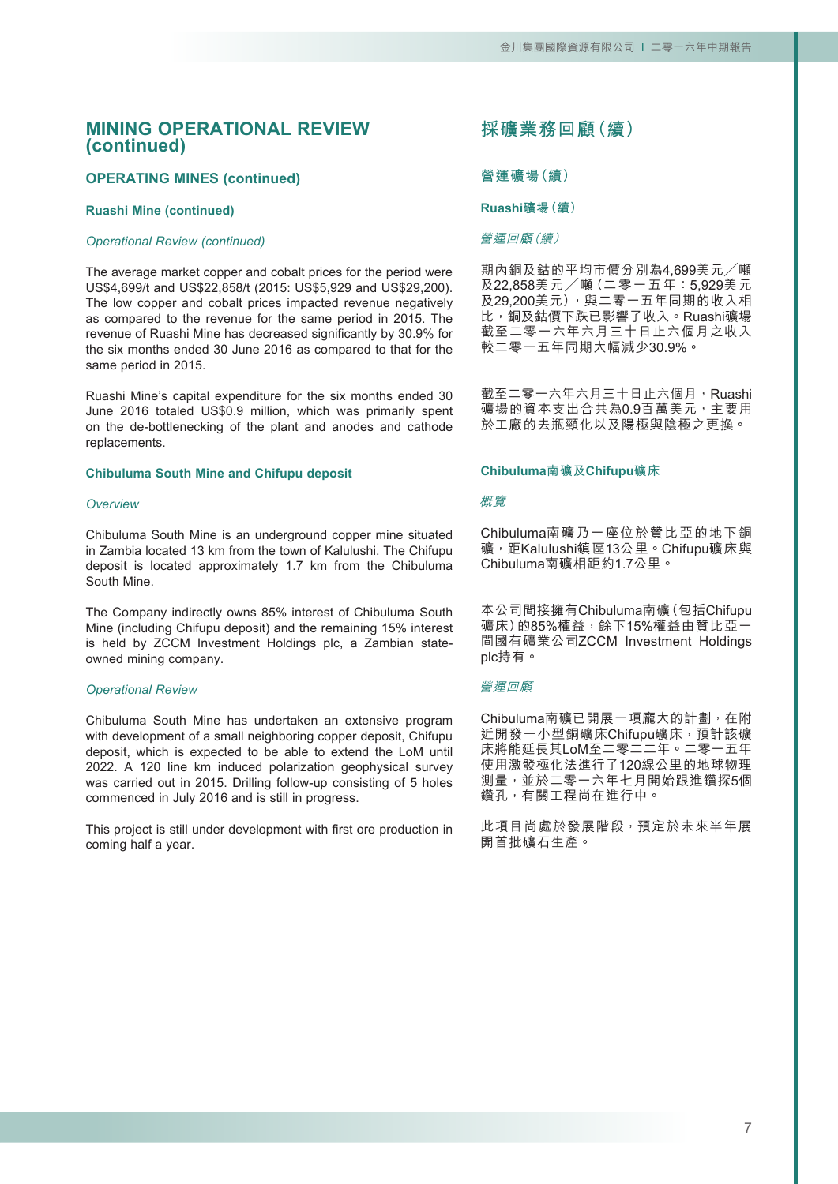# MINING OPERATIONAL REVIEW (continued)

## OPERATING MINES (continued)

### Ruashi Mine (continued)

*Operational Review (continued)*

The average market copper and cobalt prices for the period were US$4,699/t and US$22,858/t (2015: US$5,929 and US$29,200). The low copper and cobalt prices impacted revenue negatively as compared to the revenue for the same period in 2015. The revenue of Ruashi Mine has decreased significantly by 30.9% for the six months ended 30 June 2016 as compared to that for the same period in 2015.

Ruashi Mine's capital expenditure for the six months ended 30 June 2016 totaled US$0.9 million, which was primarily spent on the de-bottlenecking of the plant and anodes and cathode replacements.

### Chibuluma South Mine and Chifupu deposit

*Overview*

Chibuluma South Mine is an underground copper mine situated in Zambia located 13 km from the town of Kalulushi. The Chifupu deposit is located approximately 1.7 km from the Chibuluma South Mine.

The Company indirectly owns 85% interest of Chibuluma South Mine (including Chifupu deposit) and the remaining 15% interest is held by ZCCM Investment Holdings plc, a Zambian state-owned mining company.

*Operational Review*

Chibuluma South Mine has undertaken an extensive program with development of a small neighboring copper deposit, Chifupu deposit, which is expected to be able to extend the LoM until 2022. A 120 line km induced polarization geophysical survey was carried out in 2015. Drilling follow-up consisting of 5 holes commenced in July 2016 and is still in progress.

This project is still under development with first ore production in coming half a year.

# 採礦業務回顧（續）

## 營運礦場（續）

### Ruashi礦場（續）

*營運回顧（續）*

期內銅及鈷的平均市價分別為4,699美元／噸及22,858美元／噸（二零一五年：5,929美元及29,200美元），與二零一五年同期的收入相比，銅及鈷價下跌已影響了收入。Ruashi礦場截至二零一六年六月三十日止六個月之收入較二零一五年同期大幅減少30.9%。

截至二零一六年六月三十日止六個月，Ruashi礦場的資本支出合共為0.9百萬美元，主要用於工廠的去瓶頸化以及陽極與陰極之更換。

### Chibuluma南礦及Chifupu礦床

*概覽*

Chibuluma南礦乃一座位於贊比亞的地下銅礦，距Kalulushi鎮區13公里。Chifupu礦床與Chibuluma南礦相距約1.7公里。

本公司間接擁有Chibuluma南礦（包括Chifupu礦床）的85%權益，餘下15%權益由贊比亞一間國有礦業公司ZCCM Investment Holdings plc持有。

*營運回顧*

Chibuluma南礦已開展一項龐大的計劃，在附近開發一小型銅礦床Chifupu礦床，預計該礦床將能延長其LoM至二零二二年。二零一五年使用激發極化法進行了120線公里的地球物理測量，並於二零一六年七月開始跟進鑽探5個鑽孔，有關工程尚在進行中。

此項目尚處於發展階段，預定於未來半年展開首批礦石生產。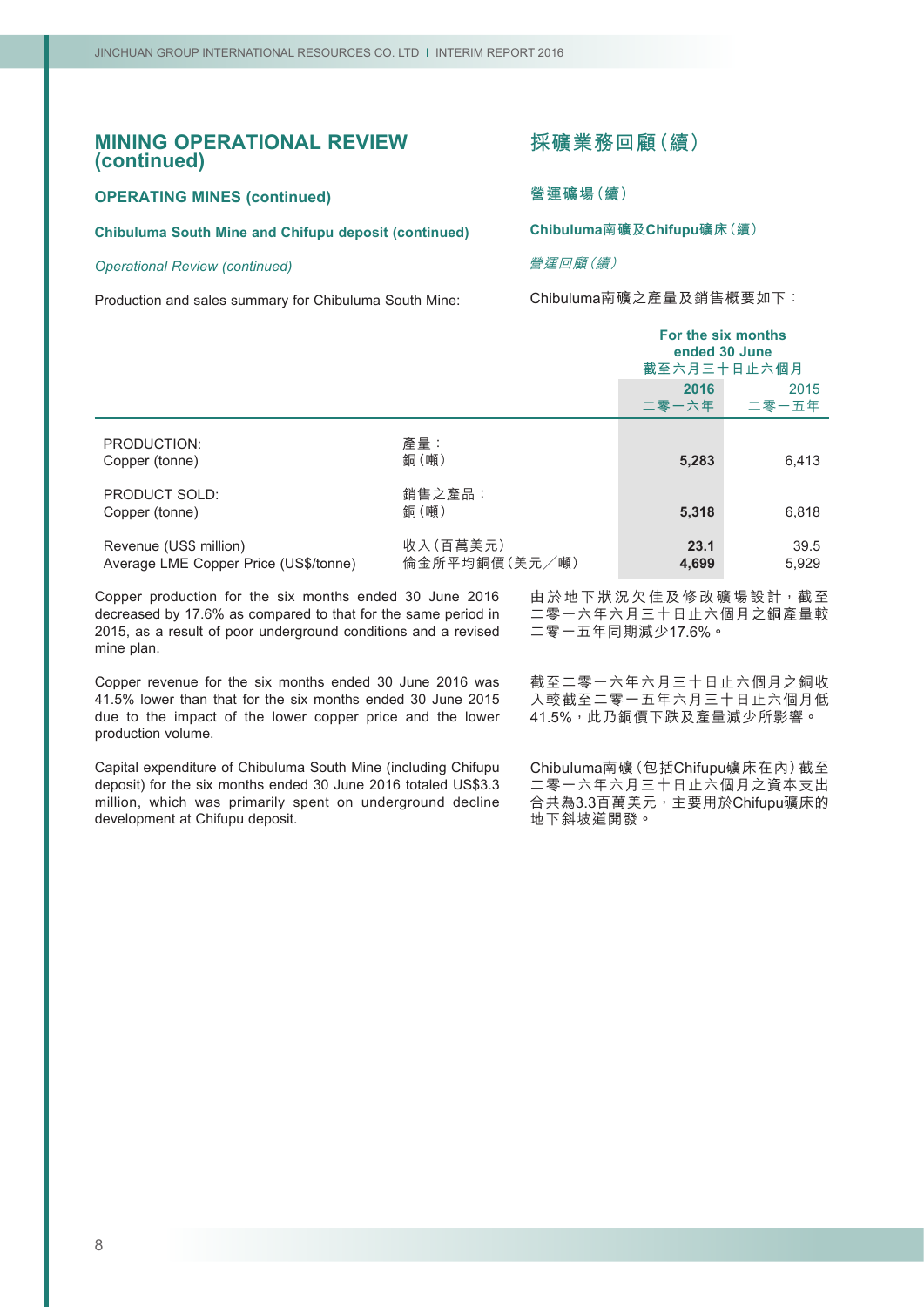## MINING OPERATIONAL REVIEW (continued)

## 採礦業務回顧（續）

### OPERATING MINES (continued)

### 營運礦場（續）

#### Chibuluma South Mine and Chifupu deposit (continued)

#### Chibuluma南礦及Chifupu礦床（續）

*Operational Review (continued)*

*營運回顧（續）*

Production and sales summary for Chibuluma South Mine:

Chibuluma南礦之產量及銷售概要如下：

| | | For the six months ended 30 June 截至六月三十日止六個月 | |
|---|---|---|---|
| | | **2016 二零一六年** | 2015 二零一五年 |
| PRODUCTION: | 產量： | | |
| Copper (tonne) | 銅（噸） | **5,283** | 6,413 |
| PRODUCT SOLD: | 銷售之產品： | | |
| Copper (tonne) | 銅（噸） | **5,318** | 6,818 |
| Revenue (US$ million) | 收入（百萬美元） | **23.1** | 39.5 |
| Average LME Copper Price (US$/tonne) | 倫金所平均銅價（美元／噸） | **4,699** | 5,929 |

Copper production for the six months ended 30 June 2016 decreased by 17.6% as compared to that for the same period in 2015, as a result of poor underground conditions and a revised mine plan.

由於地下狀況欠佳及修改礦場設計，截至二零一六年六月三十日止六個月之銅產量較二零一五年同期減少17.6%。

Copper revenue for the six months ended 30 June 2016 was 41.5% lower than that for the six months ended 30 June 2015 due to the impact of the lower copper price and the lower production volume.

截至二零一六年六月三十日止六個月之銅收入較截至二零一五年六月三十日止六個月低41.5%，此乃銅價下跌及產量減少所影響。

Capital expenditure of Chibuluma South Mine (including Chifupu deposit) for the six months ended 30 June 2016 totaled US$3.3 million, which was primarily spent on underground decline development at Chifupu deposit.

Chibuluma南礦（包括Chifupu礦床在內）截至二零一六年六月三十日止六個月之資本支出合共為3.3百萬美元，主要用於Chifupu礦床的地下斜坡道開發。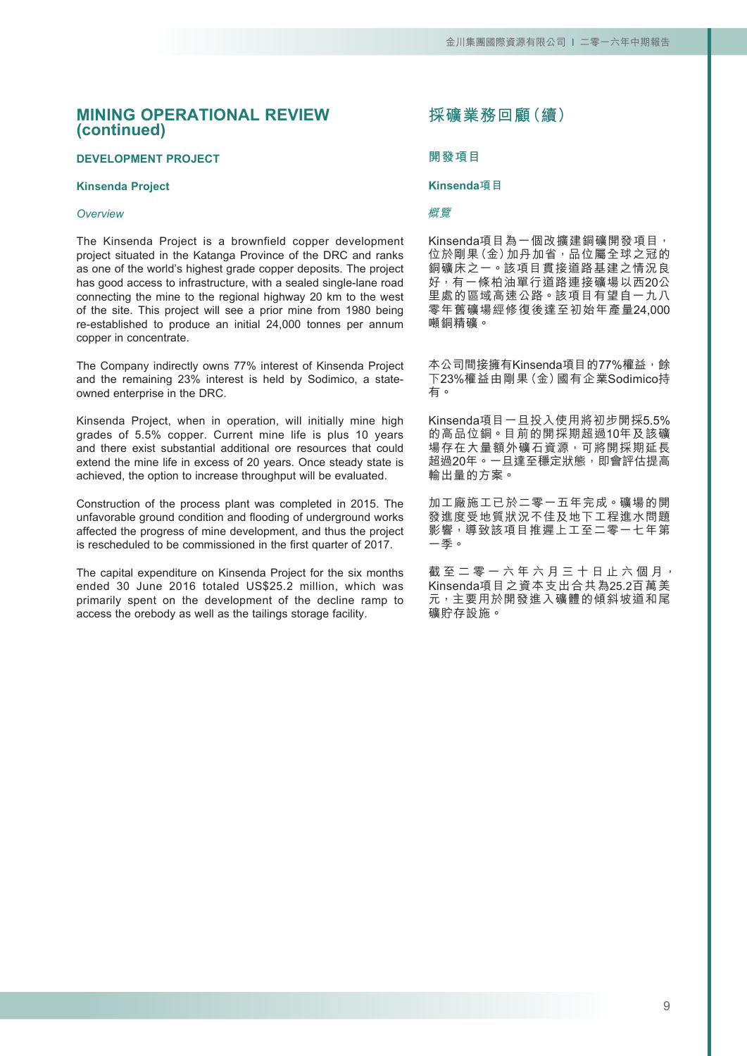## MINING OPERATIONAL REVIEW (continued)

### DEVELOPMENT PROJECT

#### Kinsenda Project

*Overview*

The Kinsenda Project is a brownfield copper development project situated in the Katanga Province of the DRC and ranks as one of the world's highest grade copper deposits. The project has good access to infrastructure, with a sealed single-lane road connecting the mine to the regional highway 20 km to the west of the site. This project will see a prior mine from 1980 being re-established to produce an initial 24,000 tonnes per annum copper in concentrate.

The Company indirectly owns 77% interest of Kinsenda Project and the remaining 23% interest is held by Sodimico, a state-owned enterprise in the DRC.

Kinsenda Project, when in operation, will initially mine high grades of 5.5% copper. Current mine life is plus 10 years and there exist substantial additional ore resources that could extend the mine life in excess of 20 years. Once steady state is achieved, the option to increase throughput will be evaluated.

Construction of the process plant was completed in 2015. The unfavorable ground condition and flooding of underground works affected the progress of mine development, and thus the project is rescheduled to be commissioned in the first quarter of 2017.

The capital expenditure on Kinsenda Project for the six months ended 30 June 2016 totaled US$25.2 million, which was primarily spent on the development of the decline ramp to access the orebody as well as the tailings storage facility.

## 採礦業務回顧（續）

### 開發項目

#### Kinsenda項目

*概覽*

Kinsenda項目為一個改擴建銅礦開發項目，位於剛果（金）加丹加省，品位屬全球之冠的銅礦床之一。該項目貫接道路基建之情況良好，有一條柏油單行道路連接礦場以西20公里處的區域高速公路。該項目有望自一九八零年舊礦場經修復後達至初始年產量24,000噸銅精礦。

本公司間接擁有Kinsenda項目的77%權益，餘下23%權益由剛果（金）國有企業Sodimico持有。

Kinsenda項目一旦投入使用將初步開採5.5%的高品位銅。目前的開採期超過10年及該礦場存在大量額外礦石資源，可將開採期延長超過20年。一旦達至穩定狀態，即會評估提高輸出量的方案。

加工廠施工已於二零一五年完成。礦場的開發進度受地質狀況不佳及地下工程進水問題影響，導致該項目推遲上工至二零一七年第一季。

截至二零一六年六月三十日止六個月，Kinsenda項目之資本支出合共為25.2百萬美元，主要用於開發進入礦體的傾斜坡道和尾礦貯存設施。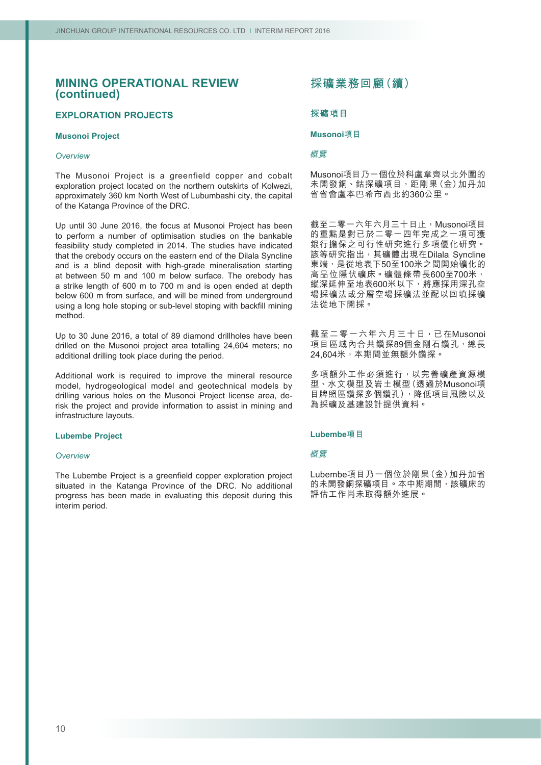## MINING OPERATIONAL REVIEW (continued)

### EXPLORATION PROJECTS

#### Musonoi Project

*Overview*

The Musonoi Project is a greenfield copper and cobalt exploration project located on the northern outskirts of Kolwezi, approximately 360 km North West of Lubumbashi city, the capital of the Katanga Province of the DRC.

Up until 30 June 2016, the focus at Musonoi Project has been to perform a number of optimisation studies on the bankable feasibility study completed in 2014. The studies have indicated that the orebody occurs on the eastern end of the Dilala Syncline and is a blind deposit with high-grade mineralisation starting at between 50 m and 100 m below surface. The orebody has a strike length of 600 m to 700 m and is open ended at depth below 600 m from surface, and will be mined from underground using a long hole stoping or sub-level stoping with backfill mining method.

Up to 30 June 2016, a total of 89 diamond drillholes have been drilled on the Musonoi project area totalling 24,604 meters; no additional drilling took place during the period.

Additional work is required to improve the mineral resource model, hydrogeological model and geotechnical models by drilling various holes on the Musonoi Project license area, de-risk the project and provide information to assist in mining and infrastructure layouts.

#### Lubembe Project

*Overview*

The Lubembe Project is a greenfield copper exploration project situated in the Katanga Province of the DRC. No additional progress has been made in evaluating this deposit during this interim period.

## 採礦業務回顧（續）

### 探礦項目

#### Musonoi項目

*概覽*

Musonoi項目乃一個位於科盧韋齊以北外圍的未開發銅、鈷探礦項目，距剛果（金）加丹加省省會盧本巴希市西北約360公里。

截至二零一六年六月三十日止，Musonoi項目的重點是對已於二零一四年完成之一項可獲銀行擔保之可行性研究進行多項優化研究。該等研究指出，其礦體出現在Dilala Syncline東端，是從地表下50至100米之間開始礦化的高品位隱伏礦床。礦體條帶長600至700米，縱深延伸至地表600米以下，將應採用深孔空場採礦法或分層空場採礦法並配以回填採礦法從地下開採。

截至二零一六年六月三十日，已在Musonoi項目區域內合共鑽探89個金剛石鑽孔，總長24,604米，本期間並無額外鑽探。

多項額外工作必須進行，以完善礦產資源模型、水文模型及岩土模型（透過於Musonoi項目牌照區鑽探多個鑽孔），降低項目風險以及為採礦及基建設計提供資料。

#### Lubembe項目

*概覽*

Lubembe項目乃一個位於剛果（金）加丹加省的未開發銅探礦項目。本中期期間，該礦床的評估工作尚未取得額外進展。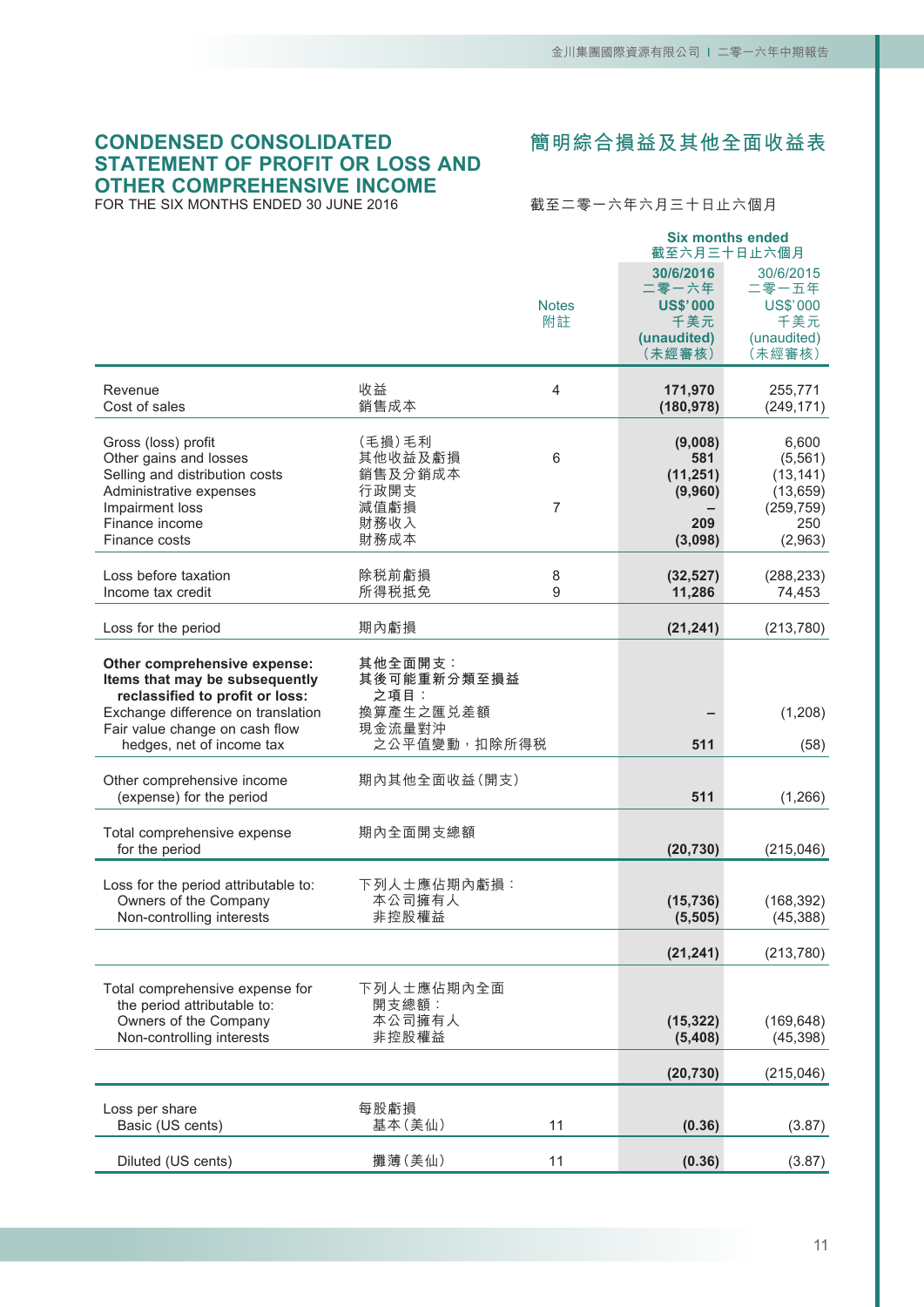# CONDENSED CONSOLIDATED STATEMENT OF PROFIT OR LOSS AND OTHER COMPREHENSIVE INCOME

# 簡明綜合損益及其他全面收益表

FOR THE SIX MONTHS ENDED 30 JUNE 2016

截至二零一六年六月三十日止六個月

| | | | Six months ended 截至六月三十日止六個月 | |
|---|---|---|---|---|
| | | Notes 附註 | **30/6/2016 二零一六年 US$'000 千美元 (unaudited) (未經審核)** | 30/6/2015 二零一五年 US$'000 千美元 (unaudited) (未經審核) |
| Revenue | 收益 | 4 | **171,970** | 255,771 |
| Cost of sales | 銷售成本 | | **(180,978)** | (249,171) |
| Gross (loss) profit | (毛損)毛利 | | **(9,008)** | 6,600 |
| Other gains and losses | 其他收益及虧損 | 6 | **581** | (5,561) |
| Selling and distribution costs | 銷售及分銷成本 | | **(11,251)** | (13,141) |
| Administrative expenses | 行政開支 | | **(9,960)** | (13,659) |
| Impairment loss | 減值虧損 | 7 | **–** | (259,759) |
| Finance income | 財務收入 | | **209** | 250 |
| Finance costs | 財務成本 | | **(3,098)** | (2,963) |
| Loss before taxation | 除税前虧損 | 8 | **(32,527)** | (288,233) |
| Income tax credit | 所得税抵免 | 9 | **11,286** | 74,453 |
| Loss for the period | 期內虧損 | | **(21,241)** | (213,780) |
| **Other comprehensive expense: Items that may be subsequently reclassified to profit or loss:** | **其他全面開支：其後可能重新分類至損益之項目：** | | | |
| Exchange difference on translation | 換算產生之匯兑差額 | | **–** | (1,208) |
| Fair value change on cash flow hedges, net of income tax | 現金流量對沖之公平值變動，扣除所得税 | | **511** | (58) |
| Other comprehensive income (expense) for the period | 期內其他全面收益(開支) | | **511** | (1,266) |
| Total comprehensive expense for the period | 期內全面開支總額 | | **(20,730)** | (215,046) |
| Loss for the period attributable to: | 下列人士應佔期內虧損： | | | |
| Owners of the Company | 本公司擁有人 | | **(15,736)** | (168,392) |
| Non-controlling interests | 非控股權益 | | **(5,505)** | (45,388) |
| | | | **(21,241)** | (213,780) |
| Total comprehensive expense for the period attributable to: | 下列人士應佔期內全面開支總額： | | | |
| Owners of the Company | 本公司擁有人 | | **(15,322)** | (169,648) |
| Non-controlling interests | 非控股權益 | | **(5,408)** | (45,398) |
| | | | **(20,730)** | (215,046) |
| Loss per share | 每股虧損 | | | |
| Basic (US cents) | 基本(美仙) | 11 | **(0.36)** | (3.87) |
| Diluted (US cents) | 攤薄(美仙) | 11 | **(0.36)** | (3.87) |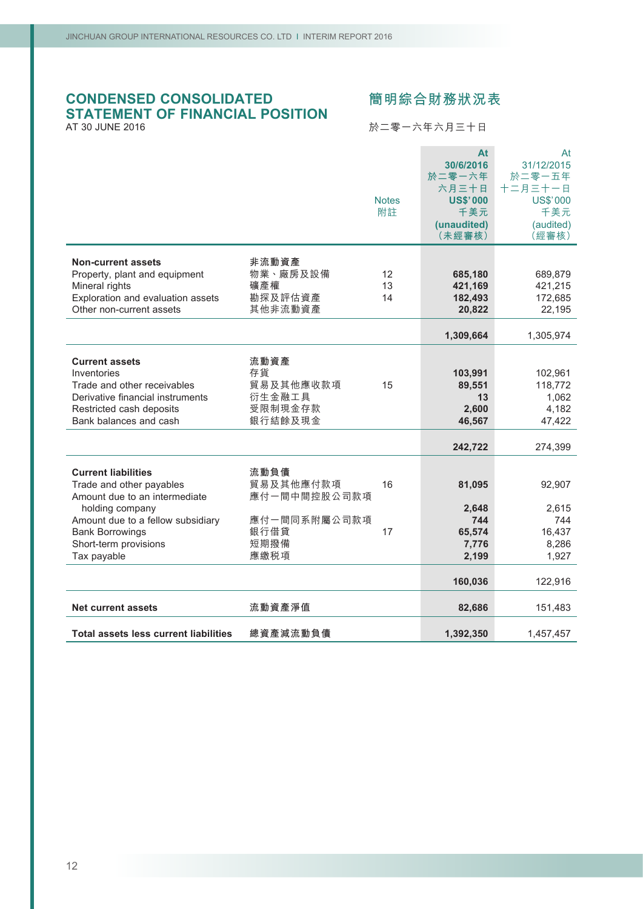# CONDENSED CONSOLIDATED STATEMENT OF FINANCIAL POSITION

AT 30 JUNE 2016

# 簡明綜合財務狀況表

於二零一六年六月三十日

| | | Notes 附註 | At 30/6/2016 於二零一六年六月三十日 US$'000 千美元 (unaudited) (未經審核) | At 31/12/2015 於二零一五年十二月三十一日 US$'000 千美元 (audited) (經審核) |
|---|---|---|---|---|
| **Non-current assets** | **非流動資產** | | | |
| Property, plant and equipment | 物業、廠房及設備 | 12 | **685,180** | 689,879 |
| Mineral rights | 礦產權 | 13 | **421,169** | 421,215 |
| Exploration and evaluation assets | 勘探及評估資產 | 14 | **182,493** | 172,685 |
| Other non-current assets | 其他非流動資產 | | **20,822** | 22,195 |
| | | | **1,309,664** | 1,305,974 |
| **Current assets** | **流動資產** | | | |
| Inventories | 存貨 | | **103,991** | 102,961 |
| Trade and other receivables | 貿易及其他應收款項 | 15 | **89,551** | 118,772 |
| Derivative financial instruments | 衍生金融工具 | | **13** | 1,062 |
| Restricted cash deposits | 受限制現金存款 | | **2,600** | 4,182 |
| Bank balances and cash | 銀行結餘及現金 | | **46,567** | 47,422 |
| | | | **242,722** | 274,399 |
| **Current liabilities** | **流動負債** | | | |
| Trade and other payables | 貿易及其他應付款項 | 16 | **81,095** | 92,907 |
| Amount due to an intermediate holding company | 應付一間中間控股公司款項 | | **2,648** | 2,615 |
| Amount due to a fellow subsidiary | 應付一間同系附屬公司款項 | | **744** | 744 |
| Bank Borrowings | 銀行借貸 | 17 | **65,574** | 16,437 |
| Short-term provisions | 短期撥備 | | **7,776** | 8,286 |
| Tax payable | 應繳稅項 | | **2,199** | 1,927 |
| | | | **160,036** | 122,916 |
| **Net current assets** | **流動資產淨值** | | **82,686** | 151,483 |
| **Total assets less current liabilities** | **總資產減流動負債** | | **1,392,350** | 1,457,457 |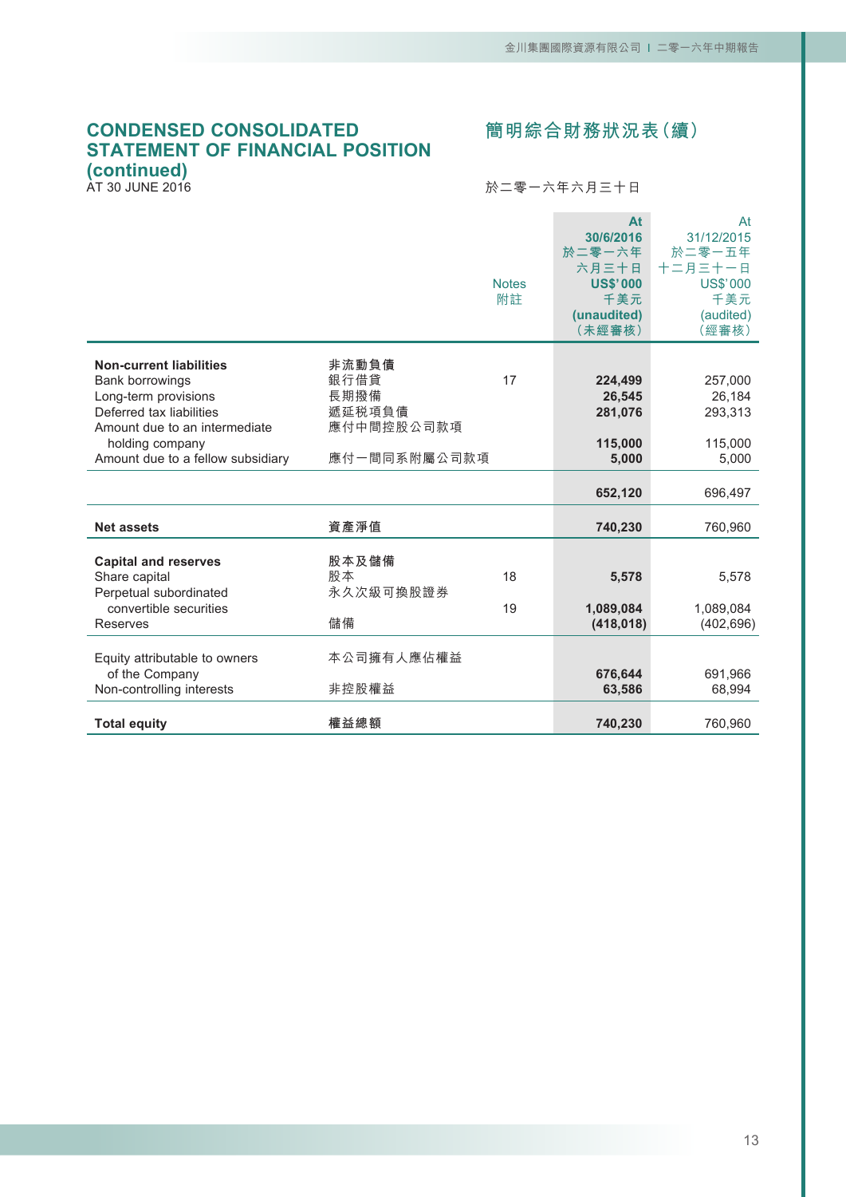## CONDENSED CONSOLIDATED STATEMENT OF FINANCIAL POSITION (continued)

## 簡明綜合財務狀況表(續)

AT 30 JUNE 2016

於二零一六年六月三十日

| | | Notes 附註 | At 30/6/2016 於二零一六年六月三十日 US$'000 千美元 (unaudited) (未經審核) | At 31/12/2015 於二零一五年十二月三十一日 US$'000 千美元 (audited) (經審核) |
|---|---|---|---|---|
| **Non-current liabilities** | **非流動負債** | | | |
| Bank borrowings | 銀行借貸 | 17 | **224,499** | 257,000 |
| Long-term provisions | 長期撥備 | | **26,545** | 26,184 |
| Deferred tax liabilities | 遞延稅項負債 | | **281,076** | 293,313 |
| Amount due to an intermediate holding company | 應付中間控股公司款項 | | **115,000** | 115,000 |
| Amount due to a fellow subsidiary | 應付一間同系附屬公司款項 | | **5,000** | 5,000 |
| | | | **652,120** | 696,497 |
| **Net assets** | **資產淨值** | | **740,230** | 760,960 |
| **Capital and reserves** | **股本及儲備** | | | |
| Share capital | 股本 | 18 | **5,578** | 5,578 |
| Perpetual subordinated convertible securities | 永久次級可換股證券 | 19 | **1,089,084** | 1,089,084 |
| Reserves | 儲備 | | **(418,018)** | (402,696) |
| Equity attributable to owners of the Company | 本公司擁有人應佔權益 | | **676,644** | 691,966 |
| Non-controlling interests | 非控股權益 | | **63,586** | 68,994 |
| **Total equity** | **權益總額** | | **740,230** | 760,960 |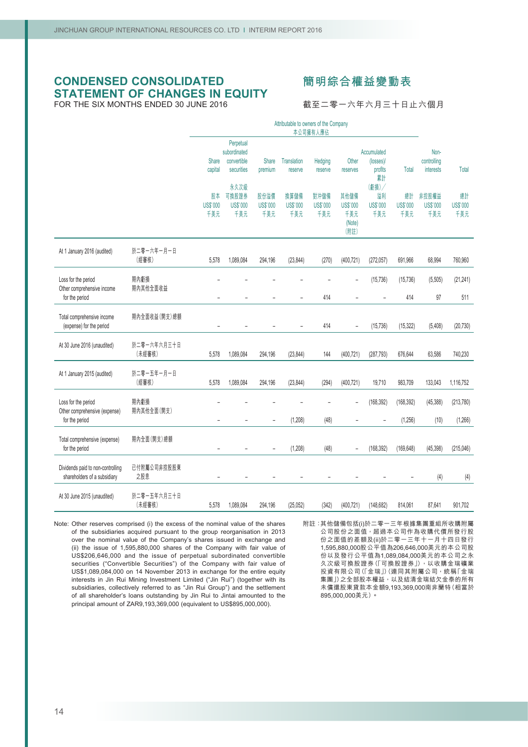# CONDENSED CONSOLIDATED STATEMENT OF CHANGES IN EQUITY

FOR THE SIX MONTHS ENDED 30 JUNE 2016

# 簡明綜合權益變動表

截至二零一六年六月三十日止六個月

| | | Attributable to owners of the Company 本公司擁有人應佔 | | | | | | | | | |
|---|---|---|---|---|---|---|---|---|---|---|---|
| | | Share capital 股本 US$'000 千美元 | Perpetual subordinated convertible securities 永久次級可換股證券 US$'000 千美元 | Share premium 股份溢價 US$'000 千美元 | Translation reserve 換算儲備 US$'000 千美元 | Hedging reserve 對沖儲備 US$'000 千美元 | Other reserves 其他儲備 US$'000 千美元 (Note) (附註) | Accumulated (losses)/ profits 累計(虧損)／溢利 US$'000 千美元 | Total 總計 US$'000 千美元 | Non-controlling interests 非控股權益 US$'000 千美元 | Total 總計 US$'000 千美元 |
| At 1 January 2016 (audited) | 於二零一六年一月一日(經審核) | 5,578 | 1,089,084 | 294,196 | (23,844) | (270) | (400,721) | (272,057) | 691,966 | 68,994 | 760,960 |
| Loss for the period | 期內虧損 | – | – | – | – | – | – | (15,736) | (15,736) | (5,505) | (21,241) |
| Other comprehensive income for the period | 期內其他全面收益 | – | – | – | – | 414 | – | – | 414 | 97 | 511 |
| Total comprehensive income (expense) for the period | 期內全面收益(開支)總額 | – | – | – | – | 414 | – | (15,736) | (15,322) | (5,408) | (20,730) |
| At 30 June 2016 (unaudited) | 於二零一六年六月三十日(未經審核) | 5,578 | 1,089,084 | 294,196 | (23,844) | 144 | (400,721) | (287,793) | 676,644 | 63,586 | 740,230 |
| At 1 January 2015 (audited) | 於二零一五年一月一日(經審核) | 5,578 | 1,089,084 | 294,196 | (23,844) | (294) | (400,721) | 19,710 | 983,709 | 133,043 | 1,116,752 |
| Loss for the period | 期內虧損 | – | – | – | – | – | – | (168,392) | (168,392) | (45,388) | (213,780) |
| Other comprehensive (expense) for the period | 期內其他全面(開支) | – | – | – | (1,208) | (48) | – | – | (1,256) | (10) | (1,266) |
| Total comprehensive (expense) for the period | 期內全面(開支)總額 | – | – | – | (1,208) | (48) | – | (168,392) | (169,648) | (45,398) | (215,046) |
| Dividends paid to non-controlling shareholders of a subsidiary | 已付附屬公司非控股股東之股息 | – | – | – | – | – | – | – | – | (4) | (4) |
| At 30 June 2015 (unaudited) | 於二零一五年六月三十日(未經審核) | 5,578 | 1,089,084 | 294,196 | (25,052) | (342) | (400,721) | (148,682) | 814,061 | 87,641 | 901,702 |

Note: Other reserves comprised (i) the excess of the nominal value of the shares of the subsidiaries acquired pursuant to the group reorganisation in 2013 over the nominal value of the Company's shares issued in exchange and (ii) the issue of 1,595,880,000 shares of the Company with fair value of US$206,646,000 and the issue of perpetual subordinated convertible securities ("Convertible Securities") of the Company with fair value of US$1,089,084,000 on 14 November 2013 in exchange for the entire equity interests in Jin Rui Mining Investment Limited ("Jin Rui") (together with its subsidiaries, collectively referred to as "Jin Rui Group") and the settlement of all shareholder's loans outstanding by Jin Rui to Jintai amounted to the principal amount of ZAR9,193,369,000 (equivalent to US$895,000,000).

附註：其他儲備包括(i)於二零一三年根據集團重組所收購附屬公司股份之面值，超過本公司作為收購代價所發行股份之面值的差額及(ii)於二零一三年十一月十四日發行1,595,880,000股公平值為206,646,000美元的本公司股份以及發行公平值為1,089,084,000美元的本公司之永久次級可換股證券(「可換股證券」)，以收購金瑞礦業投資有限公司(「金瑞」)(連同其附屬公司，統稱「金瑞集團」)之全部股本權益，以及結清金瑞結欠金泰的所有未償還股東貸款本金額9,193,369,000南非蘭特(相當於895,000,000美元)。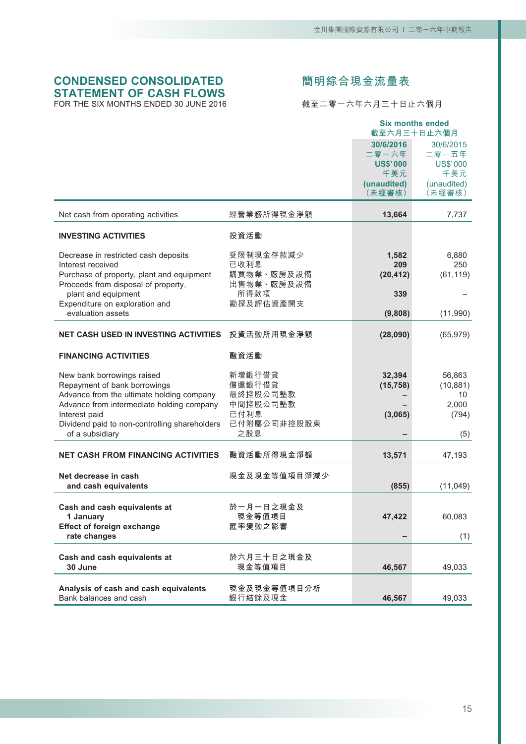# CONDENSED CONSOLIDATED STATEMENT OF CASH FLOWS

FOR THE SIX MONTHS ENDED 30 JUNE 2016

# 簡明綜合現金流量表

截至二零一六年六月三十日止六個月

| | | Six months ended 截至六月三十日止六個月 | |
|---|---|---|---|
| | | **30/6/2016 二零一六年 US$'000 千美元 (unaudited) (未經審核)** | 30/6/2015 二零一五年 US$'000 千美元 (unaudited) (未經審核) |
| Net cash from operating activities | 經營業務所得現金淨額 | **13,664** | 7,737 |
| **INVESTING ACTIVITIES** | **投資活動** | | |
| Decrease in restricted cash deposits | 受限制現金存款減少 | **1,582** | 6,880 |
| Interest received | 已收利息 | **209** | 250 |
| Purchase of property, plant and equipment | 購買物業、廠房及設備 | **(20,412)** | (61,119) |
| Proceeds from disposal of property, plant and equipment | 出售物業、廠房及設備所得款項 | **339** | – |
| Expenditure on exploration and evaluation assets | 勘探及評估資產開支 | **(9,808)** | (11,990) |
| **NET CASH USED IN INVESTING ACTIVITIES** | **投資活動所用現金淨額** | **(28,090)** | (65,979) |
| **FINANCING ACTIVITIES** | **融資活動** | | |
| New bank borrowings raised | 新增銀行借貸 | **32,394** | 56,863 |
| Repayment of bank borrowings | 償還銀行借貸 | **(15,758)** | (10,881) |
| Advance from the ultimate holding company | 最終控股公司墊款 | **–** | 10 |
| Advance from intermediate holding company | 中間控股公司墊款 | **–** | 2,000 |
| Interest paid | 已付利息 | **(3,065)** | (794) |
| Dividend paid to non-controlling shareholders of a subsidiary | 已付附屬公司非控股股東之股息 | **–** | (5) |
| **NET CASH FROM FINANCING ACTIVITIES** | **融資活動所得現金淨額** | **13,571** | 47,193 |
| **Net decrease in cash and cash equivalents** | **現金及現金等值項目淨減少** | **(855)** | (11,049) |
| **Cash and cash equivalents at 1 January** | **於一月一日之現金及現金等值項目** | **47,422** | 60,083 |
| **Effect of foreign exchange rate changes** | **匯率變動之影響** | **–** | (1) |
| **Cash and cash equivalents at 30 June** | **於六月三十日之現金及現金等值項目** | **46,567** | 49,033 |
| **Analysis of cash and cash equivalents** | **現金及現金等值項目分析** | | |
| Bank balances and cash | 銀行結餘及現金 | **46,567** | 49,033 |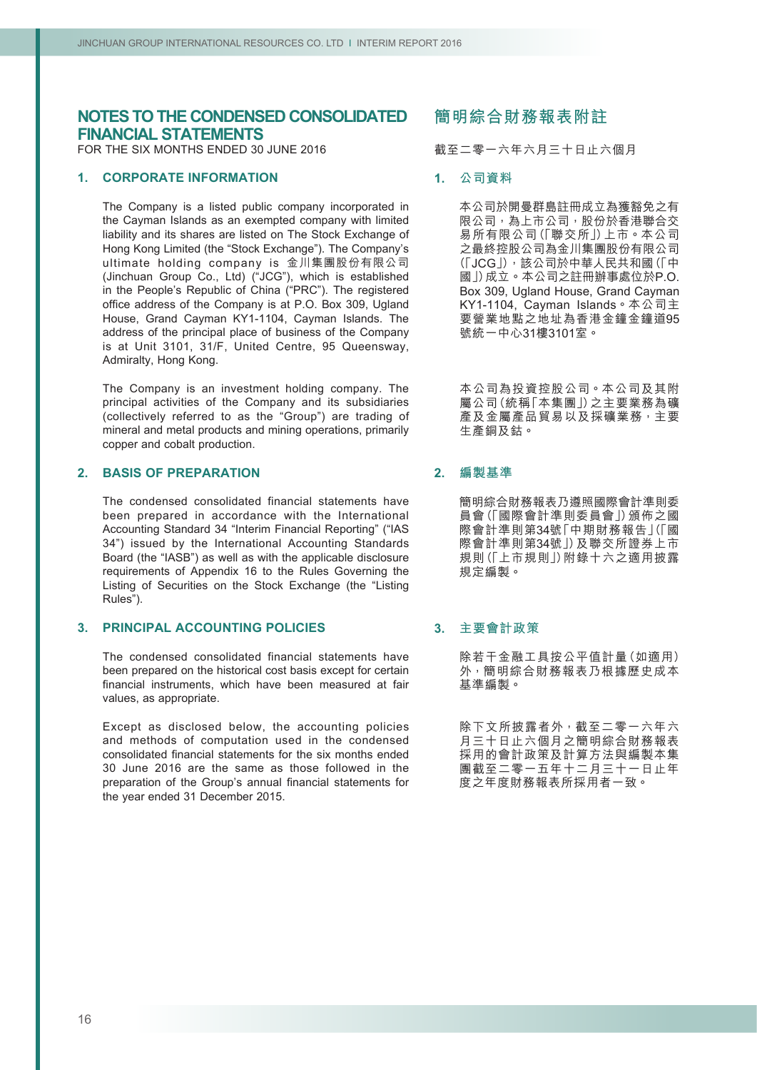# NOTES TO THE CONDENSED CONSOLIDATED FINANCIAL STATEMENTS

FOR THE SIX MONTHS ENDED 30 JUNE 2016

## 1. CORPORATE INFORMATION

The Company is a listed public company incorporated in the Cayman Islands as an exempted company with limited liability and its shares are listed on The Stock Exchange of Hong Kong Limited (the "Stock Exchange"). The Company's ultimate holding company is 金川集團股份有限公司 (Jinchuan Group Co., Ltd) ("JCG"), which is established in the People's Republic of China ("PRC"). The registered office address of the Company is at P.O. Box 309, Ugland House, Grand Cayman KY1-1104, Cayman Islands. The address of the principal place of business of the Company is at Unit 3101, 31/F, United Centre, 95 Queensway, Admiralty, Hong Kong.

The Company is an investment holding company. The principal activities of the Company and its subsidiaries (collectively referred to as the "Group") are trading of mineral and metal products and mining operations, primarily copper and cobalt production.

## 2. BASIS OF PREPARATION

The condensed consolidated financial statements have been prepared in accordance with the International Accounting Standard 34 "Interim Financial Reporting" ("IAS 34") issued by the International Accounting Standards Board (the "IASB") as well as with the applicable disclosure requirements of Appendix 16 to the Rules Governing the Listing of Securities on the Stock Exchange (the "Listing Rules").

## 3. PRINCIPAL ACCOUNTING POLICIES

The condensed consolidated financial statements have been prepared on the historical cost basis except for certain financial instruments, which have been measured at fair values, as appropriate.

Except as disclosed below, the accounting policies and methods of computation used in the condensed consolidated financial statements for the six months ended 30 June 2016 are the same as those followed in the preparation of the Group's annual financial statements for the year ended 31 December 2015.

# 簡明綜合財務報表附註

截至二零一六年六月三十日止六個月

## 1. 公司資料

本公司於開曼群島註冊成立為獲豁免之有限公司，為上市公司，股份於香港聯合交易所有限公司（「聯交所」）上市。本公司之最終控股公司為金川集團股份有限公司（「JCG」），該公司於中華人民共和國（「中國」）成立。本公司之註冊辦事處位於P.O. Box 309, Ugland House, Grand Cayman KY1-1104, Cayman Islands。本公司主要營業地點之地址為香港金鐘金鐘道95號統一中心31樓3101室。

本公司為投資控股公司。本公司及其附屬公司（統稱「本集團」）之主要業務為礦產及金屬產品貿易以及採礦業務，主要生產銅及鈷。

## 2. 編製基準

簡明綜合財務報表乃遵照國際會計準則委員會（「國際會計準則委員會」）頒佈之國際會計準則第34號「中期財務報告」（「國際會計準則第34號」）及聯交所證券上市規則（「上市規則」）附錄十六之適用披露規定編製。

## 3. 主要會計政策

除若干金融工具按公平值計量（如適用）外，簡明綜合財務報表乃根據歷史成本基準編製。

除下文所披露者外，截至二零一六年六月三十日止六個月之簡明綜合財務報表採用的會計政策及計算方法與編製本集團截至二零一五年十二月三十一日止年度之年度財務報表所採用者一致。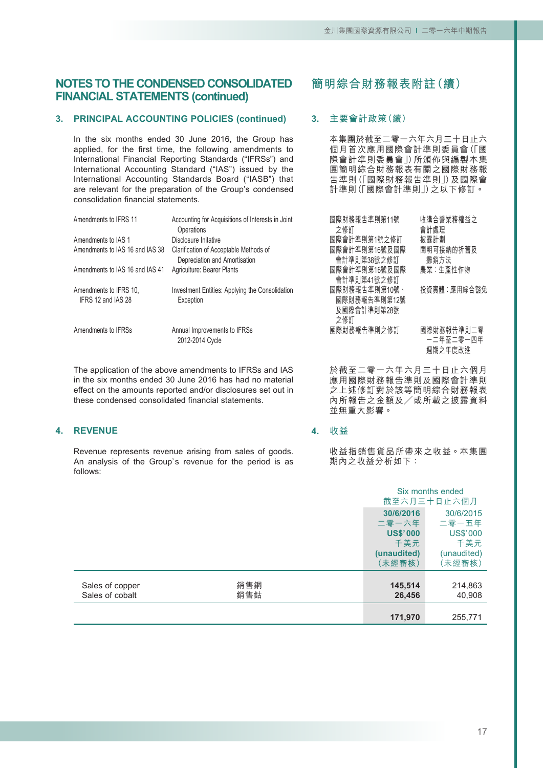## NOTES TO THE CONDENSED CONSOLIDATED FINANCIAL STATEMENTS (continued)

## 簡明綜合財務報表附註(續)

### 3. PRINCIPAL ACCOUNTING POLICIES (continued)

### 3. 主要會計政策(續)

In the six months ended 30 June 2016, the Group has applied, for the first time, the following amendments to International Financial Reporting Standards ("IFRSs") and International Accounting Standard ("IAS") issued by the International Accounting Standards Board ("IASB") that are relevant for the preparation of the Group's condensed consolidation financial statements.

本集團於截至二零一六年六月三十日止六個月首次應用國際會計準則委員會(「國際會計準則委員會」)所頒佈與編製本集團簡明綜合財務報表有關之國際財務報告準則(「國際財務報告準則」)及國際會計準則(「國際會計準則」)之以下修訂。

| | |
|---|---|
| Amendments to IFRS 11 | Accounting for Acquisitions of Interests in Joint Operations |
| Amendments to IAS 1 | Disclosure Initative |
| Amendments to IAS 16 and IAS 38 | Clarification of Acceptable Methods of Depreciation and Amortisation |
| Amendments to IAS 16 and IAS 41 | Agriculture: Bearer Plants |
| Amendments to IFRS 10, IFRS 12 and IAS 28 | Investment Entities: Applying the Consolidation Exception |
| Amendments to IFRSs | Annual Improvements to IFRSs 2012-2014 Cycle |

| | |
|---|---|
| 國際財務報告準則第11號之修訂 | 收購合營業務權益之會計處理 |
| 國際會計準則第1號之修訂 | 披露計劃 |
| 國際會計準則第16號及國際會計準則第38號之修訂 | 闡明可接納的折舊及攤銷方法 |
| 國際會計準則第16號及國際會計準則第41號之修訂 | 農業:生產性作物 |
| 國際財務報告準則第10號、國際財務報告準則第12號及國際會計準則第28號之修訂 | 投資實體:應用綜合豁免 |
| 國際財務報告準則之修訂 | 國際財務報告準則二零一二年至二零一四年週期之年度改進 |

The application of the above amendments to IFRSs and IAS in the six months ended 30 June 2016 has had no material effect on the amounts reported and/or disclosures set out in these condensed consolidated financial statements.

於截至二零一六年六月三十日止六個月應用國際財務報告準則及國際會計準則之上述修訂對於該等簡明綜合財務報表內所報告之金額及╱或所載之披露資料並無重大影響。

### 4. REVENUE

### 4. 收益

Revenue represents revenue arising from sales of goods. An analysis of the Group's revenue for the period is as follows:

收益指銷售貨品所帶來之收益。本集團期內之收益分析如下:

| | | Six months ended 截至六月三十日止六個月 | |
|---|---|---|---|
| | | **30/6/2016 二零一六年 US$'000 千美元 (unaudited) (未經審核)** | 30/6/2015 二零一五年 US$'000 千美元 (unaudited) (未經審核) |
| Sales of copper | 銷售銅 | **145,514** | 214,863 |
| Sales of cobalt | 銷售鈷 | **26,456** | 40,908 |
| | | **171,970** | 255,771 |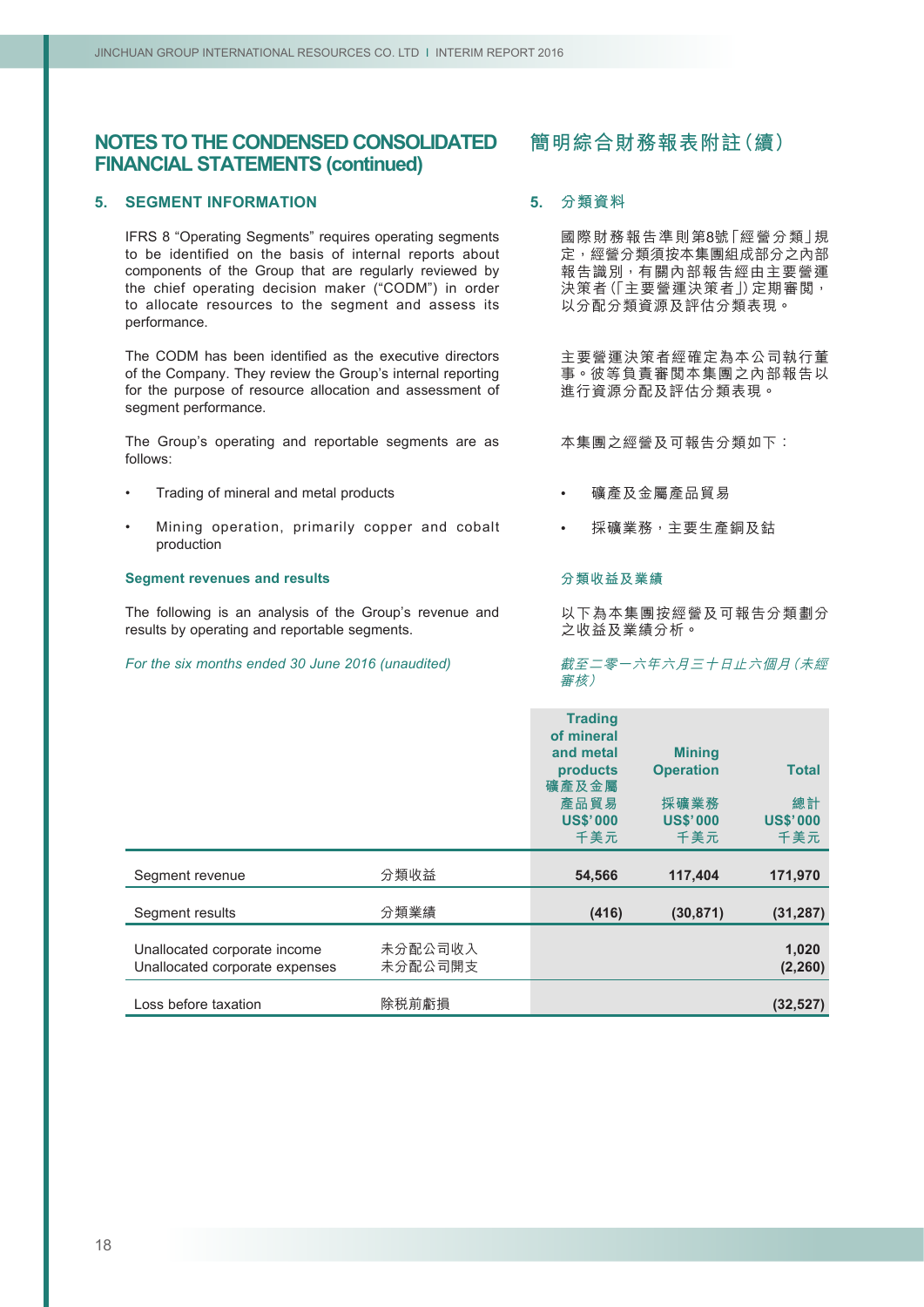# NOTES TO THE CONDENSED CONSOLIDATED FINANCIAL STATEMENTS (continued)

# 簡明綜合財務報表附註（續）

## 5. SEGMENT INFORMATION

IFRS 8 "Operating Segments" requires operating segments to be identified on the basis of internal reports about components of the Group that are regularly reviewed by the chief operating decision maker ("CODM") in order to allocate resources to the segment and assess its performance.

The CODM has been identified as the executive directors of the Company. They review the Group's internal reporting for the purpose of resource allocation and assessment of segment performance.

The Group's operating and reportable segments are as follows:

- Trading of mineral and metal products
- Mining operation, primarily copper and cobalt production

### Segment revenues and results

The following is an analysis of the Group's revenue and results by operating and reportable segments.

*For the six months ended 30 June 2016 (unaudited)*

## 5. 分類資料

國際財務報告準則第8號「經營分類」規定，經營分類須按本集團組成部分之內部報告識別，有關內部報告經由主要營運決策者（「主要營運決策者」）定期審閱，以分配分類資源及評估分類表現。

主要營運決策者經確定為本公司執行董事。彼等負責審閱本集團之內部報告以進行資源分配及評估分類表現。

本集團之經營及可報告分類如下：

- 礦產及金屬產品貿易
- 採礦業務，主要生產銅及鈷

### 分類收益及業績

以下為本集團按經營及可報告分類劃分之收益及業績分析。

*截至二零一六年六月三十日止六個月（未經審核）*

| | | Trading of mineral and metal products 礦產及金屬產品貿易 US$'000 千美元 | Mining Operation 採礦業務 US$'000 千美元 | Total 總計 US$'000 千美元 |
|---|---|---|---|---|
| Segment revenue | 分類收益 | 54,566 | 117,404 | 171,970 |
| Segment results | 分類業績 | (416) | (30,871) | (31,287) |
| Unallocated corporate income | 未分配公司收入 | | | 1,020 |
| Unallocated corporate expenses | 未分配公司開支 | | | (2,260) |
| Loss before taxation | 除税前虧損 | | | (32,527) |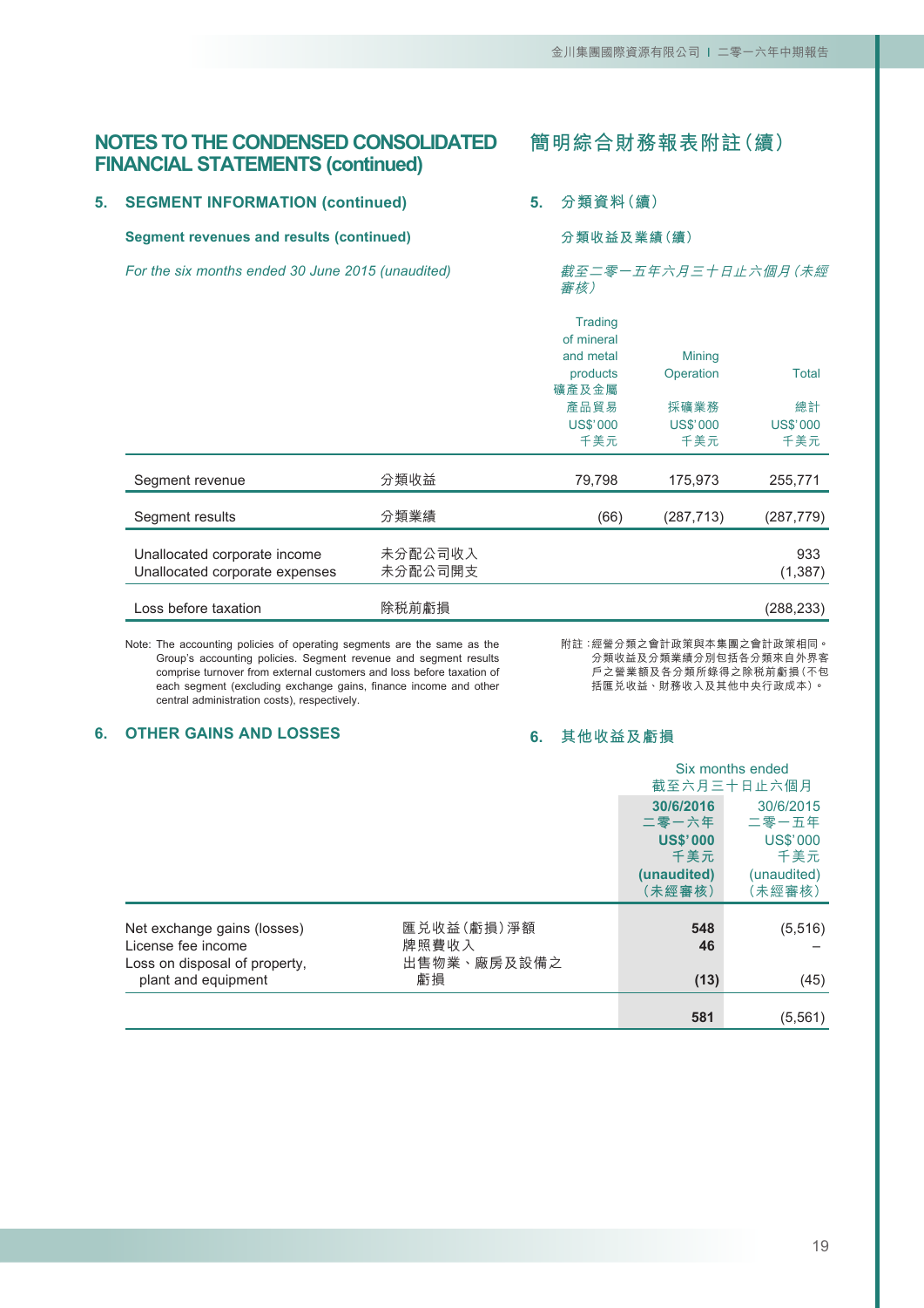# NOTES TO THE CONDENSED CONSOLIDATED FINANCIAL STATEMENTS (continued)

# 簡明綜合財務報表附註(續)

## 5. SEGMENT INFORMATION (continued)

## 5. 分類資料(續)

### Segment revenues and results (continued)

### 分類收益及業績(續)

*For the six months ended 30 June 2015 (unaudited)*

*截至二零一五年六月三十日止六個月(未經審核)*

| | | Trading of mineral and metal products 礦產及金屬產品貿易 US$'000 千美元 | Mining Operation 採礦業務 US$'000 千美元 | Total 總計 US$'000 千美元 |
|---|---|---|---|---|
| Segment revenue | 分類收益 | 79,798 | 175,973 | 255,771 |
| Segment results | 分類業績 | (66) | (287,713) | (287,779) |
| Unallocated corporate income | 未分配公司收入 | | | 933 |
| Unallocated corporate expenses | 未分配公司開支 | | | (1,387) |
| Loss before taxation | 除稅前虧損 | | | (288,233) |

Note: The accounting policies of operating segments are the same as the Group's accounting policies. Segment revenue and segment results comprise turnover from external customers and loss before taxation of each segment (excluding exchange gains, finance income and other central administration costs), respectively.

附註:經營分類之會計政策與本集團之會計政策相同。分類收益及分類業績分別包括各分類來自外界客戶之營業額及各分類所錄得之除稅前虧損(不包括匯兑收益、財務收入及其他中央行政成本)。

## 6. OTHER GAINS AND LOSSES

## 6. 其他收益及虧損

| | | Six months ended 截至六月三十日止六個月 | |
|---|---|---|---|
| | | **30/6/2016 二零一六年 US$'000 千美元 (unaudited) (未經審核)** | 30/6/2015 二零一五年 US$'000 千美元 (unaudited) (未經審核) |
| Net exchange gains (losses) | 匯兑收益(虧損)淨額 | **548** | (5,516) |
| License fee income | 牌照費收入 | **46** | – |
| Loss on disposal of property, plant and equipment | 出售物業、廠房及設備之虧損 | **(13)** | (45) |
| | | **581** | (5,561) |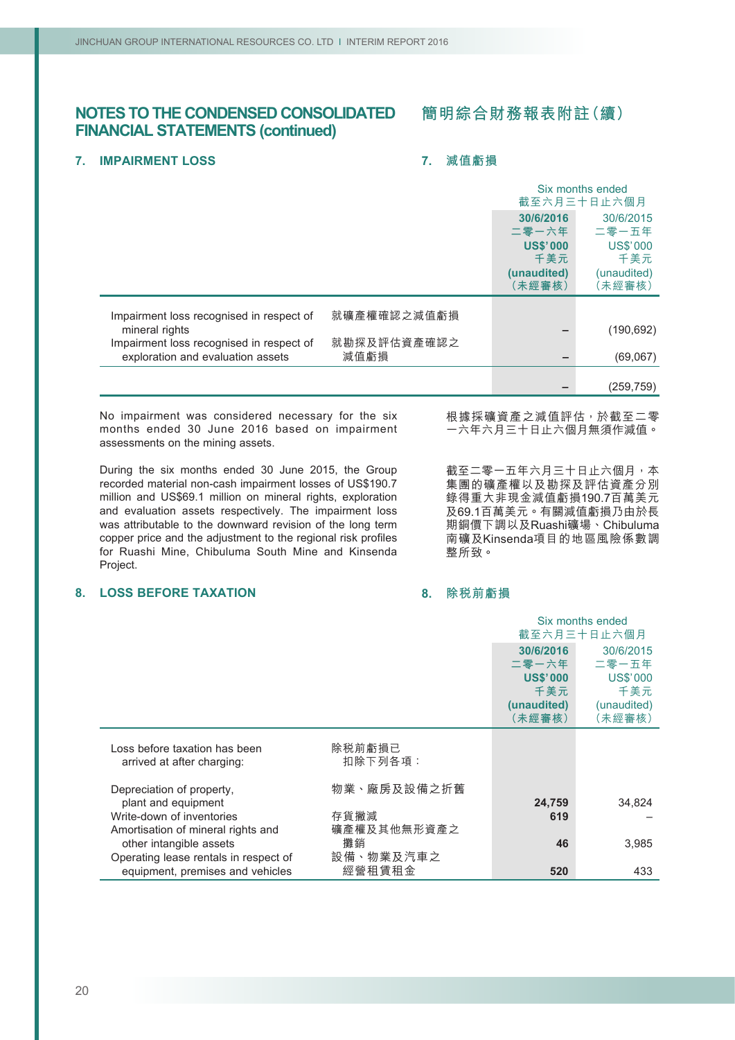# NOTES TO THE CONDENSED CONSOLIDATED FINANCIAL STATEMENTS (continued)

# 簡明綜合財務報表附註（續）

## 7. IMPAIRMENT LOSS

## 7. 減值虧損

| | | Six months ended 截至六月三十日止六個月 | |
|---|---|---|---|
| | | **30/6/2016 二零一六年 US$'000 千美元 (unaudited) （未經審核）** | 30/6/2015 二零一五年 US$'000 千美元 (unaudited) （未經審核） |
| Impairment loss recognised in respect of mineral rights | 就礦產權確認之減值虧損 | **–** | (190,692) |
| Impairment loss recognised in respect of exploration and evaluation assets | 就勘探及評估資產確認之減值虧損 | **–** | (69,067) |
| | | **–** | (259,759) |

No impairment was considered necessary for the six months ended 30 June 2016 based on impairment assessments on the mining assets.

根據採礦資產之減值評估，於截至二零一六年六月三十日止六個月無須作減值。

During the six months ended 30 June 2015, the Group recorded material non-cash impairment losses of US$190.7 million and US$69.1 million on mineral rights, exploration and evaluation assets respectively. The impairment loss was attributable to the downward revision of the long term copper price and the adjustment to the regional risk profiles for Ruashi Mine, Chibuluma South Mine and Kinsenda Project.

截至二零一五年六月三十日止六個月，本集團的礦產權以及勘探及評估資產分別錄得重大非現金減值虧損190.7百萬美元及69.1百萬美元。有關減值虧損乃由於長期銅價下調以及Ruashi礦場、Chibuluma南礦及Kinsenda項目的地區風險係數調整所致。

## 8. LOSS BEFORE TAXATION

## 8. 除稅前虧損

| | | Six months ended 截至六月三十日止六個月 | |
|---|---|---|---|
| | | **30/6/2016 二零一六年 US$'000 千美元 (unaudited) （未經審核）** | 30/6/2015 二零一五年 US$'000 千美元 (unaudited) （未經審核） |
| Loss before taxation has been arrived at after charging: | 除稅前虧損已扣除下列各項： | | |
| Depreciation of property, plant and equipment | 物業、廠房及設備之折舊 | **24,759** | 34,824 |
| Write-down of inventories | 存貨撇減 | **619** | – |
| Amortisation of mineral rights and other intangible assets | 礦產權及其他無形資產之攤銷 | **46** | 3,985 |
| Operating lease rentals in respect of equipment, premises and vehicles | 設備、物業及汽車之經營租賃租金 | **520** | 433 |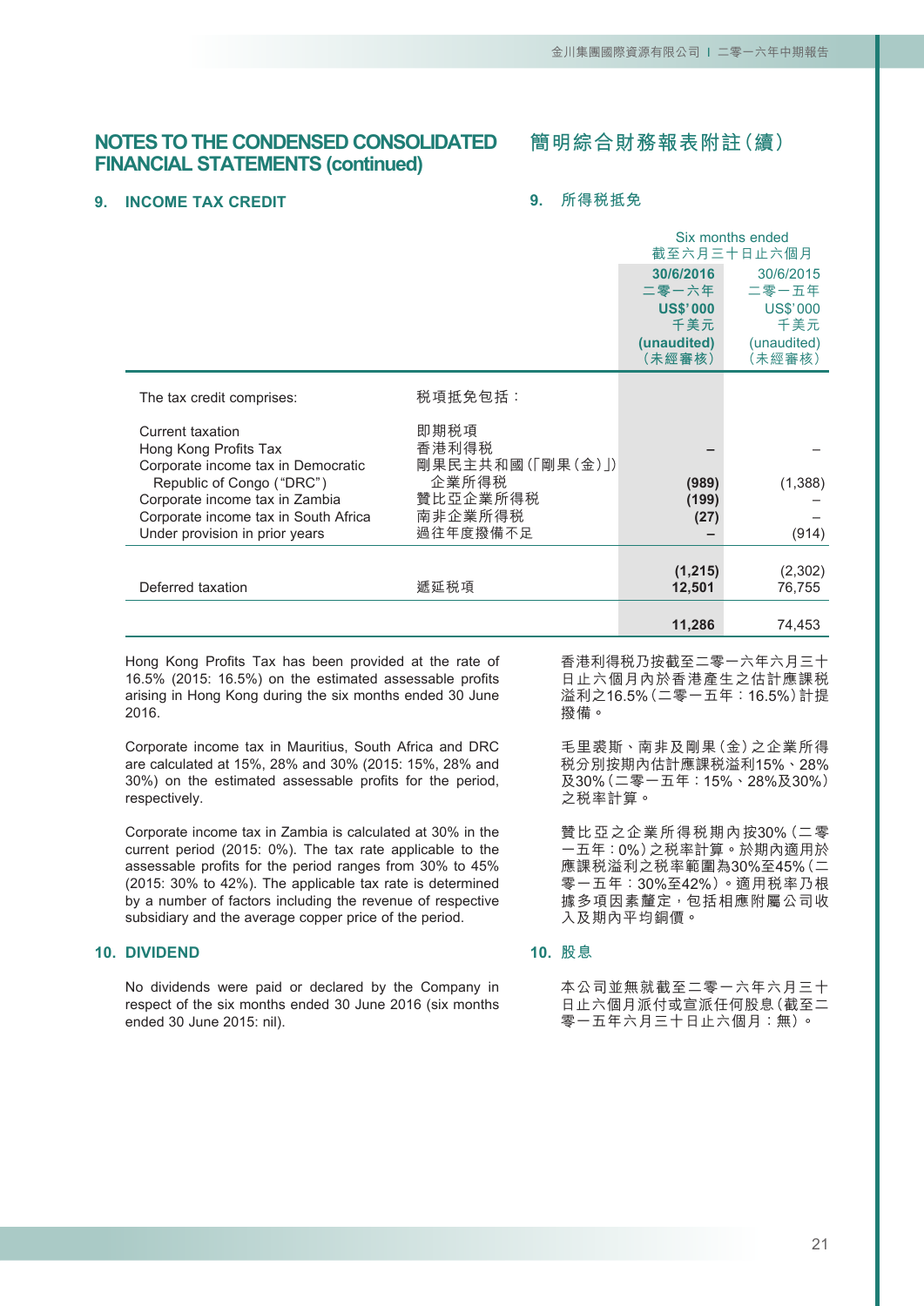# NOTES TO THE CONDENSED CONSOLIDATED FINANCIAL STATEMENTS (continued)

# 簡明綜合財務報表附註(續)

## 9. INCOME TAX CREDIT

## 9. 所得税抵免

| | | Six months ended 截至六月三十日止六個月 | |
|---|---|---|---|
| | | **30/6/2016 二零一六年 US$'000 千美元 (unaudited) (未經審核)** | 30/6/2015 二零一五年 US$'000 千美元 (unaudited) (未經審核) |
| The tax credit comprises: | 税項抵免包括: | | |
| Current taxation | 即期税項 | | |
| Hong Kong Profits Tax | 香港利得税 | **–** | – |
| Corporate income tax in Democratic Republic of Congo ("DRC") | 剛果民主共和國(「剛果(金)」)企業所得税 | **(989)** | (1,388) |
| Corporate income tax in Zambia | 贊比亞企業所得税 | **(199)** | – |
| Corporate income tax in South Africa | 南非企業所得税 | **(27)** | – |
| Under provision in prior years | 過往年度撥備不足 | **–** | (914) |
| | | **(1,215)** | (2,302) |
| Deferred taxation | 遞延税項 | **12,501** | 76,755 |
| | | **11,286** | 74,453 |

Hong Kong Profits Tax has been provided at the rate of 16.5% (2015: 16.5%) on the estimated assessable profits arising in Hong Kong during the six months ended 30 June 2016.

香港利得税乃按截至二零一六年六月三十日止六個月內於香港產生之估計應課税溢利之16.5%(二零一五年:16.5%)計提撥備。

Corporate income tax in Mauritius, South Africa and DRC are calculated at 15%, 28% and 30% (2015: 15%, 28% and 30%) on the estimated assessable profits for the period, respectively.

毛里裘斯、南非及剛果(金)之企業所得税分別按期內估計應課税溢利15%、28%及30%(二零一五年:15%、28%及30%)之税率計算。

Corporate income tax in Zambia is calculated at 30% in the current period (2015: 0%). The tax rate applicable to the assessable profits for the period ranges from 30% to 45% (2015: 30% to 42%). The applicable tax rate is determined by a number of factors including the revenue of respective subsidiary and the average copper price of the period.

贊比亞之企業所得税期內按30%(二零一五年:0%)之税率計算。於期內適用於應課税溢利之税率範圍為30%至45%(二零一五年:30%至42%)。適用税率乃根據多項因素釐定,包括相應附屬公司收入及期內平均銅價。

## 10. DIVIDEND

## 10. 股息

No dividends were paid or declared by the Company in respect of the six months ended 30 June 2016 (six months ended 30 June 2015: nil).

本公司並無就截至二零一六年六月三十日止六個月派付或宣派任何股息(截至二零一五年六月三十日止六個月:無)。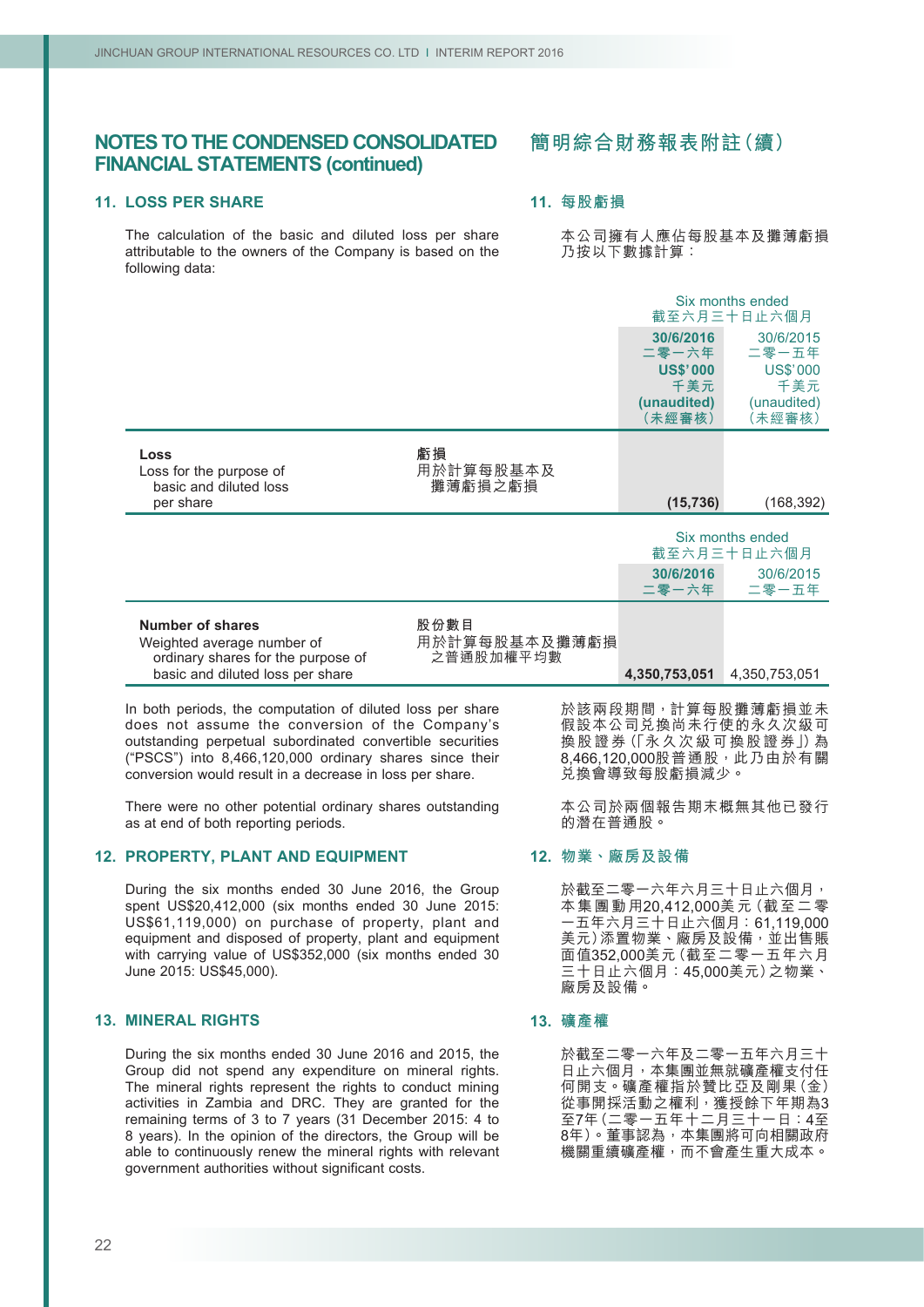# NOTES TO THE CONDENSED CONSOLIDATED FINANCIAL STATEMENTS (continued)

# 簡明綜合財務報表附註（續）

## 11. LOSS PER SHARE

## 11. 每股虧損

The calculation of the basic and diluted loss per share attributable to the owners of the Company is based on the following data:

本公司擁有人應佔每股基本及攤薄虧損乃按以下數據計算：

| | | Six months ended 截至六月三十日止六個月 | |
|---|---|---|---|
| | | **30/6/2016 二零一六年 US$'000 千美元 (unaudited) (未經審核)** | 30/6/2015 二零一五年 US$'000 千美元 (unaudited) (未經審核) |
| **Loss** Loss for the purpose of basic and diluted loss per share | **虧損** 用於計算每股基本及攤薄虧損之虧損 | **(15,736)** | (168,392) |

| | | Six months ended 截至六月三十日止六個月 | |
|---|---|---|---|
| | | **30/6/2016 二零一六年** | 30/6/2015 二零一五年 |
| **Number of shares** Weighted average number of ordinary shares for the purpose of basic and diluted loss per share | **股份數目** 用於計算每股基本及攤薄虧損之普通股加權平均數 | **4,350,753,051** | 4,350,753,051 |

In both periods, the computation of diluted loss per share does not assume the conversion of the Company's outstanding perpetual subordinated convertible securities ("PSCS") into 8,466,120,000 ordinary shares since their conversion would result in a decrease in loss per share.

於該兩段期間，計算每股攤薄虧損並未假設本公司兌換尚未行使的永久次級可換股證券（「永久次級可換股證券」）為8,466,120,000股普通股，此乃由於有關兌換會導致每股虧損減少。

There were no other potential ordinary shares outstanding as at end of both reporting periods.

本公司於兩個報告期末概無其他已發行的潛在普通股。

## 12. PROPERTY, PLANT AND EQUIPMENT

## 12. 物業、廠房及設備

During the six months ended 30 June 2016, the Group spent US$20,412,000 (six months ended 30 June 2015: US$61,119,000) on purchase of property, plant and equipment and disposed of property, plant and equipment with carrying value of US$352,000 (six months ended 30 June 2015: US$45,000).

於截至二零一六年六月三十日止六個月，本集團動用20,412,000美元（截至二零一五年六月三十日止六個月：61,119,000美元）添置物業、廠房及設備，並出售賬面值352,000美元（截至二零一五年六月三十日止六個月：45,000美元）之物業、廠房及設備。

## 13. MINERAL RIGHTS

## 13. 礦產權

During the six months ended 30 June 2016 and 2015, the Group did not spend any expenditure on mineral rights. The mineral rights represent the rights to conduct mining activities in Zambia and DRC. They are granted for the remaining terms of 3 to 7 years (31 December 2015: 4 to 8 years). In the opinion of the directors, the Group will be able to continuously renew the mineral rights with relevant government authorities without significant costs.

於截至二零一六年及二零一五年六月三十日止六個月，本集團並無就礦產權支付任何開支。礦產權指於贊比亞及剛果（金）從事開採活動之權利，獲授餘下年期為3至7年（二零一五年十二月三十一日：4至8年）。董事認為，本集團將可向相關政府機關重續礦產權，而不會產生重大成本。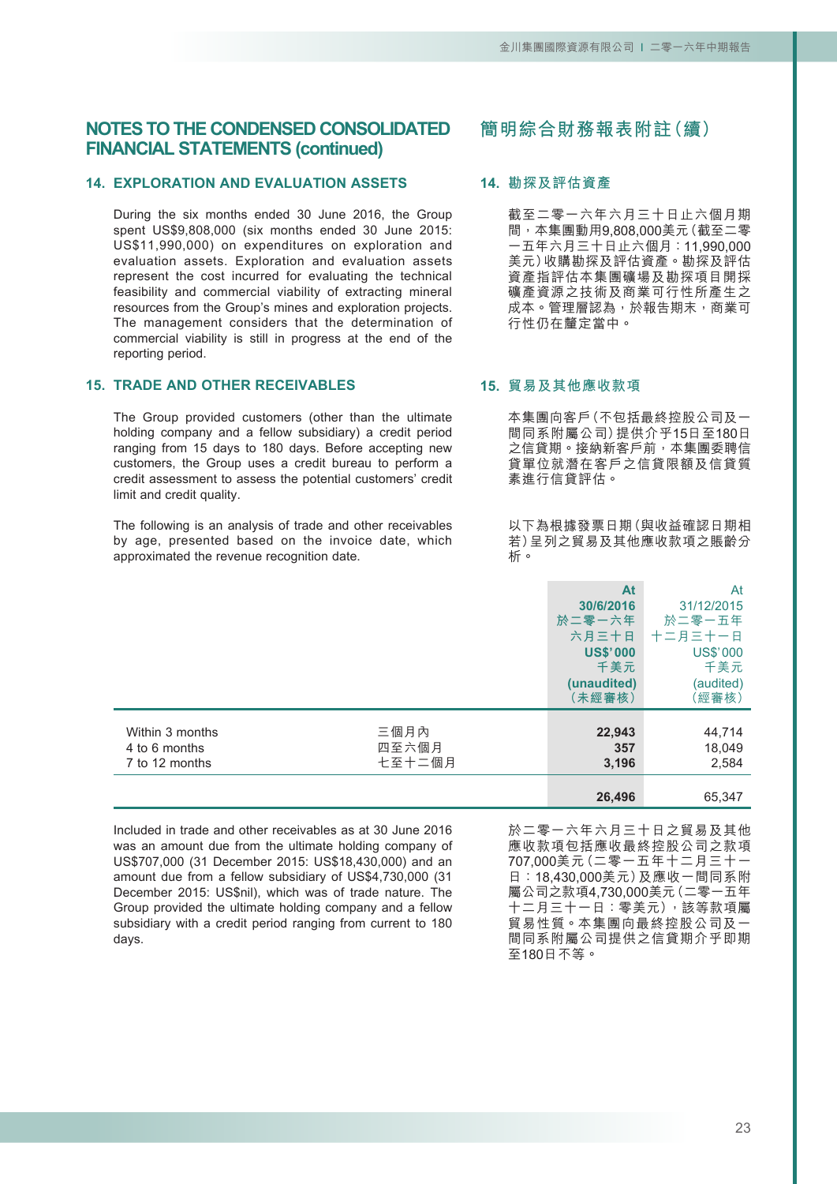# NOTES TO THE CONDENSED CONSOLIDATED FINANCIAL STATEMENTS (continued)

# 簡明綜合財務報表附註(續)

## 14. EXPLORATION AND EVALUATION ASSETS

During the six months ended 30 June 2016, the Group spent US$9,808,000 (six months ended 30 June 2015: US$11,990,000) on expenditures on exploration and evaluation assets. Exploration and evaluation assets represent the cost incurred for evaluating the technical feasibility and commercial viability of extracting mineral resources from the Group's mines and exploration projects. The management considers that the determination of commercial viability is still in progress at the end of the reporting period.

## 14. 勘探及評估資產

截至二零一六年六月三十日止六個月期間，本集團動用9,808,000美元(截至二零一五年六月三十日止六個月：11,990,000美元)收購勘探及評估資產。勘探及評估資產指評估本集團礦場及勘探項目開採礦產資源之技術及商業可行性所產生之成本。管理層認為，於報告期末，商業可行性仍在釐定當中。

## 15. TRADE AND OTHER RECEIVABLES

The Group provided customers (other than the ultimate holding company and a fellow subsidiary) a credit period ranging from 15 days to 180 days. Before accepting new customers, the Group uses a credit bureau to perform a credit assessment to assess the potential customers' credit limit and credit quality.

The following is an analysis of trade and other receivables by age, presented based on the invoice date, which approximated the revenue recognition date.

## 15. 貿易及其他應收款項

本集團向客戶(不包括最終控股公司及一間同系附屬公司)提供介乎15日至180日之信貸期。接納新客戶前，本集團委聘信貸單位就潛在客戶之信貸限額及信貸質素進行信貸評估。

以下為根據發票日期(與收益確認日期相若)呈列之貿易及其他應收款項之賬齡分析。

| | | **At 30/6/2016 於二零一六年六月三十日 US$'000 千美元 (unaudited) (未經審核)** | At 31/12/2015 於二零一五年十二月三十一日 US$'000 千美元 (audited) (經審核) |
|---|---|---|---|
| Within 3 months | 三個月內 | **22,943** | 44,714 |
| 4 to 6 months | 四至六個月 | **357** | 18,049 |
| 7 to 12 months | 七至十二個月 | **3,196** | 2,584 |
| | | **26,496** | 65,347 |

Included in trade and other receivables as at 30 June 2016 was an amount due from the ultimate holding company of US$707,000 (31 December 2015: US$18,430,000) and an amount due from a fellow subsidiary of US$4,730,000 (31 December 2015: US$nil), which was of trade nature. The Group provided the ultimate holding company and a fellow subsidiary with a credit period ranging from current to 180 days.

於二零一六年六月三十日之貿易及其他應收款項包括應收最終控股公司之款項707,000美元(二零一五年十二月三十一日：18,430,000美元)及應收一間同系附屬公司之款項4,730,000美元(二零一五年十二月三十一日：零美元)，該等款項屬貿易性質。本集團向最終控股公司及一間同系附屬公司提供之信貸期介乎即期至180日不等。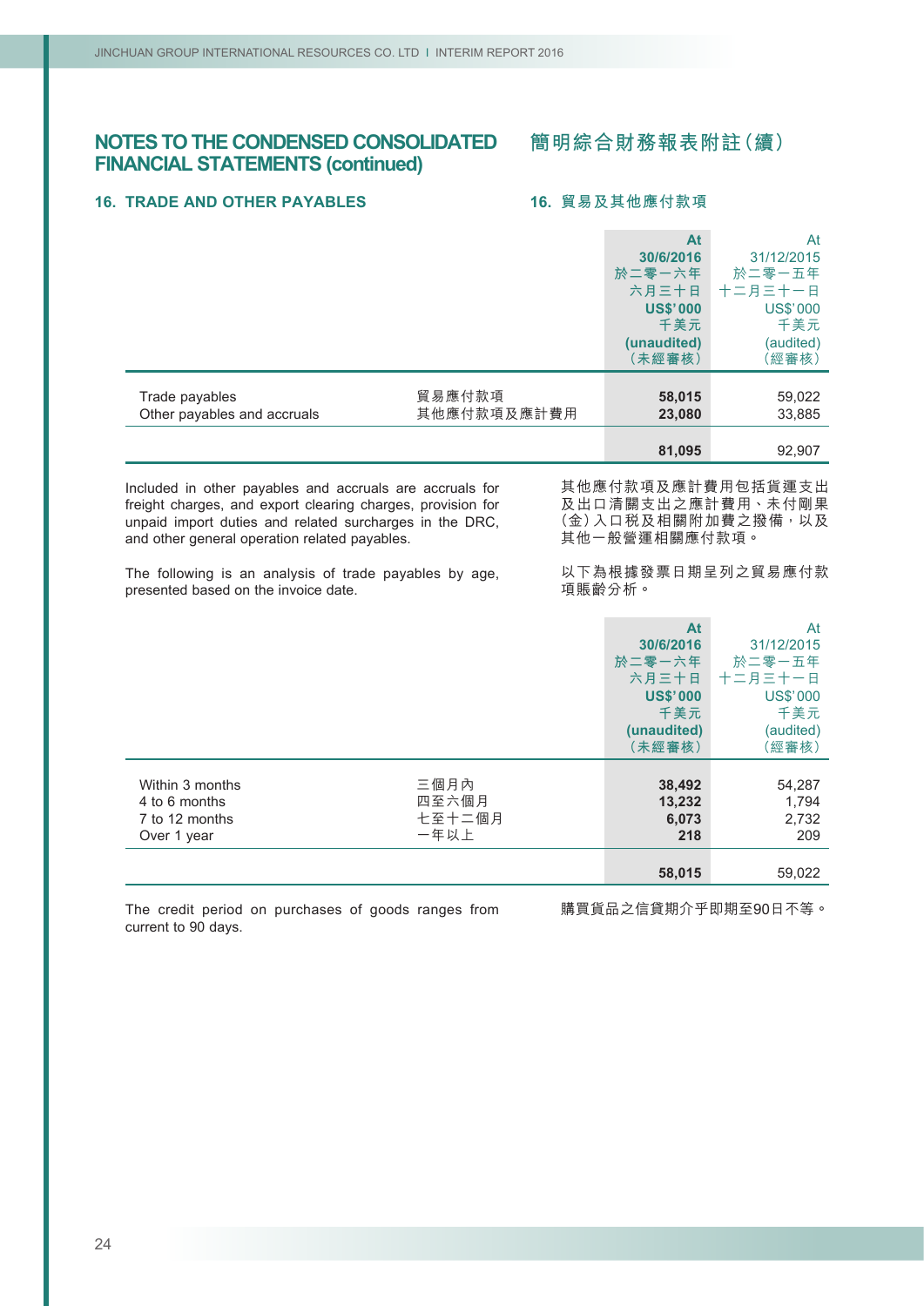# NOTES TO THE CONDENSED CONSOLIDATED FINANCIAL STATEMENTS (continued)

# 簡明綜合財務報表附註（續）

## 16. TRADE AND OTHER PAYABLES

## 16. 貿易及其他應付款項

| | | At 30/6/2016 於二零一六年六月三十日 US$'000 千美元 (unaudited) （未經審核） | At 31/12/2015 於二零一五年十二月三十一日 US$'000 千美元 (audited) （經審核） |
|---|---|---|---|
| Trade payables | 貿易應付款項 | **58,015** | 59,022 |
| Other payables and accruals | 其他應付款項及應計費用 | **23,080** | 33,885 |
| | | **81,095** | 92,907 |

Included in other payables and accruals are accruals for freight charges, and export clearing charges, provision for unpaid import duties and related surcharges in the DRC, and other general operation related payables.

其他應付款項及應計費用包括貨運支出及出口清關支出之應計費用、未付剛果（金）入口稅及相關附加費之撥備，以及其他一般營運相關應付款項。

The following is an analysis of trade payables by age, presented based on the invoice date.

以下為根據發票日期呈列之貿易應付款項賬齡分析。

| | | At 30/6/2016 於二零一六年六月三十日 US$'000 千美元 (unaudited) （未經審核） | At 31/12/2015 於二零一五年十二月三十一日 US$'000 千美元 (audited) （經審核） |
|---|---|---|---|
| Within 3 months | 三個月內 | **38,492** | 54,287 |
| 4 to 6 months | 四至六個月 | **13,232** | 1,794 |
| 7 to 12 months | 七至十二個月 | **6,073** | 2,732 |
| Over 1 year | 一年以上 | **218** | 209 |
| | | **58,015** | 59,022 |

The credit period on purchases of goods ranges from current to 90 days.

購買貨品之信貸期介乎即期至90日不等。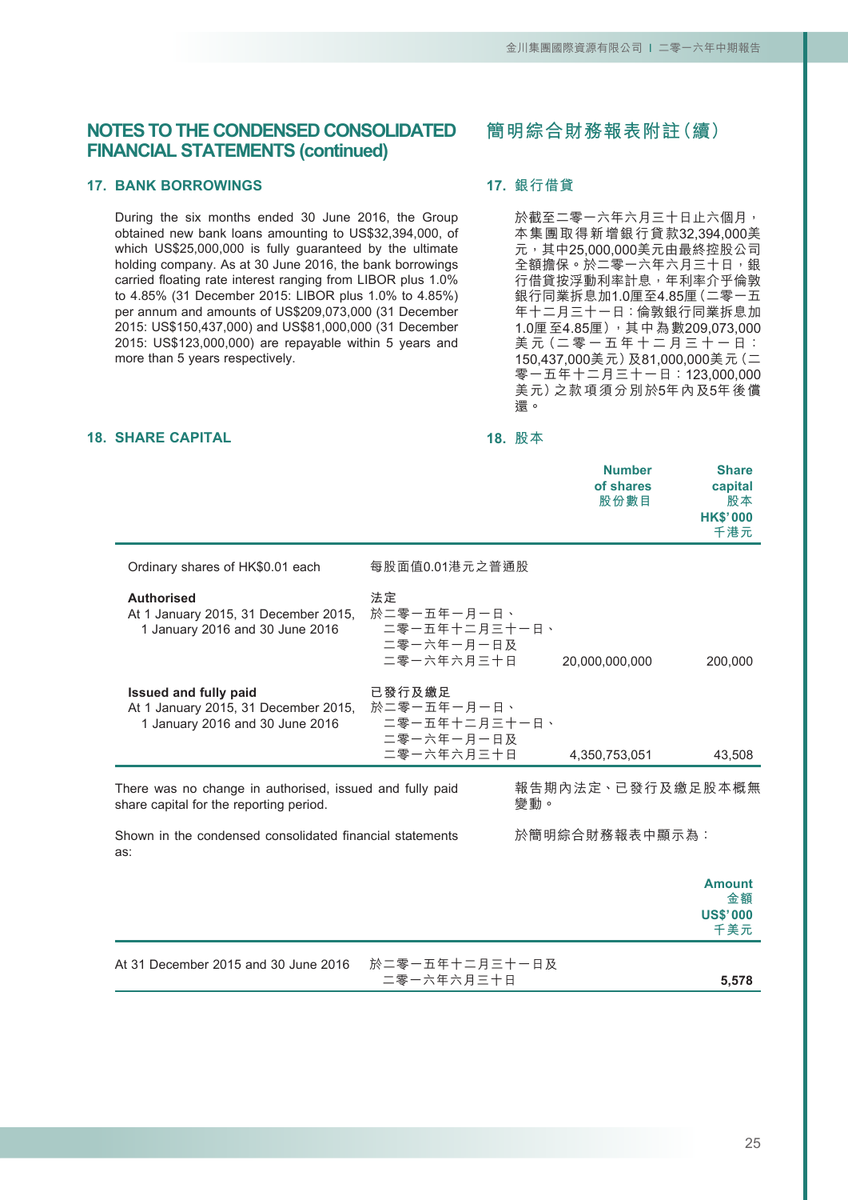# NOTES TO THE CONDENSED CONSOLIDATED FINANCIAL STATEMENTS (continued)

# 簡明綜合財務報表附註（續）

## 17. BANK BORROWINGS

During the six months ended 30 June 2016, the Group obtained new bank loans amounting to US$32,394,000, of which US$25,000,000 is fully guaranteed by the ultimate holding company. As at 30 June 2016, the bank borrowings carried floating rate interest ranging from LIBOR plus 1.0% to 4.85% (31 December 2015: LIBOR plus 1.0% to 4.85%) per annum and amounts of US$209,073,000 (31 December 2015: US$150,437,000) and US$81,000,000 (31 December 2015: US$123,000,000) are repayable within 5 years and more than 5 years respectively.

## 17. 銀行借貸

於截至二零一六年六月三十日止六個月，本集團取得新增銀行貸款32,394,000美元，其中25,000,000美元由最終控股公司全額擔保。於二零一六年六月三十日，銀行借貸按浮動利率計息，年利率介乎倫敦銀行同業拆息加1.0厘至4.85厘（二零一五年十二月三十一日：倫敦銀行同業拆息加1.0厘至4.85厘），其中為數209,073,000美元（二零一五年十二月三十一日：150,437,000美元）及81,000,000美元（二零一五年十二月三十一日：123,000,000美元）之款項須分別於5年內及5年後償還。

## 18. SHARE CAPITAL

## 18. 股本

| | | Number of shares 股份數目 | Share capital 股本 HK$'000 千港元 |
|---|---|---|---|
| Ordinary shares of HK$0.01 each | 每股面值0.01港元之普通股 | | |
| **Authorised** At 1 January 2015, 31 December 2015, 1 January 2016 and 30 June 2016 | **法定** 於二零一五年一月一日、二零一五年十二月三十一日、二零一六年一月一日及二零一六年六月三十日 | 20,000,000,000 | 200,000 |
| **Issued and fully paid** At 1 January 2015, 31 December 2015, 1 January 2016 and 30 June 2016 | **已發行及繳足** 於二零一五年一月一日、二零一五年十二月三十一日、二零一六年一月一日及二零一六年六月三十日 | 4,350,753,051 | 43,508 |

There was no change in authorised, issued and fully paid share capital for the reporting period.

報告期內法定、已發行及繳足股本概無變動。

Shown in the condensed consolidated financial statements as:

於簡明綜合財務報表中顯示為：

| | | Amount 金額 US$'000 千美元 |
|---|---|---|
| At 31 December 2015 and 30 June 2016 | 於二零一五年十二月三十一日及二零一六年六月三十日 | **5,578** |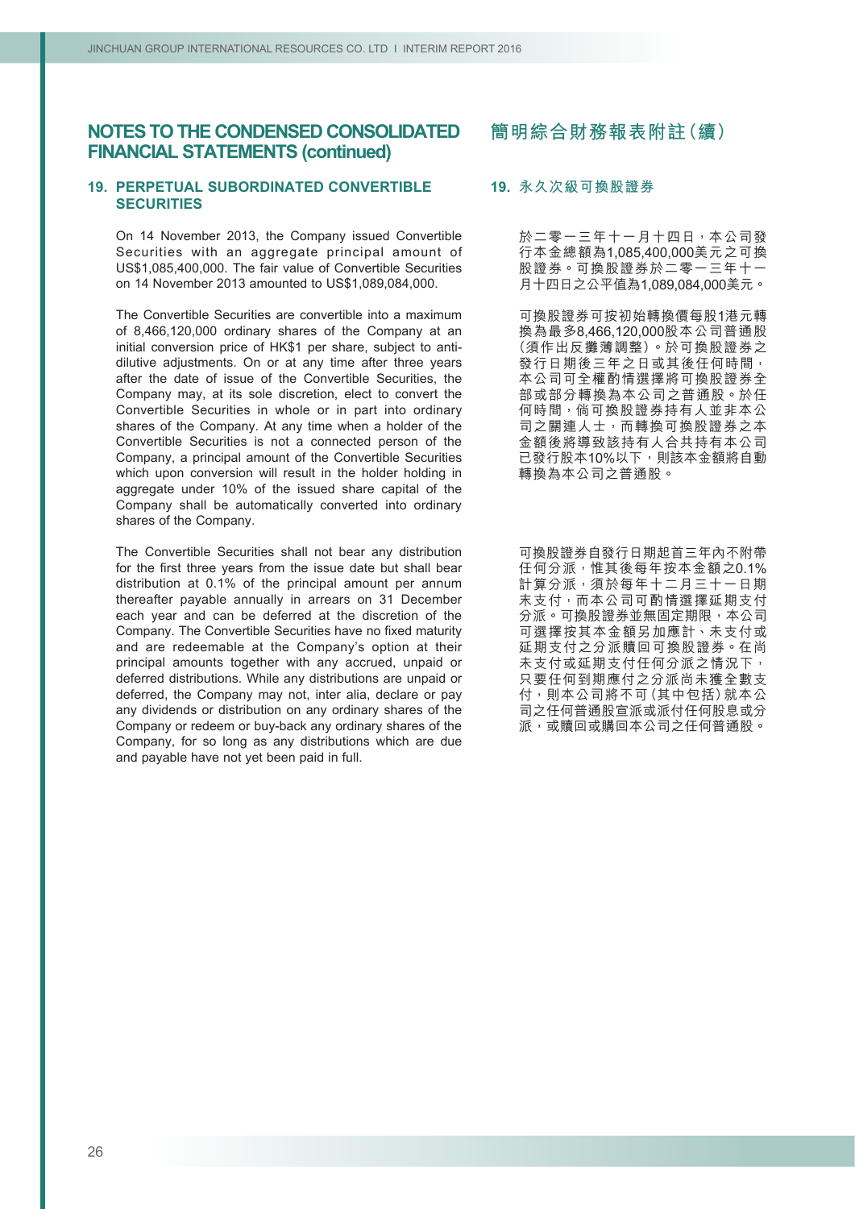## NOTES TO THE CONDENSED CONSOLIDATED FINANCIAL STATEMENTS (continued)

### 19. PERPETUAL SUBORDINATED CONVERTIBLE SECURITIES

On 14 November 2013, the Company issued Convertible Securities with an aggregate principal amount of US$1,085,400,000. The fair value of Convertible Securities on 14 November 2013 amounted to US$1,089,084,000.

The Convertible Securities are convertible into a maximum of 8,466,120,000 ordinary shares of the Company at an initial conversion price of HK$1 per share, subject to anti-dilutive adjustments. On or at any time after three years after the date of issue of the Convertible Securities, the Company may, at its sole discretion, elect to convert the Convertible Securities in whole or in part into ordinary shares of the Company. At any time when a holder of the Convertible Securities is not a connected person of the Company, a principal amount of the Convertible Securities which upon conversion will result in the holder holding in aggregate under 10% of the issued share capital of the Company shall be automatically converted into ordinary shares of the Company.

The Convertible Securities shall not bear any distribution for the first three years from the issue date but shall bear distribution at 0.1% of the principal amount per annum thereafter payable annually in arrears on 31 December each year and can be deferred at the discretion of the Company. The Convertible Securities have no fixed maturity and are redeemable at the Company's option at their principal amounts together with any accrued, unpaid or deferred distributions. While any distributions are unpaid or deferred, the Company may not, inter alia, declare or pay any dividends or distribution on any ordinary shares of the Company or redeem or buy-back any ordinary shares of the Company, for so long as any distributions which are due and payable have not yet been paid in full.

## 簡明綜合財務報表附註（續）

### 19. 永久次級可換股證券

於二零一三年十一月十四日，本公司發行本金總額為1,085,400,000美元之可換股證券。可換股證券於二零一三年十一月十四日之公平值為1,089,084,000美元。

可換股證券可按初始轉換價每股1港元轉換為最多8,466,120,000股本公司普通股（須作出反攤薄調整）。於可換股證券之發行日期後三年之日或其後任何時間，本公司可全權酌情選擇將可換股證券全部或部分轉換為本公司之普通股。於任何時間，倘可換股證券持有人並非本公司之關連人士，而轉換可換股證券之本金額後將導致該持有人合共持有本公司已發行股本10%以下，則該本金額將自動轉換為本公司之普通股。

可換股證券自發行日期起首三年內不附帶任何分派，惟其後每年按本金額之0.1%計算分派，須於每年十二月三十一日期末支付，而本公司可酌情選擇延期支付分派。可換股證券並無固定期限，本公司可選擇按其本金額另加應計、未支付或延期支付之分派贖回可換股證券。在尚未支付或延期支付任何分派之情況下，只要任何到期應付之分派尚未獲全數支付，則本公司將不可（其中包括）就本公司之任何普通股宣派或派付任何股息或分派，或贖回或購回本公司之任何普通股。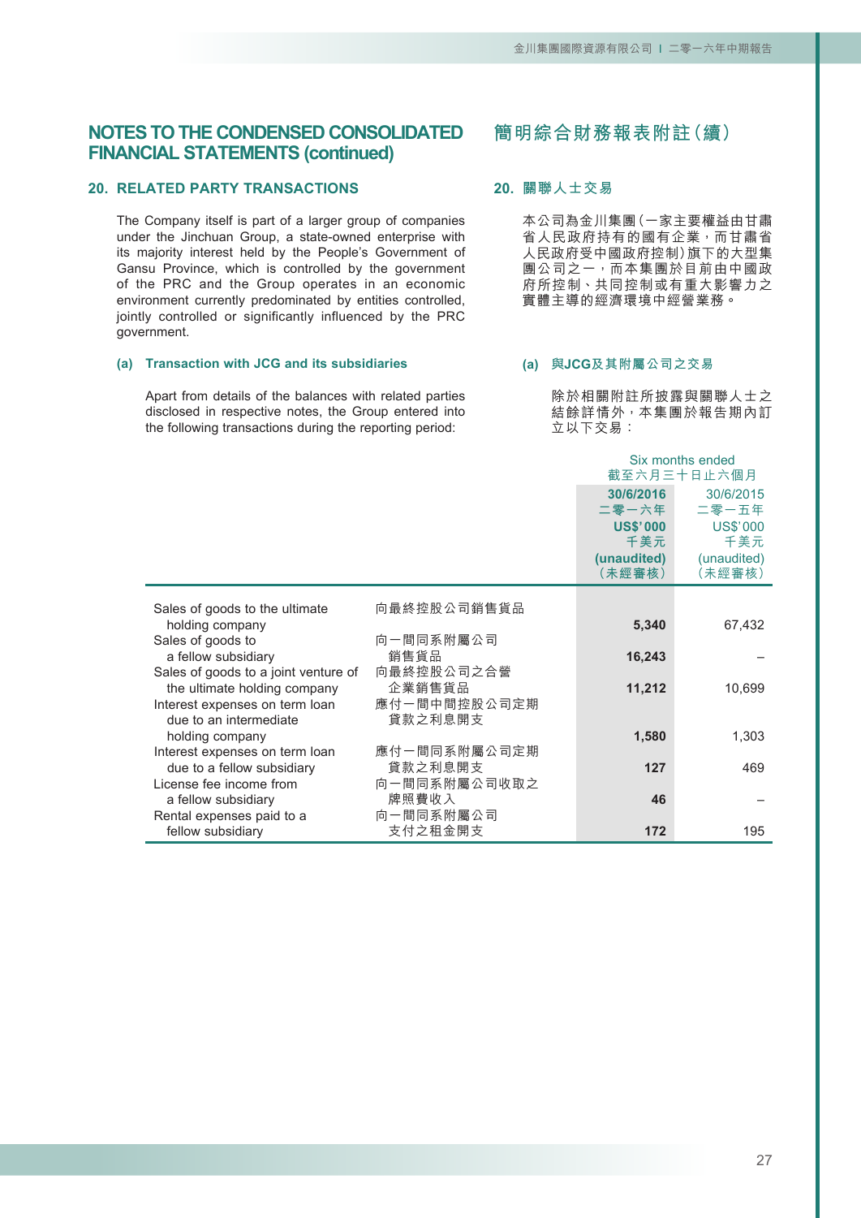# NOTES TO THE CONDENSED CONSOLIDATED FINANCIAL STATEMENTS (continued)

# 簡明綜合財務報表附註(續)

## 20. RELATED PARTY TRANSACTIONS

## 20. 關聯人士交易

The Company itself is part of a larger group of companies under the Jinchuan Group, a state-owned enterprise with its majority interest held by the People's Government of Gansu Province, which is controlled by the government of the PRC and the Group operates in an economic environment currently predominated by entities controlled, jointly controlled or significantly influenced by the PRC government.

本公司為金川集團(一家主要權益由甘肅省人民政府持有的國有企業,而甘肅省人民政府受中國政府控制)旗下的大型集團公司之一,而本集團於目前由中國政府所控制、共同控制或有重大影響力之實體主導的經濟環境中經營業務。

### (a) Transaction with JCG and its subsidiaries

### (a) 與JCG及其附屬公司之交易

Apart from details of the balances with related parties disclosed in respective notes, the Group entered into the following transactions during the reporting period:

除於相關附註所披露與關聯人士之結餘詳情外,本集團於報告期內訂立以下交易:

| | | Six months ended 截至六月三十日止六個月 | |
|---|---|---|---|
| | | **30/6/2016 二零一六年 US$'000 千美元 (unaudited) (未經審核)** | 30/6/2015 二零一五年 US$'000 千美元 (unaudited) (未經審核) |
| Sales of goods to the ultimate holding company | 向最終控股公司銷售貨品 | **5,340** | 67,432 |
| Sales of goods to a fellow subsidiary | 向一間同系附屬公司銷售貨品 | **16,243** | – |
| Sales of goods to a joint venture of the ultimate holding company | 向最終控股公司之合營企業銷售貨品 | **11,212** | 10,699 |
| Interest expenses on term loan due to an intermediate holding company | 應付一間中間控股公司定期貸款之利息開支 | **1,580** | 1,303 |
| Interest expenses on term loan due to a fellow subsidiary | 應付一間同系附屬公司定期貸款之利息開支 | **127** | 469 |
| License fee income from a fellow subsidiary | 向一間同系附屬公司收取之牌照費收入 | **46** | – |
| Rental expenses paid to a fellow subsidiary | 向一間同系附屬公司支付之租金開支 | **172** | 195 |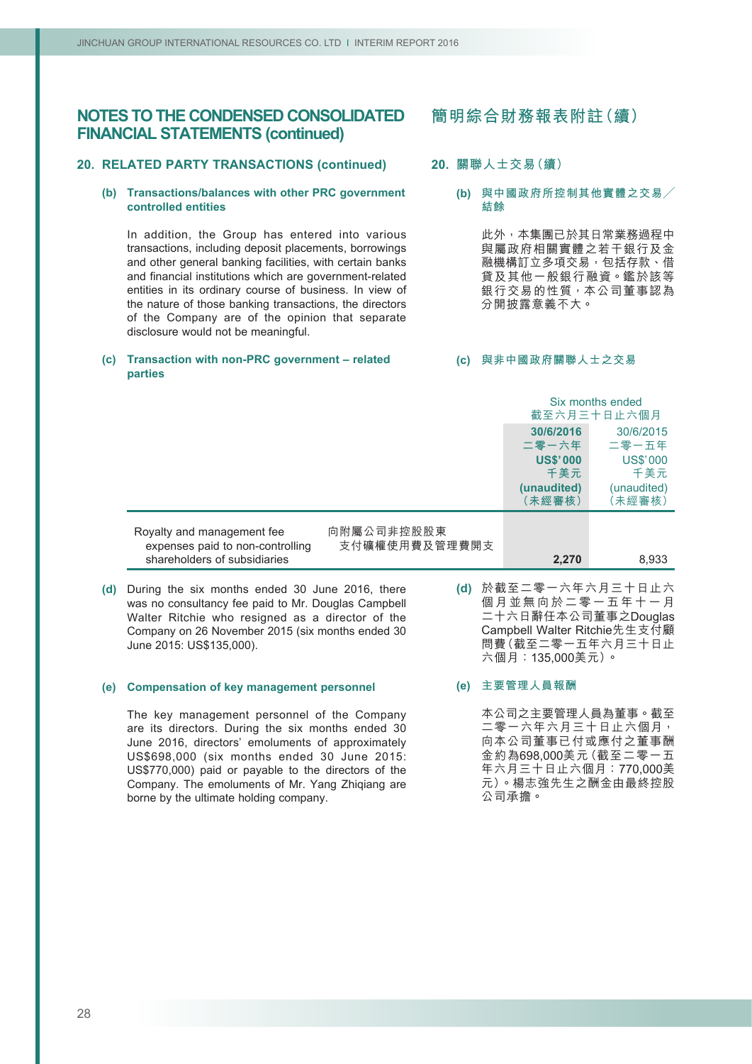## NOTES TO THE CONDENSED CONSOLIDATED FINANCIAL STATEMENTS (continued)

## 簡明綜合財務報表附註（續）

### 20. RELATED PARTY TRANSACTIONS (continued)

### 20. 關聯人士交易（續）

**(b) Transactions/balances with other PRC government controlled entities**

**(b) 與中國政府所控制其他實體之交易╱結餘**

In addition, the Group has entered into various transactions, including deposit placements, borrowings and other general banking facilities, with certain banks and financial institutions which are government-related entities in its ordinary course of business. In view of the nature of those banking transactions, the directors of the Company are of the opinion that separate disclosure would not be meaningful.

此外，本集團已於其日常業務過程中與屬政府相關實體之若干銀行及金融機構訂立多項交易，包括存款、借貸及其他一般銀行融資。鑑於該等銀行交易的性質，本公司董事認為分開披露意義不大。

**(c) Transaction with non-PRC government – related parties**

**(c) 與非中國政府關聯人士之交易**

| | | Six months ended 截至六月三十日止六個月 | |
|---|---|---|---|
| | | **30/6/2016 二零一六年 US$'000 千美元 (unaudited) （未經審核）** | 30/6/2015 二零一五年 US$'000 千美元 (unaudited) （未經審核） |
| Royalty and management fee expenses paid to non-controlling shareholders of subsidiaries | 向附屬公司非控股股東支付礦權使用費及管理費開支 | **2,270** | 8,933 |

**(d)** During the six months ended 30 June 2016, there was no consultancy fee paid to Mr. Douglas Campbell Walter Ritchie who resigned as a director of the Company on 26 November 2015 (six months ended 30 June 2015: US$135,000).

**(d)** 於截至二零一六年六月三十日止六個月並無向於二零一五年十一月二十六日辭任本公司董事之Douglas Campbell Walter Ritchie先生支付顧問費（截至二零一五年六月三十日止六個月：135,000美元）。

**(e) Compensation of key management personnel**

**(e) 主要管理人員報酬**

The key management personnel of the Company are its directors. During the six months ended 30 June 2016, directors' emoluments of approximately US$698,000 (six months ended 30 June 2015: US$770,000) paid or payable to the directors of the Company. The emoluments of Mr. Yang Zhiqiang are borne by the ultimate holding company.

本公司之主要管理人員為董事。截至二零一六年六月三十日止六個月，向本公司董事已付或應付之董事酬金約為698,000美元（截至二零一五年六月三十日止六個月：770,000美元）。楊志強先生之酬金由最終控股公司承擔。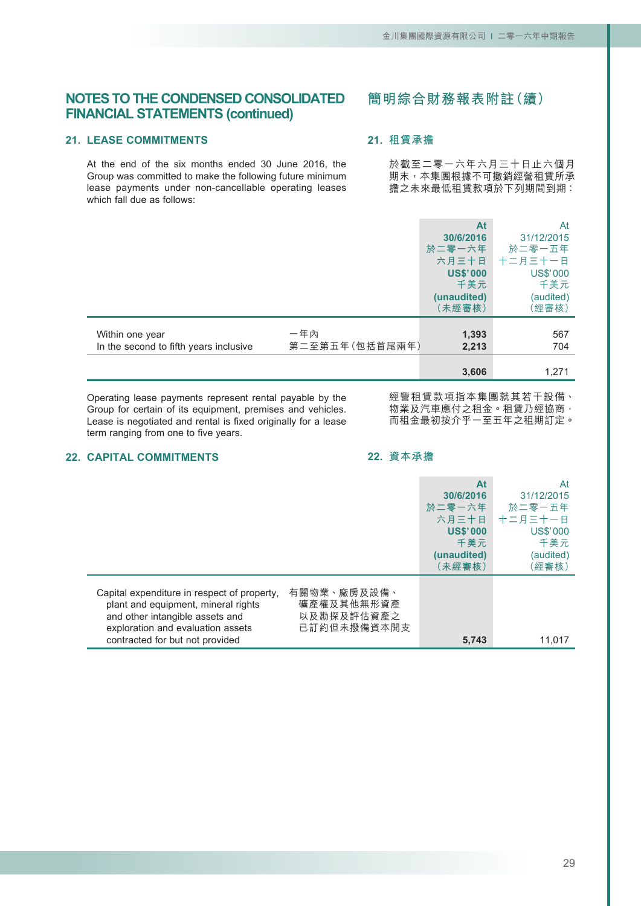## NOTES TO THE CONDENSED CONSOLIDATED FINANCIAL STATEMENTS (continued)

## 簡明綜合財務報表附註（續）

### 21. LEASE COMMITMENTS

### 21. 租賃承擔

At the end of the six months ended 30 June 2016, the Group was committed to make the following future minimum lease payments under non-cancellable operating leases which fall due as follows:

於截至二零一六年六月三十日止六個月期末，本集團根據不可撤銷經營租賃所承擔之未來最低租賃款項於下列期間到期：

| | | **At 30/6/2016 於二零一六年六月三十日 US$'000 千美元 (unaudited) （未經審核）** | At 31/12/2015 於二零一五年十二月三十一日 US$'000 千美元 (audited) （經審核） |
|---|---|---|---|
| Within one year | 一年內 | **1,393** | 567 |
| In the second to fifth years inclusive | 第二至第五年（包括首尾兩年） | **2,213** | 704 |
| | | **3,606** | 1,271 |

Operating lease payments represent rental payable by the Group for certain of its equipment, premises and vehicles. Lease is negotiated and rental is fixed originally for a lease term ranging from one to five years.

經營租賃款項指本集團就其若干設備、物業及汽車應付之租金。租賃乃經協商，而租金最初按介乎一至五年之租期訂定。

### 22. CAPITAL COMMITMENTS

### 22. 資本承擔

| | | **At 30/6/2016 於二零一六年六月三十日 US$'000 千美元 (unaudited) （未經審核）** | At 31/12/2015 於二零一五年十二月三十一日 US$'000 千美元 (audited) （經審核） |
|---|---|---|---|
| Capital expenditure in respect of property, plant and equipment, mineral rights and other intangible assets and exploration and evaluation assets contracted for but not provided | 有關物業、廠房及設備、礦產權及其他無形資產以及勘探及評估資產之已訂約但未撥備資本開支 | **5,743** | 11,017 |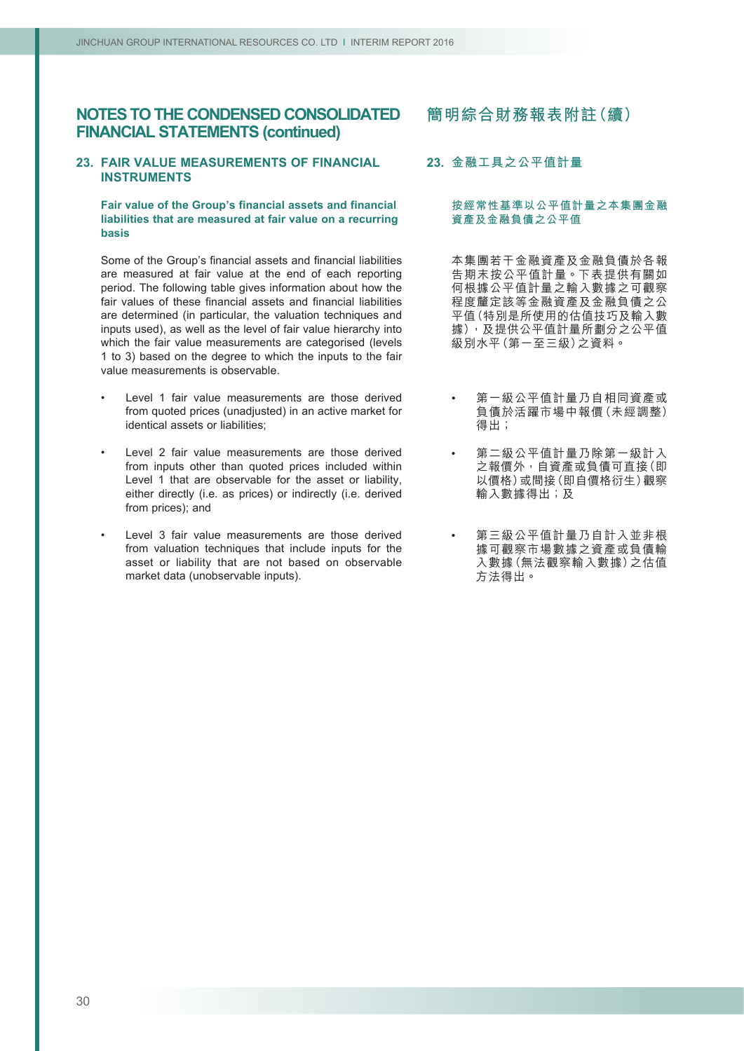## NOTES TO THE CONDENSED CONSOLIDATED FINANCIAL STATEMENTS (continued)

### 23. FAIR VALUE MEASUREMENTS OF FINANCIAL INSTRUMENTS

**Fair value of the Group's financial assets and financial liabilities that are measured at fair value on a recurring basis**

Some of the Group's financial assets and financial liabilities are measured at fair value at the end of each reporting period. The following table gives information about how the fair values of these financial assets and financial liabilities are determined (in particular, the valuation techniques and inputs used), as well as the level of fair value hierarchy into which the fair value measurements are categorised (levels 1 to 3) based on the degree to which the inputs to the fair value measurements is observable.

- Level 1 fair value measurements are those derived from quoted prices (unadjusted) in an active market for identical assets or liabilities;
- Level 2 fair value measurements are those derived from inputs other than quoted prices included within Level 1 that are observable for the asset or liability, either directly (i.e. as prices) or indirectly (i.e. derived from prices); and
- Level 3 fair value measurements are those derived from valuation techniques that include inputs for the asset or liability that are not based on observable market data (unobservable inputs).

## 簡明綜合財務報表附註（續）

### 23. 金融工具之公平值計量

**按經常性基準以公平值計量之本集團金融資產及金融負債之公平值**

本集團若干金融資產及金融負債於各報告期末按公平值計量。下表提供有關如何根據公平值計量之輸入數據之可觀察程度釐定該等金融資產及金融負債之公平值（特別是所使用的估值技巧及輸入數據），及提供公平值計量所劃分之公平值級別水平（第一至三級）之資料。

- 第一級公平值計量乃自相同資產或負債於活躍市場中報價（未經調整）得出；
- 第二級公平值計量乃除第一級計入之報價外，自資產或負債可直接（即以價格）或間接（即自價格衍生）觀察輸入數據得出；及
- 第三級公平值計量乃自計入並非根據可觀察市場數據之資產或負債輸入數據（無法觀察輸入數據）之估值方法得出。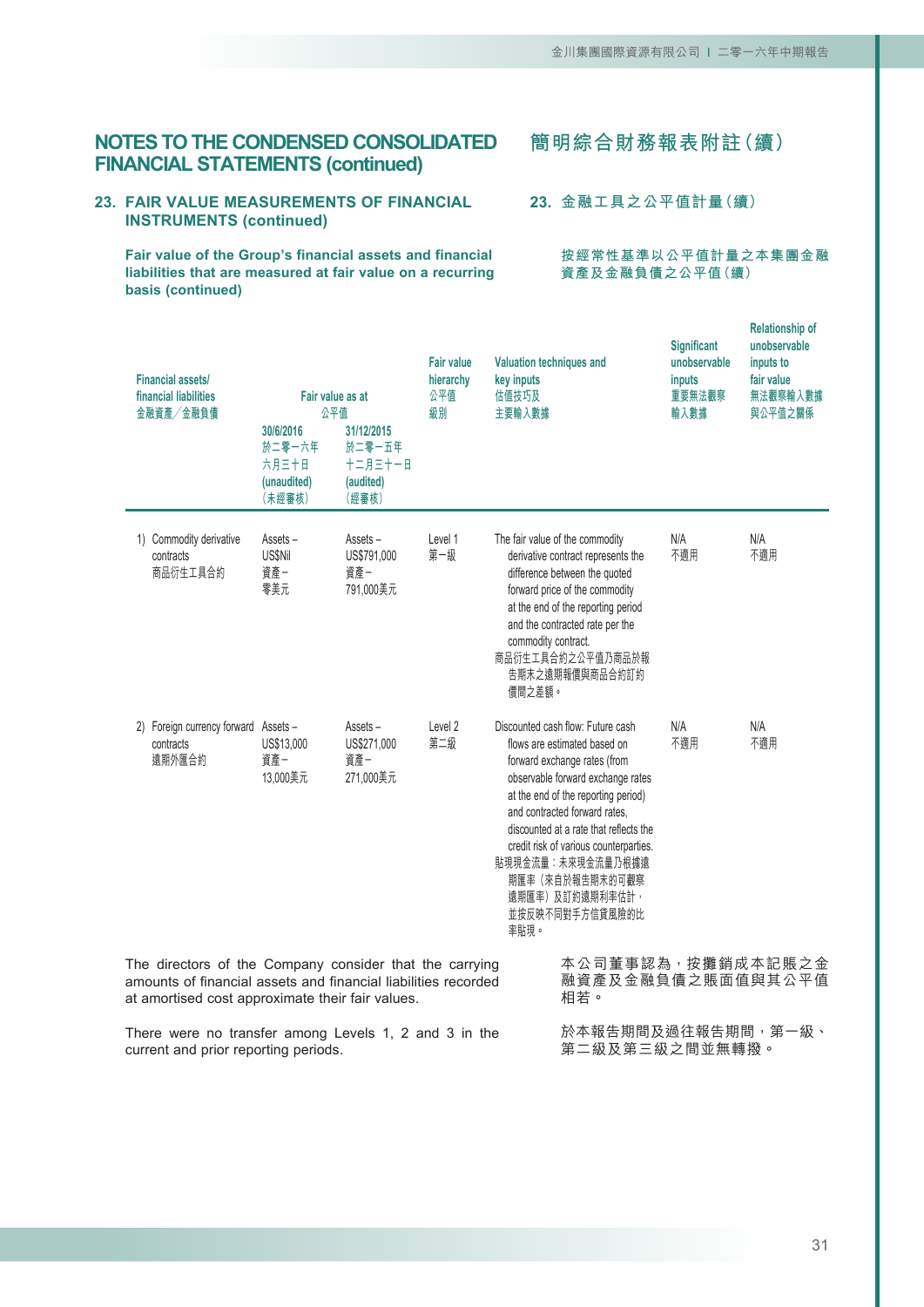# NOTES TO THE CONDENSED CONSOLIDATED FINANCIAL STATEMENTS (continued)

# 簡明綜合財務報表附註（續）

## 23. FAIR VALUE MEASUREMENTS OF FINANCIAL INSTRUMENTS (continued)

## 23. 金融工具之公平值計量（續）

### Fair value of the Group's financial assets and financial liabilities that are measured at fair value on a recurring basis (continued)

### 按經常性基準以公平值計量之本集團金融資產及金融負債之公平值（續）

| Financial assets/ financial liabilities 金融資產／金融負債 | Fair value as at 公平值 30/6/2016 於二零一六年六月三十日 (unaudited) （未經審核） | 31/12/2015 於二零一五年十二月三十一日 (audited) （經審核） | Fair value hierarchy 公平值級別 | Valuation techniques and key inputs 估值技巧及主要輸入數據 | Significant unobservable inputs 重要無法觀察輸入數據 | Relationship of unobservable inputs to fair value 無法觀察輸入數據與公平值之關係 |
|---|---|---|---|---|---|---|
| 1) Commodity derivative contracts 商品衍生工具合約 | Assets – US$Nil 資產－零美元 | Assets – US$791,000 資產－791,000美元 | Level 1 第一級 | The fair value of the commodity derivative contract represents the difference between the quoted forward price of the commodity at the end of the reporting period and the contracted rate per the commodity contract. 商品衍生工具合約之公平值乃商品於報告期末之遠期報價與商品合約訂約價間之差額。 | N/A 不適用 | N/A 不適用 |
| 2) Foreign currency forward contracts 遠期外匯合約 | Assets – US$13,000 資產－13,000美元 | Assets – US$271,000 資產－271,000美元 | Level 2 第二級 | Discounted cash flow: Future cash flows are estimated based on forward exchange rates (from observable forward exchange rates at the end of the reporting period) and contracted forward rates, discounted at a rate that reflects the credit risk of various counterparties. 貼現現金流量：未來現金流量乃根據遠期匯率（來自於報告期末的可觀察遠期匯率）及訂約遠期利率估計，並按反映不同對手方信貸風險的比率貼現。 | N/A 不適用 | N/A 不適用 |

The directors of the Company consider that the carrying amounts of financial assets and financial liabilities recorded at amortised cost approximate their fair values.

本公司董事認為，按攤銷成本記賬之金融資產及金融負債之賬面值與其公平值相若。

There were no transfer among Levels 1, 2 and 3 in the current and prior reporting periods.

於本報告期間及過往報告期間，第一級、第二級及第三級之間並無轉撥。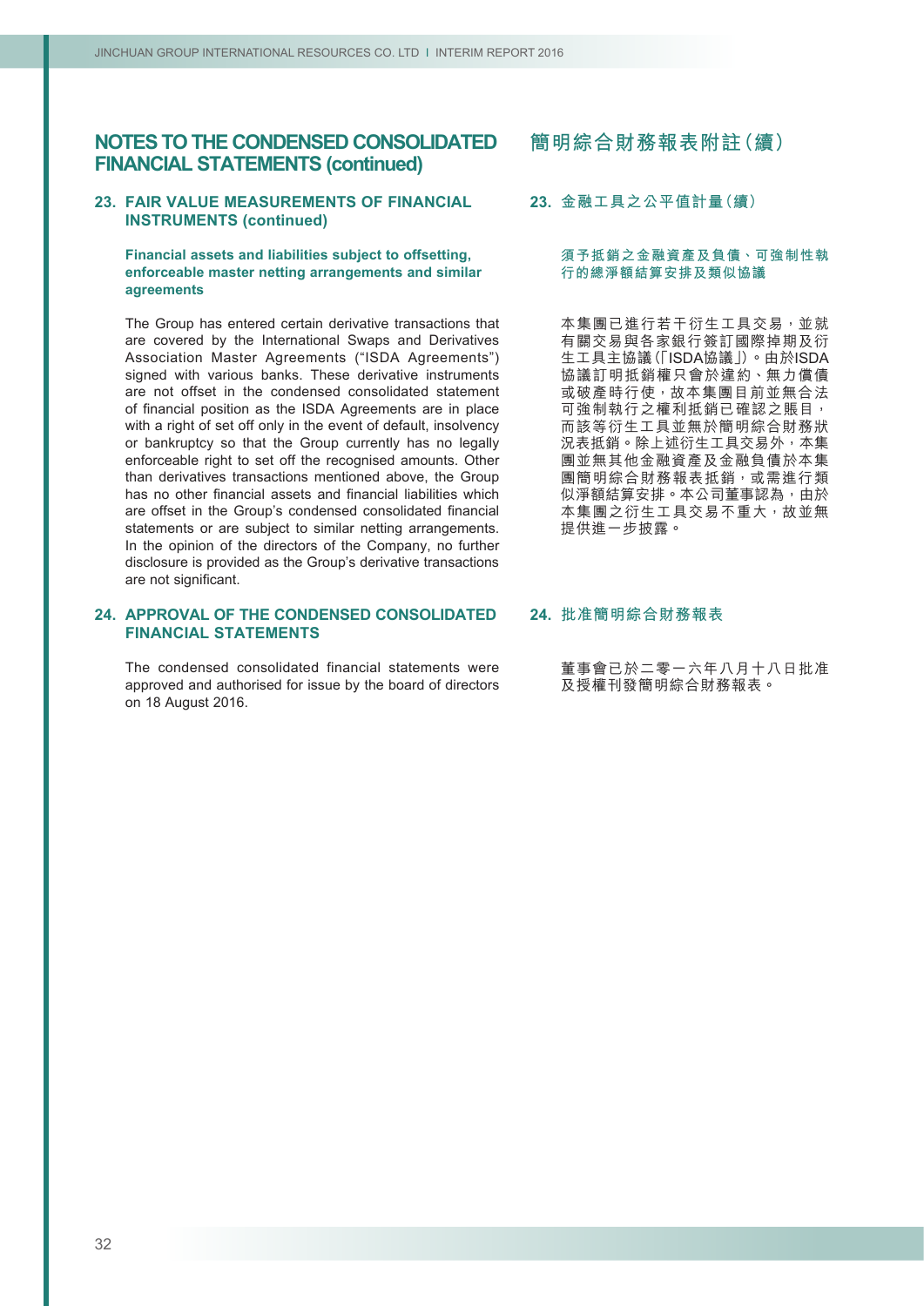# NOTES TO THE CONDENSED CONSOLIDATED FINANCIAL STATEMENTS (continued)

## 23. FAIR VALUE MEASUREMENTS OF FINANCIAL INSTRUMENTS (continued)

### Financial assets and liabilities subject to offsetting, enforceable master netting arrangements and similar agreements

The Group has entered certain derivative transactions that are covered by the International Swaps and Derivatives Association Master Agreements ("ISDA Agreements") signed with various banks. These derivative instruments are not offset in the condensed consolidated statement of financial position as the ISDA Agreements are in place with a right of set off only in the event of default, insolvency or bankruptcy so that the Group currently has no legally enforceable right to set off the recognised amounts. Other than derivatives transactions mentioned above, the Group has no other financial assets and financial liabilities which are offset in the Group's condensed consolidated financial statements or are subject to similar netting arrangements. In the opinion of the directors of the Company, no further disclosure is provided as the Group's derivative transactions are not significant.

## 24. APPROVAL OF THE CONDENSED CONSOLIDATED FINANCIAL STATEMENTS

The condensed consolidated financial statements were approved and authorised for issue by the board of directors on 18 August 2016.

# 簡明綜合財務報表附註（續）

## 23. 金融工具之公平值計量（續）

### 須予抵銷之金融資產及負債、可強制性執行的總淨額結算安排及類似協議

本集團已進行若干衍生工具交易，並就有關交易與各家銀行簽訂國際掉期及衍生工具主協議（「ISDA協議」）。由於ISDA協議訂明抵銷權只會於違約、無力償債或破產時行使，故本集團目前並無合法可強制執行之權利抵銷已確認之賬目，而該等衍生工具並無於簡明綜合財務狀況表抵銷。除上述衍生工具交易外，本集團並無其他金融資產及金融負債於本集團簡明綜合財務報表抵銷，或需進行類似淨額結算安排。本公司董事認為，由於本集團之衍生工具交易不重大，故並無提供進一步披露。

## 24. 批准簡明綜合財務報表

董事會已於二零一六年八月十八日批准及授權刊發簡明綜合財務報表。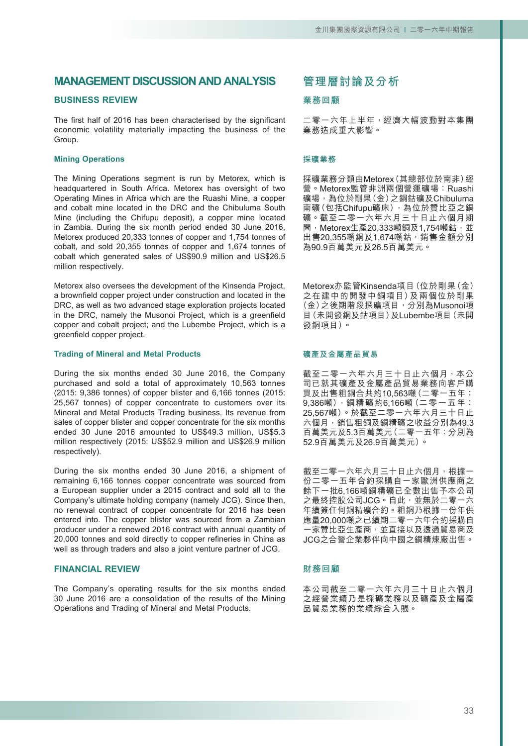# MANAGEMENT DISCUSSION AND ANALYSIS

## BUSINESS REVIEW

The first half of 2016 has been characterised by the significant economic volatility materially impacting the business of the Group.

### Mining Operations

The Mining Operations segment is run by Metorex, which is headquartered in South Africa. Metorex has oversight of two Operating Mines in Africa which are the Ruashi Mine, a copper and cobalt mine located in the DRC and the Chibuluma South Mine (including the Chifupu deposit), a copper mine located in Zambia. During the six month period ended 30 June 2016, Metorex produced 20,333 tonnes of copper and 1,754 tonnes of cobalt, and sold 20,355 tonnes of copper and 1,674 tonnes of cobalt which generated sales of US$90.9 million and US$26.5 million respectively.

Metorex also oversees the development of the Kinsenda Project, a brownfield copper project under construction and located in the DRC, as well as two advanced stage exploration projects located in the DRC, namely the Musonoi Project, which is a greenfield copper and cobalt project; and the Lubembe Project, which is a greenfield copper project.

### Trading of Mineral and Metal Products

During the six months ended 30 June 2016, the Company purchased and sold a total of approximately 10,563 tonnes (2015: 9,386 tonnes) of copper blister and 6,166 tonnes (2015: 25,567 tonnes) of copper concentrate to customers over its Mineral and Metal Products Trading business. Its revenue from sales of copper blister and copper concentrate for the six months ended 30 June 2016 amounted to US$49.3 million, US$5.3 million respectively (2015: US$52.9 million and US$26.9 million respectively).

During the six months ended 30 June 2016, a shipment of remaining 6,166 tonnes copper concentrate was sourced from a European supplier under a 2015 contract and sold all to the Company's ultimate holding company (namely JCG). Since then, no renewal contract of copper concentrate for 2016 has been entered into. The copper blister was sourced from a Zambian producer under a renewed 2016 contract with annual quantity of 20,000 tonnes and sold directly to copper refineries in China as well as through traders and also a joint venture partner of JCG.

## FINANCIAL REVIEW

The Company's operating results for the six months ended 30 June 2016 are a consolidation of the results of the Mining Operations and Trading of Mineral and Metal Products.

# 管理層討論及分析

## 業務回顧

二零一六年上半年，經濟大幅波動對本集團業務造成重大影響。

### 採礦業務

採礦業務分類由Metorex（其總部位於南非）經營。Metorex監管非洲兩個營運礦場：Ruashi礦場，為位於剛果（金）之銅鈷礦及Chibuluma南礦（包括Chifupu礦床），為位於贊比亞之銅礦。截至二零一六年六月三十日止六個月期間，Metorex生產20,333噸銅及1,754噸鈷，並出售20,355噸銅及1,674噸鈷，銷售金額分別為90.9百萬美元及26.5百萬美元。

Metorex亦監管Kinsenda項目（位於剛果（金）之在建中的開發中銅項目）及兩個位於剛果（金）之後期階段探礦項目，分別為Musonoi項目（未開發銅及鈷項目）及Lubembe項目（未開發銅項目）。

### 礦產及金屬產品貿易

截至二零一六年六月三十日止六個月，本公司已就其礦產及金屬產品貿易業務向客戶購買及出售粗銅合共約10,563噸（二零一五年：9,386噸），銅精礦約6,166噸（二零一五年：25,567噸）。於截至二零一六年六月三十日止六個月，銷售粗銅及銅精礦之收益分別為49.3百萬美元及5.3百萬美元（二零一五年：分別為52.9百萬美元及26.9百萬美元）。

截至二零一六年六月三十日止六個月，根據一份二零一五年合約採購自一家歐洲供應商之餘下一批6,166噸銅精礦已全數出售予本公司之最終控股公司JCG。自此，並無於二零一六年續簽任何銅精礦合約。粗銅乃根據一份年供應量20,000噸之已續期二零一六年合約採購自一家贊比亞生產商，並直接以及透過貿易商及JCG之合營企業夥伴向中國之銅精煉廠出售。

## 財務回顧

本公司截至二零一六年六月三十日止六個月之經營業績乃是採礦業務以及礦產及金屬產品貿易業務的業績綜合入賬。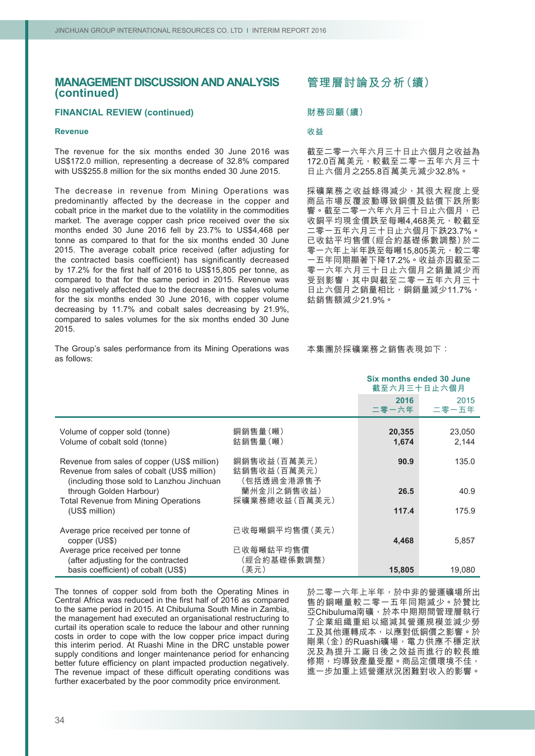## MANAGEMENT DISCUSSION AND ANALYSIS (continued)

## 管理層討論及分析（續）

### FINANCIAL REVIEW (continued)

### 財務回顧（續）

#### Revenue

#### 收益

The revenue for the six months ended 30 June 2016 was US$172.0 million, representing a decrease of 32.8% compared with US$255.8 million for the six months ended 30 June 2015.

截至二零一六年六月三十日止六個月之收益為172.0百萬美元，較截至二零一五年六月三十日止六個月之255.8百萬美元減少32.8%。

The decrease in revenue from Mining Operations was predominantly affected by the decrease in the copper and cobalt price in the market due to the volatility in the commodities market. The average copper cash price received over the six months ended 30 June 2016 fell by 23.7% to US$4,468 per tonne as compared to that for the six months ended 30 June 2015. The average cobalt price received (after adjusting for the contracted basis coefficient) has significantly decreased by 17.2% for the first half of 2016 to US$15,805 per tonne, as compared to that for the same period in 2015. Revenue was also negatively affected due to the decrease in the sales volume for the six months ended 30 June 2016, with copper volume decreasing by 11.7% and cobalt sales decreasing by 21.9%, compared to sales volumes for the six months ended 30 June 2015.

採礦業務之收益錄得減少，其很大程度上受商品市場反覆波動導致銅價及鈷價下跌所影響。截至二零一六年六月三十日止六個月，已收銅平均現金價跌至每噸4,468美元，較截至二零一五年六月三十日止六個月下跌23.7%。已收鈷平均售價（經合約基礎係數調整）於二零一六年上半年跌至每噸15,805美元，較二零一五年同期顯著下降17.2%。收益亦因截至二零一六年六月三十日止六個月之銷量減少而受到影響，其中與截至二零一五年六月三十日止六個月之銷量相比，銅銷量減少11.7%，鈷銷售額減少21.9%。

The Group's sales performance from its Mining Operations was as follows:

本集團於採礦業務之銷售表現如下：

| | | Six months ended 30 June 截至六月三十日止六個月 | |
|---|---|---|---|
| | | **2016 二零一六年** | 2015 二零一五年 |
| Volume of copper sold (tonne) | 銅銷售量（噸） | **20,355** | 23,050 |
| Volume of cobalt sold (tonne) | 鈷銷售量（噸） | **1,674** | 2,144 |
| Revenue from sales of copper (US$ million) | 銅銷售收益（百萬美元） | **90.9** | 135.0 |
| Revenue from sales of cobalt (US$ million) (including those sold to Lanzhou Jinchuan through Golden Harbour) | 鈷銷售收益（百萬美元）（包括透過金港源售予蘭州金川之銷售收益） | **26.5** | 40.9 |
| Total Revenue from Mining Operations (US$ million) | 採礦業務總收益（百萬美元） | **117.4** | 175.9 |
| Average price received per tonne of copper (US$) | 已收每噸銅平均售價（美元） | **4,468** | 5,857 |
| Average price received per tonne (after adjusting for the contracted basis coefficient) of cobalt (US$) | 已收每噸鈷平均售價（經合約基礎係數調整）（美元） | **15,805** | 19,080 |

The tonnes of copper sold from both the Operating Mines in Central Africa was reduced in the first half of 2016 as compared to the same period in 2015. At Chibuluma South Mine in Zambia, the management had executed an organisational restructuring to curtail its operation scale to reduce the labour and other running costs in order to cope with the low copper price impact during this interim period. At Ruashi Mine in the DRC unstable power supply conditions and longer maintenance period for enhancing better future efficiency on plant impacted production negatively. The revenue impact of these difficult operating conditions was further exacerbated by the poor commodity price environment.

於二零一六年上半年，於中非的營運礦場所出售的銅噸量較二零一五年同期減少。於贊比亞Chibuluma南礦，於本中期期間管理層執行了企業組織重組以縮減其營運規模並減少勞工及其他運轉成本，以應對低銅價之影響。於剛果（金）的Ruashi礦場，電力供應不穩定狀況及為提升工廠日後之效益而進行的較長維修期，均導致產量受壓。商品定價環境不佳，進一步加重上述營運狀況困難對收入的影響。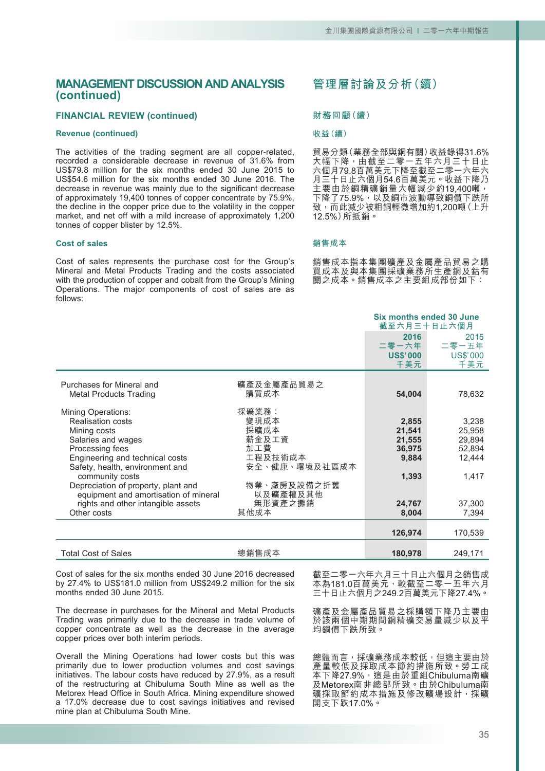# MANAGEMENT DISCUSSION AND ANALYSIS (continued)

# 管理層討論及分析(續)

## FINANCIAL REVIEW (continued)

## 財務回顧(續)

### Revenue (continued)

### 收益(續)

The activities of the trading segment are all copper-related, recorded a considerable decrease in revenue of 31.6% from US$79.8 million for the six months ended 30 June 2015 to US$54.6 million for the six months ended 30 June 2016. The decrease in revenue was mainly due to the significant decrease of approximately 19,400 tonnes of copper concentrate by 75.9%, the decline in the copper price due to the volatility in the copper market, and net off with a mild increase of approximately 1,200 tonnes of copper blister by 12.5%.

貿易分類(業務全部與銅有關)收益錄得31.6%大幅下降,由截至二零一五年六月三十日止六個月79.8百萬美元下降至截至二零一六年六月三十日止六個月54.6百萬美元。收益下降乃主要由於銅精礦銷量大幅減少約19,400噸,下降了75.9%,以及銅市波動導致銅價下跌所致,而此減少被粗銅輕微增加約1,200噸(上升12.5%)所抵銷。

### Cost of sales

### 銷售成本

Cost of sales represents the purchase cost for the Group's Mineral and Metal Products Trading and the costs associated with the production of copper and cobalt from the Group's Mining Operations. The major components of cost of sales are as follows:

銷售成本指本集團礦產及金屬產品貿易之購買成本及與本集團採礦業務所生產銅及鈷有關之成本。銷售成本之主要組成部份如下:

| | | Six months ended 30 June 截至六月三十日止六個月 | |
|---|---|---|---|
| | | **2016 二零一六年 US$'000 千美元** | 2015 二零一五年 US$'000 千美元 |
| Purchases for Mineral and Metal Products Trading | 礦產及金屬產品貿易之購買成本 | **54,004** | 78,632 |
| Mining Operations: | 採礦業務: | | |
| Realisation costs | 變現成本 | **2,855** | 3,238 |
| Mining costs | 採礦成本 | **21,541** | 25,958 |
| Salaries and wages | 薪金及工資 | **21,555** | 29,894 |
| Processing fees | 加工費 | **36,975** | 52,894 |
| Engineering and technical costs | 工程及技術成本 | **9,884** | 12,444 |
| Safety, health, environment and community costs | 安全、健康、環境及社區成本 | **1,393** | 1,417 |
| Depreciation of property, plant and equipment and amortisation of mineral rights and other intangible assets | 物業、廠房及設備之折舊以及礦產權及其他無形資產之攤銷 | **24,767** | 37,300 |
| Other costs | 其他成本 | **8,004** | 7,394 |
| | | **126,974** | 170,539 |
| Total Cost of Sales | 總銷售成本 | **180,978** | 249,171 |

Cost of sales for the six months ended 30 June 2016 decreased by 27.4% to US$181.0 million from US$249.2 million for the six months ended 30 June 2015.

截至二零一六年六月三十日止六個月之銷售成本為181.0百萬美元,較截至二零一五年六月三十日止六個月之249.2百萬美元下降27.4%。

The decrease in purchases for the Mineral and Metal Products Trading was primarily due to the decrease in trade volume of copper concentrate as well as the decrease in the average copper prices over both interim periods.

礦產及金屬產品貿易之採購額下降乃主要由於兩個中期期間銅精礦交易量減少以及平均銅價下跌所致。

Overall the Mining Operations had lower costs but this was primarily due to lower production volumes and cost savings initiatives. The labour costs have reduced by 27.9%, as a result of the restructuring at Chibuluma South Mine as well as the Metorex Head Office in South Africa. Mining expenditure showed a 17.0% decrease due to cost savings initiatives and revised mine plan at Chibuluma South Mine.

總體而言,採礦業務成本較低,但這主要由於產量較低及採取成本節約措施所致。勞工成本下降27.9%,這是由於重組Chibuluma南礦及Metorex南非總部所致。由於Chibuluma南礦採取節約成本措施及修改礦場設計,採礦開支下跌17.0%。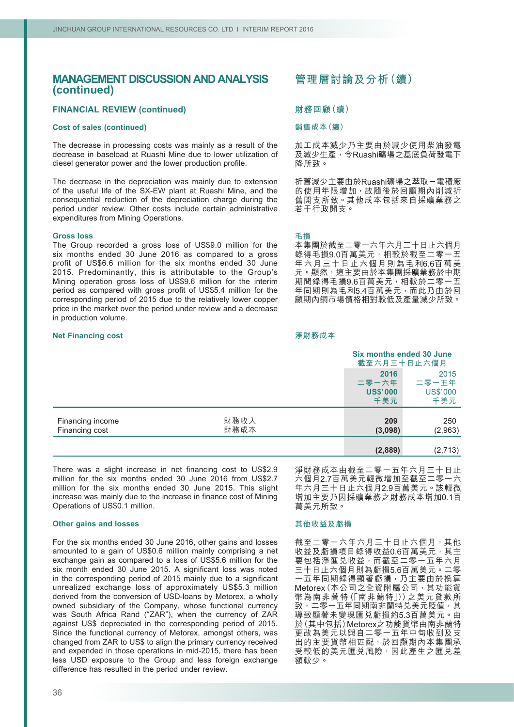## MANAGEMENT DISCUSSION AND ANALYSIS (continued)

## 管理層討論及分析（續）

### FINANCIAL REVIEW (continued)

#### Cost of sales (continued)

The decrease in processing costs was mainly as a result of the decrease in baseload at Ruashi Mine due to lower utilization of diesel generator power and the lower production profile.

The decrease in the depreciation was mainly due to extension of the useful life of the SX-EW plant at Ruashi Mine, and the consequential reduction of the depreciation charge during the period under review. Other costs include certain administrative expenditures from Mining Operations.

#### Gross loss

The Group recorded a gross loss of US$9.0 million for the six months ended 30 June 2016 as compared to a gross profit of US$6.6 million for the six months ended 30 June 2015. Predominantly, this is attributable to the Group's Mining operation gross loss of US$9.6 million for the interim period as compared with gross profit of US$5.4 million for the corresponding period of 2015 due to the relatively lower copper price in the market over the period under review and a decrease in production volume.

#### Net Financing cost

| | | Six months ended 30 June 截至六月三十日止六個月 | |
|---|---|---|---|
| | | 2016 二零一六年 US$'000 千美元 | 2015 二零一五年 US$'000 千美元 |
| Financing income | 財務收入 | 209 | 250 |
| Financing cost | 財務成本 | (3,098) | (2,963) |
| | | (2,889) | (2,713) |

There was a slight increase in net financing cost to US$2.9 million for the six months ended 30 June 2016 from US$2.7 million for the six months ended 30 June 2015. This slight increase was mainly due to the increase in finance cost of Mining Operations of US$0.1 million.

#### Other gains and losses

For the six months ended 30 June 2016, other gains and losses amounted to a gain of US$0.6 million mainly comprising a net exchange gain as compared to a loss of US$5.6 million for the six month ended 30 June 2015. A significant loss was noted in the corresponding period of 2015 mainly due to a significant unrealized exchange loss of approximately US$5.3 million derived from the conversion of USD-loans by Metorex, a wholly owned subsidiary of the Company, whose functional currency was South Africa Rand ("ZAR"), when the currency of ZAR against US$ depreciated in the corresponding period of 2015. Since the functional currency of Metorex, amongst others, was changed from ZAR to US$ to align the primary currency received and expended in those operations in mid-2015, there has been less USD exposure to the Group and less foreign exchange difference has resulted in the period under review.

### 財務回顧（續）

#### 銷售成本（續）

加工成本減少乃主要由於減少使用柴油發電及減少生產，令Ruashi礦場之基底負荷發電下降所致。

折舊減少主要由於Ruashi礦場之萃取－電積廠的使用年限增加，故隨後於回顧期內削減折舊開支所致。其他成本包括來自採礦業務之若干行政開支。

#### 毛損

本集團於截至二零一六年六月三十日止六個月錄得毛損9.0百萬美元，相較於截至二零一五年六月三十日止六個月則為毛利6.6百萬美元。顯然，這主要由於本集團採礦業務於中期期間錄得毛損9.6百萬美元，相較於二零一五年同期則為毛利5.4百萬美元，而此乃由於回顧期內銅市場價格相對較低及產量減少所致。

#### 淨財務成本

淨財務成本由截至二零一五年六月三十日止六個月2.7百萬美元輕微增加至截至二零一六年六月三十日止六個月2.9百萬美元。該輕微增加主要乃因採礦業務之財務成本增加0.1百萬美元所致。

#### 其他收益及虧損

截至二零一六年六月三十日止六個月，其他收益及虧損項目錄得收益0.6百萬美元，其主要包括淨匯兌收益，而截至二零一五年六月三十日止六個月則為虧損5.6百萬美元。二零一五年同期錄得顯著虧損，乃主要由於換算Metorex（本公司之全資附屬公司，其功能貨幣為南非蘭特（「南非蘭特」））之美元貸款所致，二零一五年同期南非蘭特兌美元貶值，其導致顯著未變現匯兌虧損約5.3百萬美元。由於（其中包括）Metorex之功能貨幣由南非蘭特更改為美元以與自二零一五年中旬收到及支出的主要貨幣相匹配，於回顧期內本集團承受較低的美元匯兌風險，因此產生之匯兌差額較少。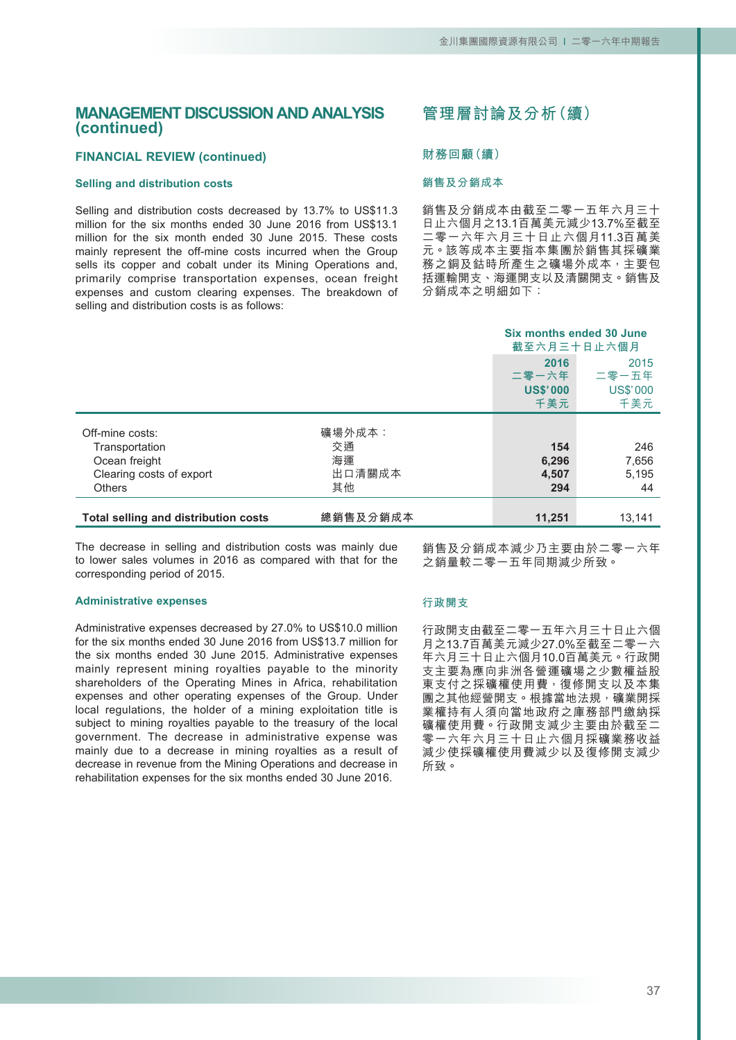# MANAGEMENT DISCUSSION AND ANALYSIS (continued)

# 管理層討論及分析（續）

## FINANCIAL REVIEW (continued)

## 財務回顧（續）

### Selling and distribution costs

### 銷售及分銷成本

Selling and distribution costs decreased by 13.7% to US$11.3 million for the six months ended 30 June 2016 from US$13.1 million for the six month ended 30 June 2015. These costs mainly represent the off-mine costs incurred when the Group sells its copper and cobalt under its Mining Operations and, primarily comprise transportation expenses, ocean freight expenses and custom clearing expenses. The breakdown of selling and distribution costs is as follows:

銷售及分銷成本由截至二零一五年六月三十日止六個月之13.1百萬美元減少13.7%至截至二零一六年六月三十日止六個月11.3百萬美元。該等成本主要指本集團於銷售其採礦業務之銅及鈷時所產生之礦場外成本，主要包括運輸開支、海運開支以及清關開支。銷售及分銷成本之明細如下：

| | | Six months ended 30 June<br>截至六月三十日止六個月 | |
|---|---|---|---|
| | | **2016**<br>**二零一六年**<br>**US$'000**<br>**千美元** | 2015<br>二零一五年<br>US$'000<br>千美元 |
| Off-mine costs: | 礦場外成本： | | |
| Transportation | 交通 | **154** | 246 |
| Ocean freight | 海運 | **6,296** | 7,656 |
| Clearing costs of export | 出口清關成本 | **4,507** | 5,195 |
| Others | 其他 | **294** | 44 |
| **Total selling and distribution costs** | **總銷售及分銷成本** | **11,251** | 13,141 |

The decrease in selling and distribution costs was mainly due to lower sales volumes in 2016 as compared with that for the corresponding period of 2015.

銷售及分銷成本減少乃主要由於二零一六年之銷量較二零一五年同期減少所致。

### Administrative expenses

### 行政開支

Administrative expenses decreased by 27.0% to US$10.0 million for the six months ended 30 June 2016 from US$13.7 million for the six months ended 30 June 2015. Administrative expenses mainly represent mining royalties payable to the minority shareholders of the Operating Mines in Africa, rehabilitation expenses and other operating expenses of the Group. Under local regulations, the holder of a mining exploitation title is subject to mining royalties payable to the treasury of the local government. The decrease in administrative expense was mainly due to a decrease in mining royalties as a result of decrease in revenue from the Mining Operations and decrease in rehabilitation expenses for the six months ended 30 June 2016.

行政開支由截至二零一五年六月三十日止六個月之13.7百萬美元減少27.0%至截至二零一六年六月三十日止六個月10.0百萬美元。行政開支主要為應向非洲各營運礦場之少數權益股東支付之採礦權使用費，復修開支以及本集團之其他經營開支。根據當地法規，礦業開採業權持有人須向當地政府之庫務部門繳納採礦權使用費。行政開支減少主要由於截至二零一六年六月三十日止六個月採礦業務收益減少使採礦權使用費減少以及復修開支減少所致。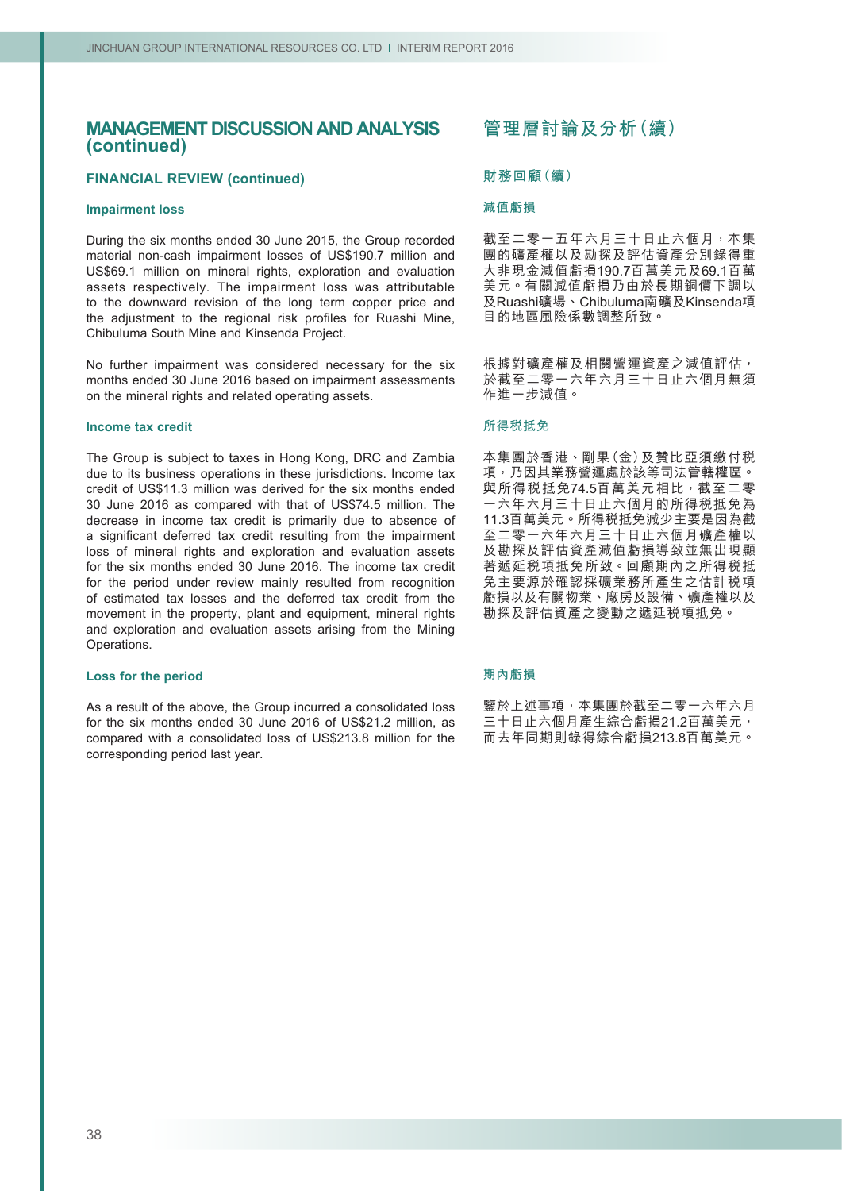# MANAGEMENT DISCUSSION AND ANALYSIS (continued)

## FINANCIAL REVIEW (continued)

### Impairment loss

During the six months ended 30 June 2015, the Group recorded material non-cash impairment losses of US$190.7 million and US$69.1 million on mineral rights, exploration and evaluation assets respectively. The impairment loss was attributable to the downward revision of the long term copper price and the adjustment to the regional risk profiles for Ruashi Mine, Chibuluma South Mine and Kinsenda Project.

No further impairment was considered necessary for the six months ended 30 June 2016 based on impairment assessments on the mineral rights and related operating assets.

### Income tax credit

The Group is subject to taxes in Hong Kong, DRC and Zambia due to its business operations in these jurisdictions. Income tax credit of US$11.3 million was derived for the six months ended 30 June 2016 as compared with that of US$74.5 million. The decrease in income tax credit is primarily due to absence of a significant deferred tax credit resulting from the impairment loss of mineral rights and exploration and evaluation assets for the six months ended 30 June 2016. The income tax credit for the period under review mainly resulted from recognition of estimated tax losses and the deferred tax credit from the movement in the property, plant and equipment, mineral rights and exploration and evaluation assets arising from the Mining Operations.

### Loss for the period

As a result of the above, the Group incurred a consolidated loss for the six months ended 30 June 2016 of US$21.2 million, as compared with a consolidated loss of US$213.8 million for the corresponding period last year.

# 管理層討論及分析（續）

## 財務回顧（續）

### 減值虧損

截至二零一五年六月三十日止六個月，本集團的礦產權以及勘探及評估資產分別錄得重大非現金減值虧損190.7百萬美元及69.1百萬美元。有關減值虧損乃由於長期銅價下調以及Ruashi礦場、Chibuluma南礦及Kinsenda項目的地區風險係數調整所致。

根據對礦產權及相關營運資產之減值評估，於截至二零一六年六月三十日止六個月無須作進一步減值。

### 所得稅抵免

本集團於香港、剛果（金）及贊比亞須繳付稅項，乃因其業務營運處於該等司法管轄權區。與所得稅抵免74.5百萬美元相比，截至二零一六年六月三十日止六個月的所得稅抵免為11.3百萬美元。所得稅抵免減少主要是因為截至二零一六年六月三十日止六個月礦產權以及勘探及評估資產減值虧損導致並無出現顯著遞延稅項抵免所致。回顧期內之所得稅抵免主要源於確認採礦業務所產生之估計稅項虧損以及有關物業、廠房及設備、礦產權以及勘探及評估資產之變動之遞延稅項抵免。

### 期內虧損

鑒於上述事項，本集團於截至二零一六年六月三十日止六個月產生綜合虧損21.2百萬美元，而去年同期則錄得綜合虧損213.8百萬美元。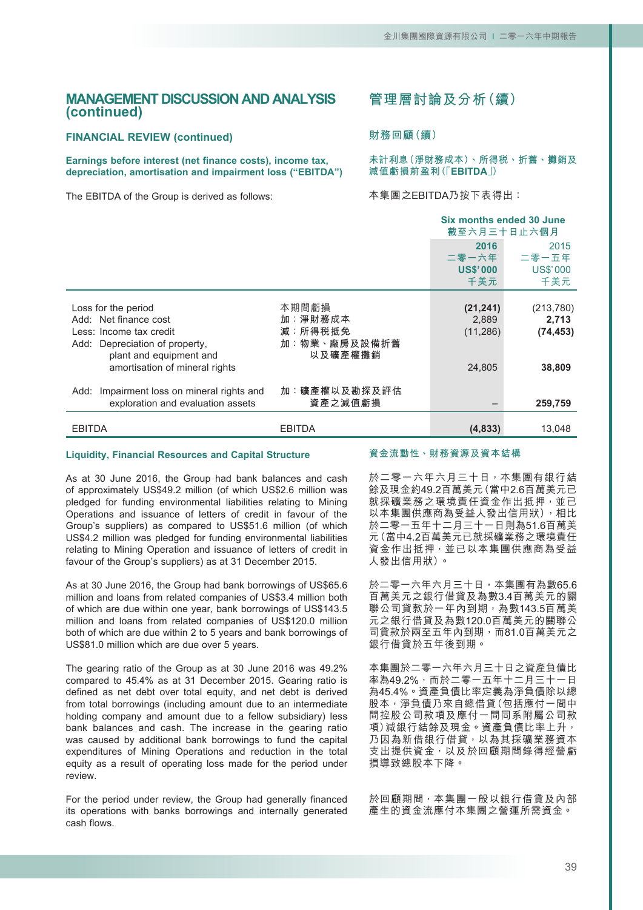# MANAGEMENT DISCUSSION AND ANALYSIS (continued)

# 管理層討論及分析（續）

## FINANCIAL REVIEW (continued)

## 財務回顧（續）

### Earnings before interest (net finance costs), income tax, depreciation, amortisation and impairment loss ("EBITDA")

### 未計利息（淨財務成本）、所得税、折舊、攤銷及減值虧損前盈利（「EBITDA」）

The EBITDA of the Group is derived as follows:

本集團之EBITDA乃按下表得出：

| | | Six months ended 30 June 截至六月三十日止六個月 | |
|---|---|---|---|
| | | 2016 二零一六年 US$'000 千美元 | 2015 二零一五年 US$'000 千美元 |
| Loss for the period | 本期間虧損 | (21,241) | (213,780) |
| Add: Net finance cost | 加：淨財務成本 | 2,889 | 2,713 |
| Less: Income tax credit | 減：所得税抵免 | (11,286) | (74,453) |
| Add: Depreciation of property, plant and equipment and amortisation of mineral rights | 加：物業、廠房及設備折舊以及礦產權攤銷 | 24,805 | 38,809 |
| Add: Impairment loss on mineral rights and exploration and evaluation assets | 加：礦產權以及勘探及評估資產之減值虧損 | – | 259,759 |
| EBITDA | EBITDA | (4,833) | 13,048 |

### Liquidity, Financial Resources and Capital Structure

### 資金流動性、財務資源及資本結構

As at 30 June 2016, the Group had bank balances and cash of approximately US$49.2 million (of which US$2.6 million was pledged for funding environmental liabilities relating to Mining Operations and issuance of letters of credit in favour of the Group's suppliers) as compared to US$51.6 million (of which US$4.2 million was pledged for funding environmental liabilities relating to Mining Operation and issuance of letters of credit in favour of the Group's suppliers) as at 31 December 2015.

於二零一六年六月三十日，本集團有銀行結餘及現金約49.2百萬美元（當中2.6百萬美元已就採礦業務之環境責任資金作出抵押，並已以本集團供應商為受益人發出信用狀），相比於二零一五年十二月三十一日則為51.6百萬美元（當中4.2百萬美元已就採礦業務之環境責任資金作出抵押，並已以本集團供應商為受益人發出信用狀）。

As at 30 June 2016, the Group had bank borrowings of US$65.6 million and loans from related companies of US$3.4 million both of which are due within one year, bank borrowings of US$143.5 million and loans from related companies of US$120.0 million both of which are due within 2 to 5 years and bank borrowings of US$81.0 million which are due over 5 years.

於二零一六年六月三十日，本集團有為數65.6百萬美元之銀行借貸及為數3.4百萬美元的關聯公司貸款於一年內到期，為數143.5百萬美元之銀行借貸及為數120.0百萬美元的關聯公司貸款於兩至五年內到期，而81.0百萬美元之銀行借貸於五年後到期。

The gearing ratio of the Group as at 30 June 2016 was 49.2% compared to 45.4% as at 31 December 2015. Gearing ratio is defined as net debt over total equity, and net debt is derived from total borrowings (including amount due to an intermediate holding company and amount due to a fellow subsidiary) less bank balances and cash. The increase in the gearing ratio was caused by additional bank borrowings to fund the capital expenditures of Mining Operations and reduction in the total equity as a result of operating loss made for the period under review.

本集團於二零一六年六月三十日之資產負債比率為49.2%，而於二零一五年十二月三十一日為45.4%。資產負債比率定義為淨負債除以總股本，淨負債乃來自總借貸（包括應付一間中間控股公司款項及應付一間同系附屬公司款項）減銀行結餘及現金。資產負債比率上升，乃因為新借銀行借貸，以為其採礦業務資本支出提供資金，以及於回顧期間錄得經營虧損導致總股本下降。

For the period under review, the Group had generally financed its operations with banks borrowings and internally generated cash flows.

於回顧期間，本集團一般以銀行借貸及內部產生的資金流應付本集團之營運所需資金。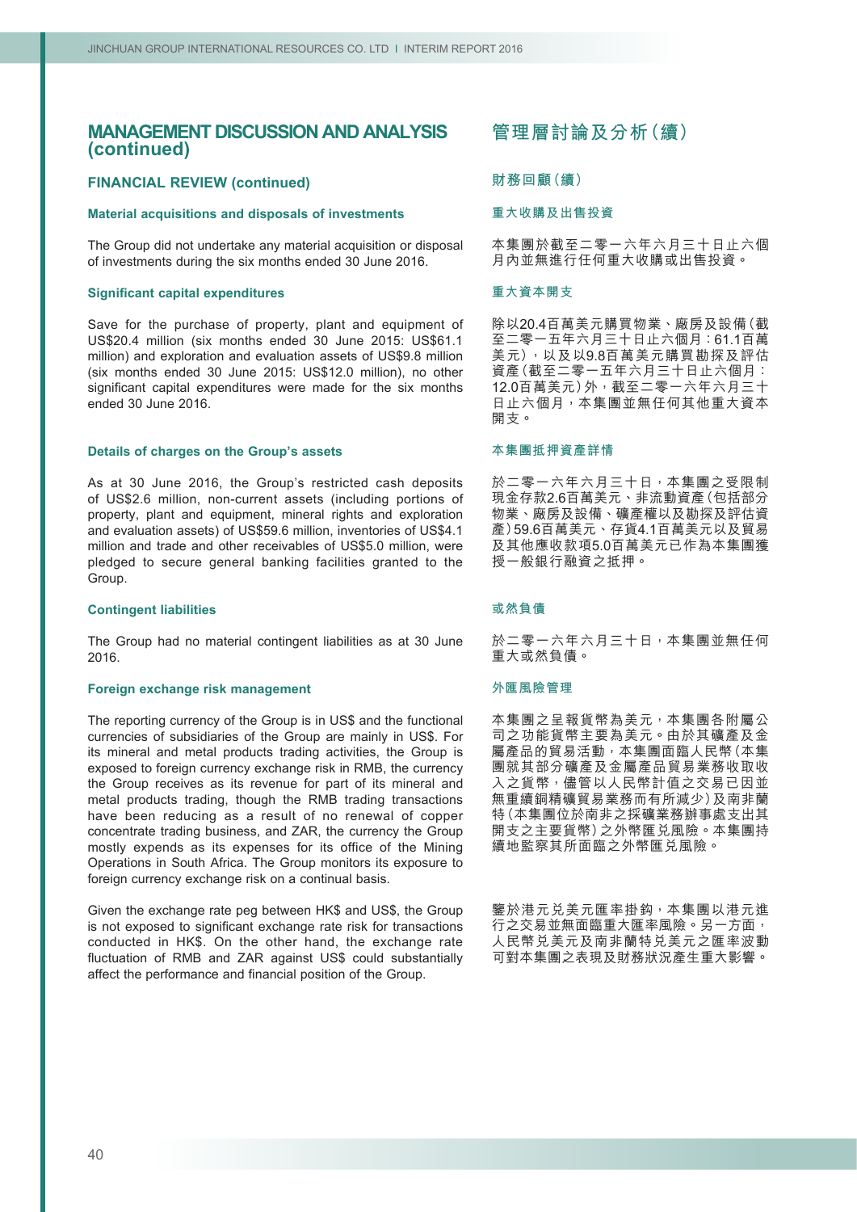# MANAGEMENT DISCUSSION AND ANALYSIS (continued)

## FINANCIAL REVIEW (continued)

### Material acquisitions and disposals of investments

The Group did not undertake any material acquisition or disposal of investments during the six months ended 30 June 2016.

### Significant capital expenditures

Save for the purchase of property, plant and equipment of US$20.4 million (six months ended 30 June 2015: US$61.1 million) and exploration and evaluation assets of US$9.8 million (six months ended 30 June 2015: US$12.0 million), no other significant capital expenditures were made for the six months ended 30 June 2016.

### Details of charges on the Group's assets

As at 30 June 2016, the Group's restricted cash deposits of US$2.6 million, non-current assets (including portions of property, plant and equipment, mineral rights and exploration and evaluation assets) of US$59.6 million, inventories of US$4.1 million and trade and other receivables of US$5.0 million, were pledged to secure general banking facilities granted to the Group.

### Contingent liabilities

The Group had no material contingent liabilities as at 30 June 2016.

### Foreign exchange risk management

The reporting currency of the Group is in US$ and the functional currencies of subsidiaries of the Group are mainly in US$. For its mineral and metal products trading activities, the Group is exposed to foreign currency exchange risk in RMB, the currency the Group receives as its revenue for part of its mineral and metal products trading, though the RMB trading transactions have been reducing as a result of no renewal of copper concentrate trading business, and ZAR, the currency the Group mostly expends as its expenses for its office of the Mining Operations in South Africa. The Group monitors its exposure to foreign currency exchange risk on a continual basis.

Given the exchange rate peg between HK$ and US$, the Group is not exposed to significant exchange rate risk for transactions conducted in HK$. On the other hand, the exchange rate fluctuation of RMB and ZAR against US$ could substantially affect the performance and financial position of the Group.

# 管理層討論及分析（續）

## 財務回顧（續）

### 重大收購及出售投資

本集團於截至二零一六年六月三十日止六個月內並無進行任何重大收購或出售投資。

### 重大資本開支

除以20.4百萬美元購買物業、廠房及設備（截至二零一五年六月三十日止六個月：61.1百萬美元），以及以9.8百萬美元購買勘探及評估資產（截至二零一五年六月三十日止六個月：12.0百萬美元）外，截至二零一六年六月三十日止六個月，本集團並無任何其他重大資本開支。

### 本集團抵押資產詳情

於二零一六年六月三十日，本集團之受限制現金存款2.6百萬美元、非流動資產（包括部分物業、廠房及設備、礦產權以及勘探及評估資產）59.6百萬美元、存貨4.1百萬美元以及貿易及其他應收款項5.0百萬美元已作為本集團獲授一般銀行融資之抵押。

### 或然負債

於二零一六年六月三十日，本集團並無任何重大或然負債。

### 外匯風險管理

本集團之呈報貨幣為美元，本集團各附屬公司之功能貨幣主要為美元。由於其礦產及金屬產品的貿易活動，本集團面臨人民幣（本集團就其部分礦產及金屬產品貿易業務收取收入之貨幣，儘管以人民幣計值之交易已因並無重續銅精礦貿易業務而有所減少）及南非蘭特（本集團位於南非之採礦業務辦事處支出其開支之主要貨幣）之外幣匯兌風險。本集團持續地監察其所面臨之外幣匯兌風險。

鑒於港元兑美元匯率掛鈎，本集團以港元進行之交易並無面臨重大匯率風險。另一方面，人民幣兑美元及南非蘭特兑美元之匯率波動可對本集團之表現及財務狀況產生重大影響。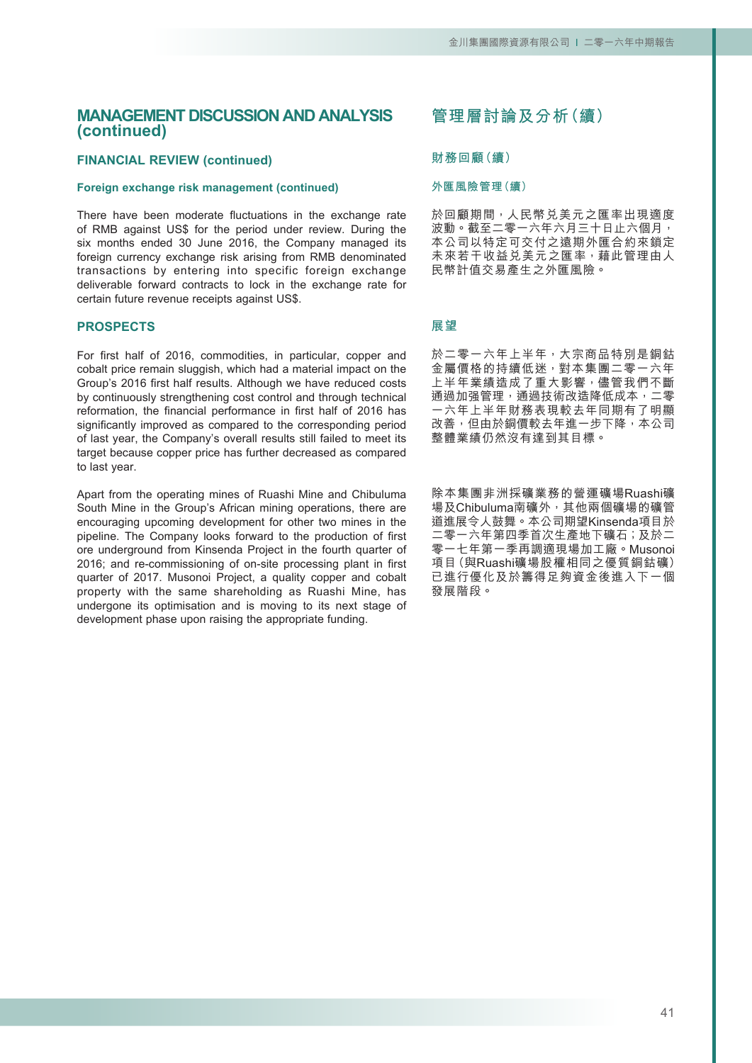# MANAGEMENT DISCUSSION AND ANALYSIS (continued)

## FINANCIAL REVIEW (continued)

### Foreign exchange risk management (continued)

There have been moderate fluctuations in the exchange rate of RMB against US$ for the period under review. During the six months ended 30 June 2016, the Company managed its foreign currency exchange risk arising from RMB denominated transactions by entering into specific foreign exchange deliverable forward contracts to lock in the exchange rate for certain future revenue receipts against US$.

## PROSPECTS

For first half of 2016, commodities, in particular, copper and cobalt price remain sluggish, which had a material impact on the Group's 2016 first half results. Although we have reduced costs by continuously strengthening cost control and through technical reformation, the financial performance in first half of 2016 has significantly improved as compared to the corresponding period of last year, the Company's overall results still failed to meet its target because copper price has further decreased as compared to last year.

Apart from the operating mines of Ruashi Mine and Chibuluma South Mine in the Group's African mining operations, there are encouraging upcoming development for other two mines in the pipeline. The Company looks forward to the production of first ore underground from Kinsenda Project in the fourth quarter of 2016; and re-commissioning of on-site processing plant in first quarter of 2017. Musonoi Project, a quality copper and cobalt property with the same shareholding as Ruashi Mine, has undergone its optimisation and is moving to its next stage of development phase upon raising the appropriate funding.

# 管理層討論及分析（續）

## 財務回顧（續）

### 外匯風險管理（續）

於回顧期間，人民幣兌美元之匯率出現適度波動。截至二零一六年六月三十日止六個月，本公司以特定可交付之遠期外匯合約來鎖定未來若干收益兌美元之匯率，藉此管理由人民幣計值交易產生之外匯風險。

## 展望

於二零一六年上半年，大宗商品特別是銅鈷金屬價格的持續低迷，對本集團二零一六年上半年業績造成了重大影響，儘管我們不斷通過加強管理，通過技術改造降低成本，二零一六年上半年財務表現較去年同期有了明顯改善，但由於銅價較去年進一步下降，本公司整體業績仍然沒有達到其目標。

除本集團非洲採礦業務的營運礦場Ruashi礦場及Chibuluma南礦外，其他兩個礦場的礦管道進展令人鼓舞。本公司期望Kinsenda項目於二零一六年第四季首次生產地下礦石；及於二零一七年第一季再調適現場加工廠。Musonoi項目（與Ruashi礦場股權相同之優質銅鈷礦）已進行優化及於籌得足夠資金後進入下一個發展階段。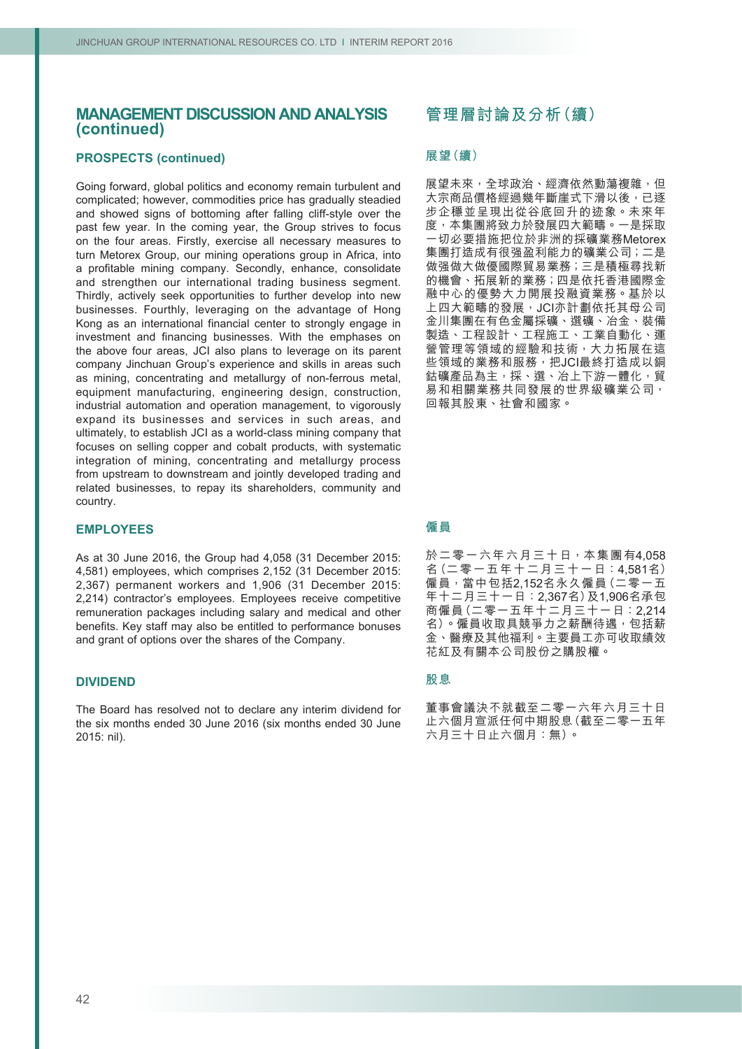## MANAGEMENT DISCUSSION AND ANALYSIS (continued)

### PROSPECTS (continued)

Going forward, global politics and economy remain turbulent and complicated; however, commodities price has gradually steadied and showed signs of bottoming after falling cliff-style over the past few year. In the coming year, the Group strives to focus on the four areas. Firstly, exercise all necessary measures to turn Metorex Group, our mining operations group in Africa, into a profitable mining company. Secondly, enhance, consolidate and strengthen our international trading business segment. Thirdly, actively seek opportunities to further develop into new businesses. Fourthly, leveraging on the advantage of Hong Kong as an international financial center to strongly engage in investment and financing businesses. With the emphases on the above four areas, JCI also plans to leverage on its parent company Jinchuan Group's experience and skills in areas such as mining, concentrating and metallurgy of non-ferrous metal, equipment manufacturing, engineering design, construction, industrial automation and operation management, to vigorously expand its businesses and services in such areas, and ultimately, to establish JCI as a world-class mining company that focuses on selling copper and cobalt products, with systematic integration of mining, concentrating and metallurgy process from upstream to downstream and jointly developed trading and related businesses, to repay its shareholders, community and country.

### EMPLOYEES

As at 30 June 2016, the Group had 4,058 (31 December 2015: 4,581) employees, which comprises 2,152 (31 December 2015: 2,367) permanent workers and 1,906 (31 December 2015: 2,214) contractor's employees. Employees receive competitive remuneration packages including salary and medical and other benefits. Key staff may also be entitled to performance bonuses and grant of options over the shares of the Company.

### DIVIDEND

The Board has resolved not to declare any interim dividend for the six months ended 30 June 2016 (six months ended 30 June 2015: nil).

## 管理層討論及分析(續)

### 展望(續)

展望未來,全球政治、經濟依然動蕩複雜,但大宗商品價格經過幾年斷崖式下滑以後,已逐步企穩並呈現出從谷底回升的迹象。未來年度,本集團將致力於發展四大範疇。一是採取一切必要措施把位於非洲的採礦業務Metorex集團打造成有很強盈利能力的礦業公司;二是做強做大做優國際貿易業務;三是積極尋找新的機會、拓展新的業務;四是依托香港國際金融中心的優勢大力開展投融資業務。基於以上四大範疇的發展,JCI亦計劃依托其母公司金川集團在有色金屬採礦、選礦、冶金、裝備製造、工程設計、工程施工、工業自動化、運營管理等領域的經驗和技術,大力拓展在這些領域的業務和服務,把JCI最終打造成以銅鈷礦產品為主,採、選、冶上下游一體化,貿易和相關業務共同發展的世界級礦業公司,回報其股東、社會和國家。

### 僱員

於二零一六年六月三十日,本集團有4,058名(二零一五年十二月三十一日:4,581名)僱員,當中包括2,152名永久僱員(二零一五年十二月三十一日:2,367名)及1,906名承包商僱員(二零一五年十二月三十一日:2,214名)。僱員收取具競爭力之薪酬待遇,包括薪金、醫療及其他福利。主要員工亦可收取績效花紅及有關本公司股份之購股權。

### 股息

董事會議決不就截至二零一六年六月三十日止六個月宣派任何中期股息(截至二零一五年六月三十日止六個月:無)。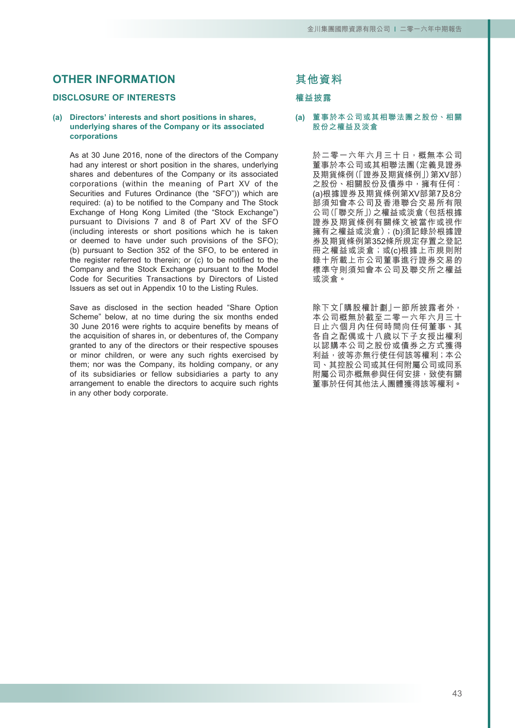# OTHER INFORMATION

## DISCLOSURE OF INTERESTS

### (a) Directors' interests and short positions in shares, underlying shares of the Company or its associated corporations

As at 30 June 2016, none of the directors of the Company had any interest or short position in the shares, underlying shares and debentures of the Company or its associated corporations (within the meaning of Part XV of the Securities and Futures Ordinance (the "SFO")) which are required: (a) to be notified to the Company and The Stock Exchange of Hong Kong Limited (the "Stock Exchange") pursuant to Divisions 7 and 8 of Part XV of the SFO (including interests or short positions which he is taken or deemed to have under such provisions of the SFO); (b) pursuant to Section 352 of the SFO, to be entered in the register referred to therein; or (c) to be notified to the Company and the Stock Exchange pursuant to the Model Code for Securities Transactions by Directors of Listed Issuers as set out in Appendix 10 to the Listing Rules.

Save as disclosed in the section headed "Share Option Scheme" below, at no time during the six months ended 30 June 2016 were rights to acquire benefits by means of the acquisition of shares in, or debentures of, the Company granted to any of the directors or their respective spouses or minor children, or were any such rights exercised by them; nor was the Company, its holding company, or any of its subsidiaries or fellow subsidiaries a party to any arrangement to enable the directors to acquire such rights in any other body corporate.

# 其他資料

## 權益披露

### (a) 董事於本公司或其相聯法團之股份、相關股份之權益及淡倉

於二零一六年六月三十日，概無本公司董事於本公司或其相聯法團（定義見證券及期貨條例（「證券及期貨條例」）第XV部）之股份、相關股份及債券中，擁有任何：(a)根據證券及期貨條例第XV部第7及8分部須知會本公司及香港聯合交易所有限公司（「聯交所」）之權益或淡倉（包括根據證券及期貨條例有關條文被當作或視作擁有之權益或淡倉）；(b)須記錄於根據證券及期貨條例第352條所規定存置之登記冊之權益或淡倉；或(c)根據上市規則附錄十所載上市公司董事進行證券交易的標準守則須知會本公司及聯交所之權益或淡倉。

除下文「購股權計劃」一節所披露者外，本公司概無於截至二零一六年六月三十日止六個月內任何時間向任何董事、其各自之配偶或十八歲以下子女授出權利以認購本公司之股份或債券之方式獲得利益，彼等亦無行使任何該等權利；本公司、其控股公司或其任何附屬公司或同系附屬公司亦概無參與任何安排，致使有關董事於任何其他法人團體獲得該等權利。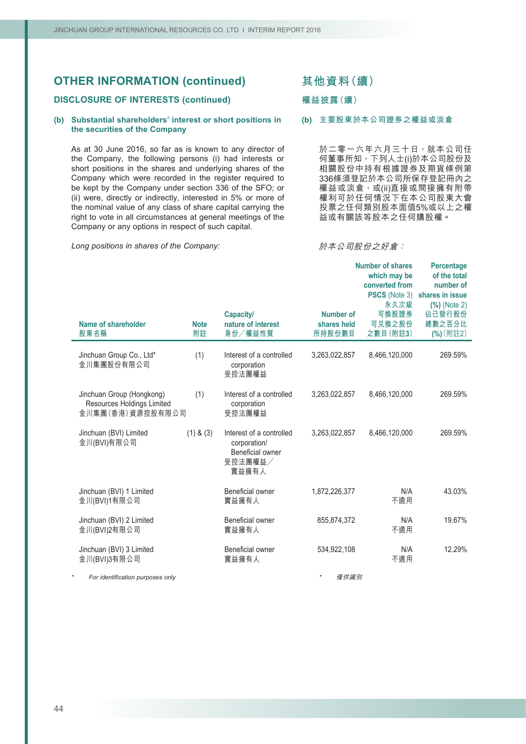## OTHER INFORMATION (continued)

### DISCLOSURE OF INTERESTS (continued)

**(b) Substantial shareholders' interest or short positions in the securities of the Company**

As at 30 June 2016, so far as is known to any director of the Company, the following persons (i) had interests or short positions in the shares and underlying shares of the Company which were recorded in the register required to be kept by the Company under section 336 of the SFO; or (ii) were, directly or indirectly, interested in 5% or more of the nominal value of any class of share capital carrying the right to vote in all circumstances at general meetings of the Company or any options in respect of such capital.

*Long positions in shares of the Company:*

## 其他資料(續)

### 權益披露(續)

**(b) 主要股東於本公司證券之權益或淡倉**

於二零一六年六月三十日，就本公司任何董事所知，下列人士(i)於本公司股份及相關股份中持有根據證券及期貨條例第336條須登記於本公司所保存登記冊內之權益或淡倉，或(ii)直接或間接擁有附帶權利可於任何情況下在本公司股東大會投票之任何類別股本面值5%或以上之權益或有關該等股本之任何購股權。

*於本公司股份之好倉：*

| Name of shareholder 股東名稱 | Note 附註 | Capacity/nature of interest 身份/權益性質 | Number of shares held 所持股份數目 | Number of shares which may be converted from PSCS (Note 3) 永久次級可換股證券可兌換之股份之數目(附註3) | Percentage of the total number of shares in issue (%) (Note 2) 佔已發行股份總數之百分比(%)(附註2) |
|---|---|---|---|---|---|
| Jinchuan Group Co., Ltd* 金川集團股份有限公司 | (1) | Interest of a controlled corporation 受控法團權益 | 3,263,022,857 | 8,466,120,000 | 269.59% |
| Jinchuan Group (Hongkong) Resources Holdings Limited 金川集團(香港)資源控股有限公司 | (1) | Interest of a controlled corporation 受控法團權益 | 3,263,022,857 | 8,466,120,000 | 269.59% |
| Jinchuan (BVI) Limited 金川(BVI)有限公司 | (1) & (3) | Interest of a controlled corporation/ Beneficial owner 受控法團權益／實益擁有人 | 3,263,022,857 | 8,466,120,000 | 269.59% |
| Jinchuan (BVI) 1 Limited 金川(BVI)1有限公司 | | Beneficial owner 實益擁有人 | 1,872,226,377 | N/A 不適用 | 43.03% |
| Jinchuan (BVI) 2 Limited 金川(BVI)2有限公司 | | Beneficial owner 實益擁有人 | 855,874,372 | N/A 不適用 | 19.67% |
| Jinchuan (BVI) 3 Limited 金川(BVI)3有限公司 | | Beneficial owner 實益擁有人 | 534,922,108 | N/A 不適用 | 12.29% |

\* For identification purposes only

\* 僅供識別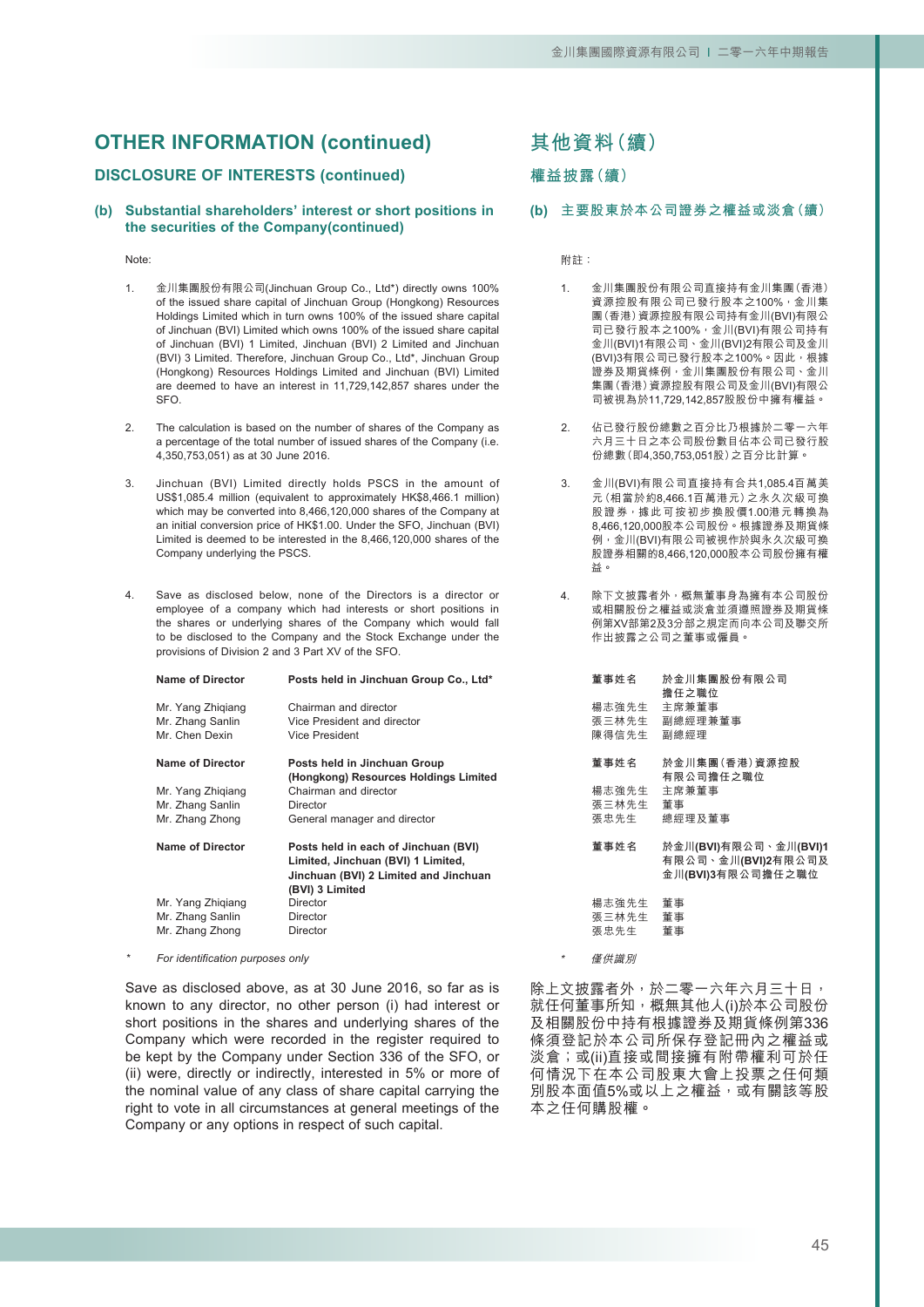# OTHER INFORMATION (continued)

## DISCLOSURE OF INTERESTS (continued)

### (b) Substantial shareholders' interest or short positions in the securities of the Company(continued)

Note:

1. 金川集團股份有限公司(Jinchuan Group Co., Ltd*) directly owns 100% of the issued share capital of Jinchuan Group (Hongkong) Resources Holdings Limited which in turn owns 100% of the issued share capital of Jinchuan (BVI) Limited which owns 100% of the issued share capital of Jinchuan (BVI) 1 Limited, Jinchuan (BVI) 2 Limited and Jinchuan (BVI) 3 Limited. Therefore, Jinchuan Group Co., Ltd*, Jinchuan Group (Hongkong) Resources Holdings Limited and Jinchuan (BVI) Limited are deemed to have an interest in 11,729,142,857 shares under the SFO.

2. The calculation is based on the number of shares of the Company as a percentage of the total number of issued shares of the Company (i.e. 4,350,753,051) as at 30 June 2016.

3. Jinchuan (BVI) Limited directly holds PSCS in the amount of US$1,085.4 million (equivalent to approximately HK$8,466.1 million) which may be converted into 8,466,120,000 shares of the Company at an initial conversion price of HK$1.00. Under the SFO, Jinchuan (BVI) Limited is deemed to be interested in the 8,466,120,000 shares of the Company underlying the PSCS.

4. Save as disclosed below, none of the Directors is a director or employee of a company which had interests or short positions in the shares or underlying shares of the Company which would fall to be disclosed to the Company and the Stock Exchange under the provisions of Division 2 and 3 Part XV of the SFO.

| Name of Director | Posts held in Jinchuan Group Co., Ltd* |
|---|---|
| Mr. Yang Zhiqiang | Chairman and director |
| Mr. Zhang Sanlin | Vice President and director |
| Mr. Chen Dexin | Vice President |

| Name of Director | Posts held in Jinchuan Group (Hongkong) Resources Holdings Limited |
|---|---|
| Mr. Yang Zhiqiang | Chairman and director |
| Mr. Zhang Sanlin | Director |
| Mr. Zhang Zhong | General manager and director |

| Name of Director | Posts held in each of Jinchuan (BVI) Limited, Jinchuan (BVI) 1 Limited, Jinchuan (BVI) 2 Limited and Jinchuan (BVI) 3 Limited |
|---|---|
| Mr. Yang Zhiqiang | Director |
| Mr. Zhang Sanlin | Director |
| Mr. Zhang Zhong | Director |

\* *For identification purposes only*

Save as disclosed above, as at 30 June 2016, so far as is known to any director, no other person (i) had interest or short positions in the shares and underlying shares of the Company which were recorded in the register required to be kept by the Company under Section 336 of the SFO, or (ii) were, directly or indirectly, interested in 5% or more of the nominal value of any class of share capital carrying the right to vote in all circumstances at general meetings of the Company or any options in respect of such capital.

# 其他資料(續)

## 權益披露(續)

### (b) 主要股東於本公司證券之權益或淡倉(續)

附註：

1. 金川集團股份有限公司直接持有金川集團(香港)資源控股有限公司已發行股本之100%，金川集團(香港)資源控股有限公司持有金川(BVI)有限公司已發行股本之100%，金川(BVI)有限公司持有金川(BVI)1有限公司、金川(BVI)2有限公司及金川(BVI)3有限公司已發行股本之100%。因此，根據證券及期貨條例，金川集團股份有限公司、金川集團(香港)資源控股有限公司及金川(BVI)有限公司被視為於11,729,142,857股股份中擁有權益。

2. 佔已發行股份總數之百分比乃根據於二零一六年六月三十日之本公司股份數目佔本公司已發行股份總數(即4,350,753,051股)之百分比計算。

3. 金川(BVI)有限公司直接持有合共1,085.4百萬美元(相當於約8,466.1百萬港元)之永久次級可換股證券，據此可按初步換股價1.00港元轉換為8,466,120,000股本公司股份。根據證券及期貨條例，金川(BVI)有限公司被視作於與永久次級可換股證券相關的8,466,120,000股本公司股份擁有權益。

4. 除下文披露者外，概無董事身為擁有本公司股份或相關股份之權益或淡倉並須遵照證券及期貨條例第XV部第2及3分部之規定而向本公司及聯交所作出披露之公司之董事或僱員。

| 董事姓名 | 於金川集團股份有限公司擔任之職位 |
|---|---|
| 楊志強先生 | 主席兼董事 |
| 張三林先生 | 副總經理兼董事 |
| 陳得信先生 | 副總經理 |

| 董事姓名 | 於金川集團(香港)資源控股有限公司擔任之職位 |
|---|---|
| 楊志強先生 | 主席兼董事 |
| 張三林先生 | 董事 |
| 張忠先生 | 總經理及董事 |

| 董事姓名 | 於金川(BVI)有限公司、金川(BVI)1有限公司、金川(BVI)2有限公司及金川(BVI)3有限公司擔任之職位 |
|---|---|
| 楊志強先生 | 董事 |
| 張三林先生 | 董事 |
| 張忠先生 | 董事 |

\* *僅供識別*

除上文披露者外，於二零一六年六月三十日，就任何董事所知，概無其他人(i)於本公司股份及相關股份中持有根據證券及期貨條例第336條須登記於本公司所保存登記冊內之權益或淡倉；或(ii)直接或間接擁有附帶權利可於任何情況下在本公司股東大會上投票之任何類別股本面值5%或以上之權益，或有關該等股本之任何購股權。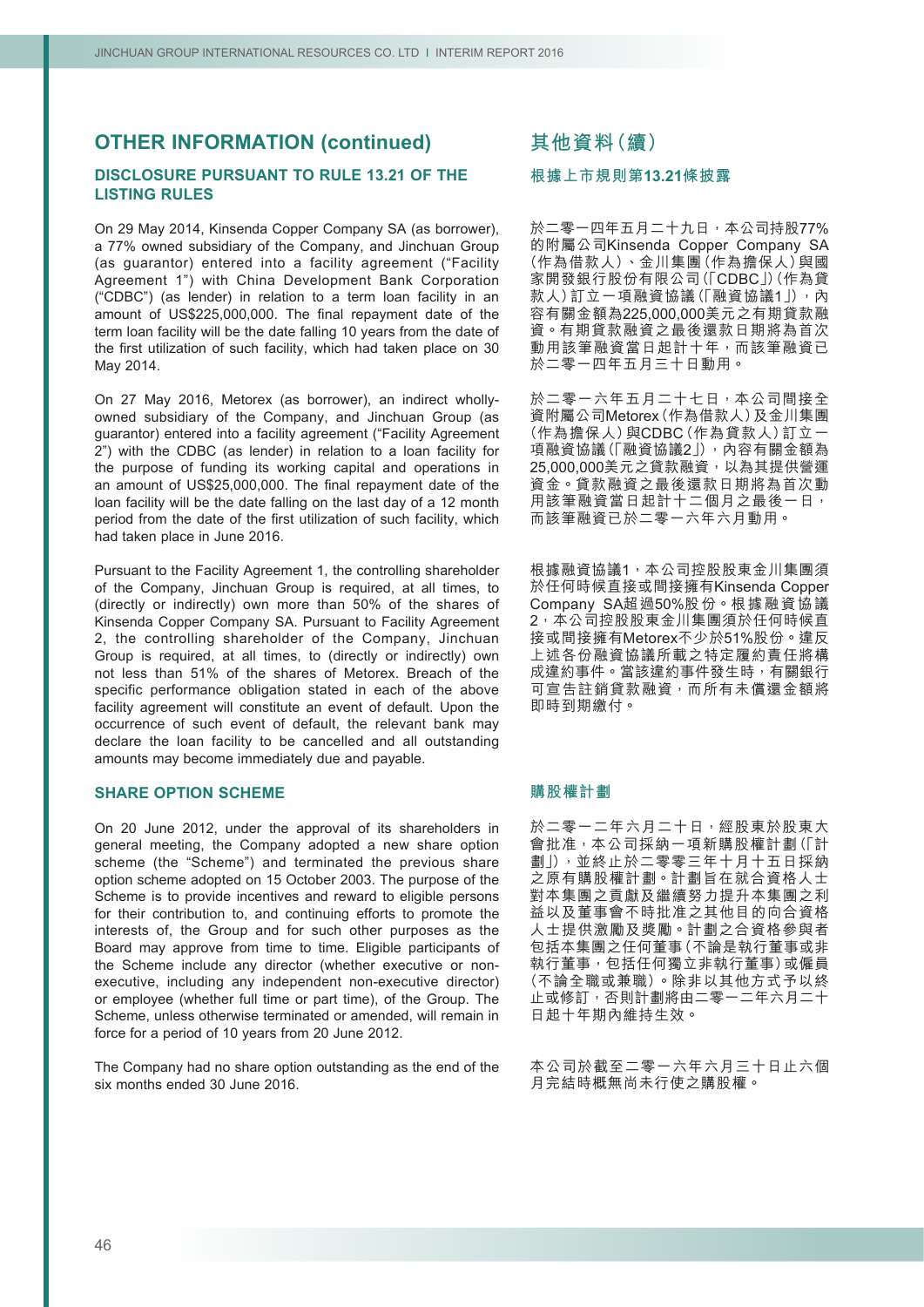## OTHER INFORMATION (continued)

### DISCLOSURE PURSUANT TO RULE 13.21 OF THE LISTING RULES

On 29 May 2014, Kinsenda Copper Company SA (as borrower), a 77% owned subsidiary of the Company, and Jinchuan Group (as guarantor) entered into a facility agreement ("Facility Agreement 1") with China Development Bank Corporation ("CDBC") (as lender) in relation to a term loan facility in an amount of US$225,000,000. The final repayment date of the term loan facility will be the date falling 10 years from the date of the first utilization of such facility, which had taken place on 30 May 2014.

On 27 May 2016, Metorex (as borrower), an indirect wholly-owned subsidiary of the Company, and Jinchuan Group (as guarantor) entered into a facility agreement ("Facility Agreement 2") with the CDBC (as lender) in relation to a loan facility for the purpose of funding its working capital and operations in an amount of US$25,000,000. The final repayment date of the loan facility will be the date falling on the last day of a 12 month period from the date of the first utilization of such facility, which had taken place in June 2016.

Pursuant to the Facility Agreement 1, the controlling shareholder of the Company, Jinchuan Group is required, at all times, to (directly or indirectly) own more than 50% of the shares of Kinsenda Copper Company SA. Pursuant to Facility Agreement 2, the controlling shareholder of the Company, Jinchuan Group is required, at all times, to (directly or indirectly) own not less than 51% of the shares of Metorex. Breach of the specific performance obligation stated in each of the above facility agreement will constitute an event of default. Upon the occurrence of such event of default, the relevant bank may declare the loan facility to be cancelled and all outstanding amounts may become immediately due and payable.

### SHARE OPTION SCHEME

On 20 June 2012, under the approval of its shareholders in general meeting, the Company adopted a new share option scheme (the "Scheme") and terminated the previous share option scheme adopted on 15 October 2003. The purpose of the Scheme is to provide incentives and reward to eligible persons for their contribution to, and continuing efforts to promote the interests of, the Group and for such other purposes as the Board may approve from time to time. Eligible participants of the Scheme include any director (whether executive or non-executive, including any independent non-executive director) or employee (whether full time or part time), of the Group. The Scheme, unless otherwise terminated or amended, will remain in force for a period of 10 years from 20 June 2012.

The Company had no share option outstanding as the end of the six months ended 30 June 2016.

## 其他資料（續）

### 根據上市規則第13.21條披露

於二零一四年五月二十九日，本公司持股77%的附屬公司Kinsenda Copper Company SA（作為借款人）、金川集團（作為擔保人）與國家開發銀行股份有限公司（「CDBC」）（作為貸款人）訂立一項融資協議（「融資協議1」），內容有關金額為225,000,000美元之有期貸款融資。有期貸款融資之最後還款日期將為首次動用該筆融資當日起計十年，而該筆融資已於二零一四年五月三十日動用。

於二零一六年五月二十七日，本公司間接全資附屬公司Metorex（作為借款人）及金川集團（作為擔保人）與CDBC（作為貸款人）訂立一項融資協議（「融資協議2」），內容有關金額為25,000,000美元之貸款融資，以為其提供營運資金。貸款融資之最後還款日期將為首次動用該筆融資當日起計十二個月之最後一日，而該筆融資已於二零一六年六月動用。

根據融資協議1，本公司控股股東金川集團須於任何時候直接或間接擁有Kinsenda Copper Company SA超過50%股份。根據融資協議2，本公司控股股東金川集團須於任何時候直接或間接擁有Metorex不少於51%股份。違反上述各份融資協議所載之特定履約責任將構成違約事件。當該違約事件發生時，有關銀行可宣告註銷貸款融資，而所有未償還金額將即時到期繳付。

### 購股權計劃

於二零一二年六月二十日，經股東於股東大會批准，本公司採納一項新購股權計劃（「計劃」），並終止於二零零三年十月十五日採納之原有購股權計劃。計劃旨在就合資格人士對本集團之貢獻及繼續努力提升本集團之利益以及董事會不時批准之其他目的向合資格人士提供激勵及獎勵。計劃之合資格參與者包括本集團之任何董事（不論是執行董事或非執行董事，包括任何獨立非執行董事）或僱員（不論全職或兼職）。除非以其他方式予以終止或修訂，否則計劃將由二零一二年六月二十日起十年期內維持生效。

本公司於截至二零一六年六月三十日止六個月完結時概無尚未行使之購股權。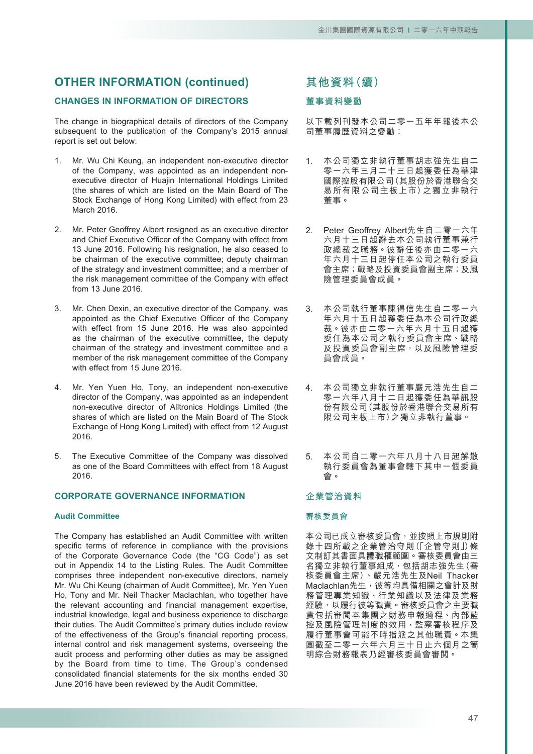# OTHER INFORMATION (continued)

## CHANGES IN INFORMATION OF DIRECTORS

The change in biographical details of directors of the Company subsequent to the publication of the Company's 2015 annual report is set out below:

1. Mr. Wu Chi Keung, an independent non-executive director of the Company, was appointed as an independent non-executive director of Huajin International Holdings Limited (the shares of which are listed on the Main Board of The Stock Exchange of Hong Kong Limited) with effect from 23 March 2016.

2. Mr. Peter Geoffrey Albert resigned as an executive director and Chief Executive Officer of the Company with effect from 13 June 2016. Following his resignation, he also ceased to be chairman of the executive committee; deputy chairman of the strategy and investment committee; and a member of the risk management committee of the Company with effect from 13 June 2016.

3. Mr. Chen Dexin, an executive director of the Company, was appointed as the Chief Executive Officer of the Company with effect from 15 June 2016. He was also appointed as the chairman of the executive committee, the deputy chairman of the strategy and investment committee and a member of the risk management committee of the Company with effect from 15 June 2016.

4. Mr. Yen Yuen Ho, Tony, an independent non-executive director of the Company, was appointed as an independent non-executive director of Alltronics Holdings Limited (the shares of which are listed on the Main Board of The Stock Exchange of Hong Kong Limited) with effect from 12 August 2016.

5. The Executive Committee of the Company was dissolved as one of the Board Committees with effect from 18 August 2016.

## CORPORATE GOVERNANCE INFORMATION

### Audit Committee

The Company has established an Audit Committee with written specific terms of reference in compliance with the provisions of the Corporate Governance Code (the "CG Code") as set out in Appendix 14 to the Listing Rules. The Audit Committee comprises three independent non-executive directors, namely Mr. Wu Chi Keung (chairman of Audit Committee), Mr. Yen Yuen Ho, Tony and Mr. Neil Thacker Maclachlan, who together have the relevant accounting and financial management expertise, industrial knowledge, legal and business experience to discharge their duties. The Audit Committee's primary duties include review of the effectiveness of the Group's financial reporting process, internal control and risk management systems, overseeing the audit process and performing other duties as may be assigned by the Board from time to time. The Group's condensed consolidated financial statements for the six months ended 30 June 2016 have been reviewed by the Audit Committee.

# 其他資料(續)

## 董事資料變動

以下載列刊發本公司二零一五年年報後本公司董事履歷資料之變動：

1. 本公司獨立非執行董事胡志強先生自二零一六年三月二十三日起獲委任為華津國際控股有限公司(其股份於香港聯合交易所有限公司主板上市)之獨立非執行董事。

2. Peter Geoffrey Albert先生自二零一六年六月十三日起辭去本公司執行董事兼行政總裁之職務。彼辭任後亦由二零一六年六月十三日起停任本公司之執行委員會主席；戰略及投資委員會副主席；及風險管理委員會成員。

3. 本公司執行董事陳得信先生自二零一六年六月十五日起獲委任為本公司行政總裁。彼亦由二零一六年六月十五日起獲委任為本公司之執行委員會主席、戰略及投資委員會副主席，以及風險管理委員會成員。

4. 本公司獨立非執行董事嚴元浩先生自二零一六年八月十二日起獲委任為華訊股份有限公司(其股份於香港聯合交易所有限公司主板上市)之獨立非執行董事。

5. 本公司自二零一六年八月十八日起解散執行委員會為董事會轄下其中一個委員會。

## 企業管治資料

### 審核委員會

本公司已成立審核委員會，並按照上市規則附錄十四所載之企業管治守則(「企管守則」)條文制訂其書面具體職權範圍。審核委員會由三名獨立非執行董事組成，包括胡志強先生(審核委員會主席)、嚴元浩先生及Neil Thacker Maclachlan先生，彼等均具備相關之會計及財務管理專業知識、行業知識以及法律及業務經驗，以履行彼等職責。審核委員會之主要職責包括審閱本集團之財務申報過程、內部監控及風險管理制度的效用、監察審核程序及履行董事會可能不時指派之其他職責。本集團截至二零一六年六月三十日止六個月之簡明綜合財務報表乃經審核委員會審閱。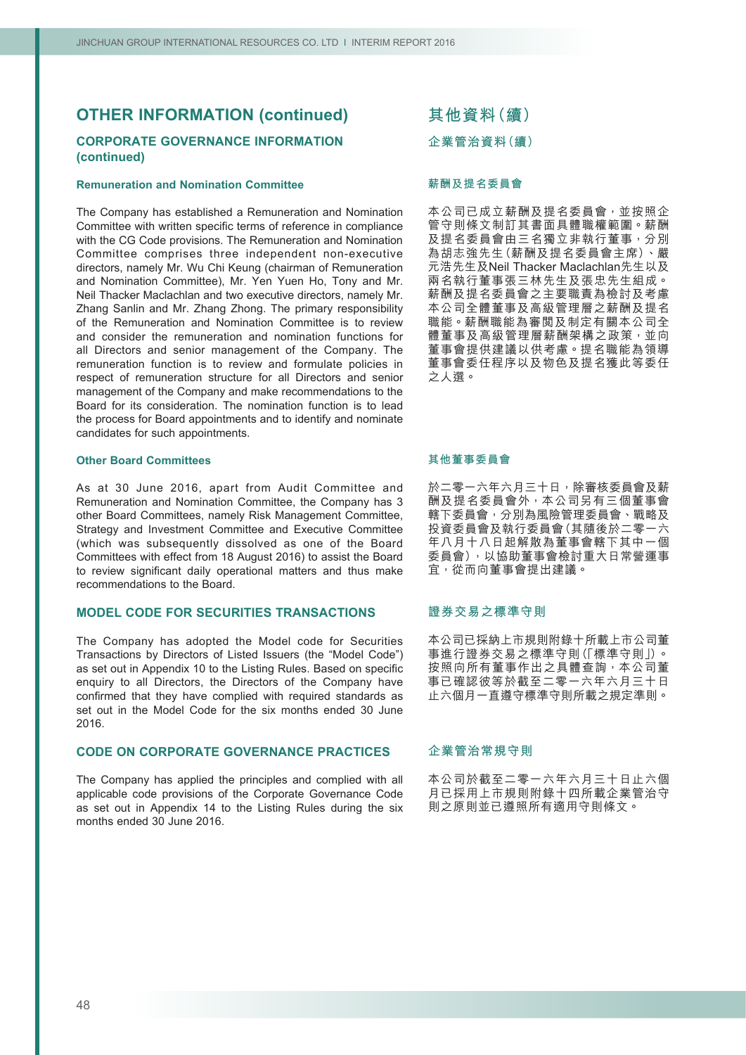# OTHER INFORMATION (continued)

## CORPORATE GOVERNANCE INFORMATION (continued)

### Remuneration and Nomination Committee

The Company has established a Remuneration and Nomination Committee with written specific terms of reference in compliance with the CG Code provisions. The Remuneration and Nomination Committee comprises three independent non-executive directors, namely Mr. Wu Chi Keung (chairman of Remuneration and Nomination Committee), Mr. Yen Yuen Ho, Tony and Mr. Neil Thacker Maclachlan and two executive directors, namely Mr. Zhang Sanlin and Mr. Zhang Zhong. The primary responsibility of the Remuneration and Nomination Committee is to review and consider the remuneration and nomination functions for all Directors and senior management of the Company. The remuneration function is to review and formulate policies in respect of remuneration structure for all Directors and senior management of the Company and make recommendations to the Board for its consideration. The nomination function is to lead the process for Board appointments and to identify and nominate candidates for such appointments.

### Other Board Committees

As at 30 June 2016, apart from Audit Committee and Remuneration and Nomination Committee, the Company has 3 other Board Committees, namely Risk Management Committee, Strategy and Investment Committee and Executive Committee (which was subsequently dissolved as one of the Board Committees with effect from 18 August 2016) to assist the Board to review significant daily operational matters and thus make recommendations to the Board.

## MODEL CODE FOR SECURITIES TRANSACTIONS

The Company has adopted the Model code for Securities Transactions by Directors of Listed Issuers (the "Model Code") as set out in Appendix 10 to the Listing Rules. Based on specific enquiry to all Directors, the Directors of the Company have confirmed that they have complied with required standards as set out in the Model Code for the six months ended 30 June 2016.

## CODE ON CORPORATE GOVERNANCE PRACTICES

The Company has applied the principles and complied with all applicable code provisions of the Corporate Governance Code as set out in Appendix 14 to the Listing Rules during the six months ended 30 June 2016.

# 其他資料(續)

## 企業管治資料(續)

### 薪酬及提名委員會

本公司已成立薪酬及提名委員會，並按照企管守則條文制訂其書面具體職權範圍。薪酬及提名委員會由三名獨立非執行董事，分別為胡志強先生(薪酬及提名委員會主席)、嚴元浩先生及Neil Thacker Maclachlan先生以及兩名執行董事張三林先生及張忠先生組成。薪酬及提名委員會之主要職責為檢討及考慮本公司全體董事及高級管理層之薪酬及提名職能。薪酬職能為審閱及制定有關本公司全體董事及高級管理層薪酬架構之政策，並向董事會提供建議以供考慮。提名職能為領導董事會委任程序以及物色及提名獲此等委任之人選。

### 其他董事委員會

於二零一六年六月三十日，除審核委員會及薪酬及提名委員會外，本公司另有三個董事會轄下委員會，分別為風險管理委員會、戰略及投資委員會及執行委員會(其隨後於二零一六年八月十八日起解散為董事會轄下其中一個委員會)，以協助董事會檢討重大日常營運事宜，從而向董事會提出建議。

## 證券交易之標準守則

本公司已採納上市規則附錄十所載上市公司董事進行證券交易之標準守則(「標準守則」)。按照向所有董事作出之具體查詢，本公司董事已確認彼等於截至二零一六年六月三十日止六個月一直遵守標準守則所載之規定準則。

## 企業管治常規守則

本公司於截至二零一六年六月三十日止六個月已採用上市規則附錄十四所載企業管治守則之原則並已遵照所有適用守則條文。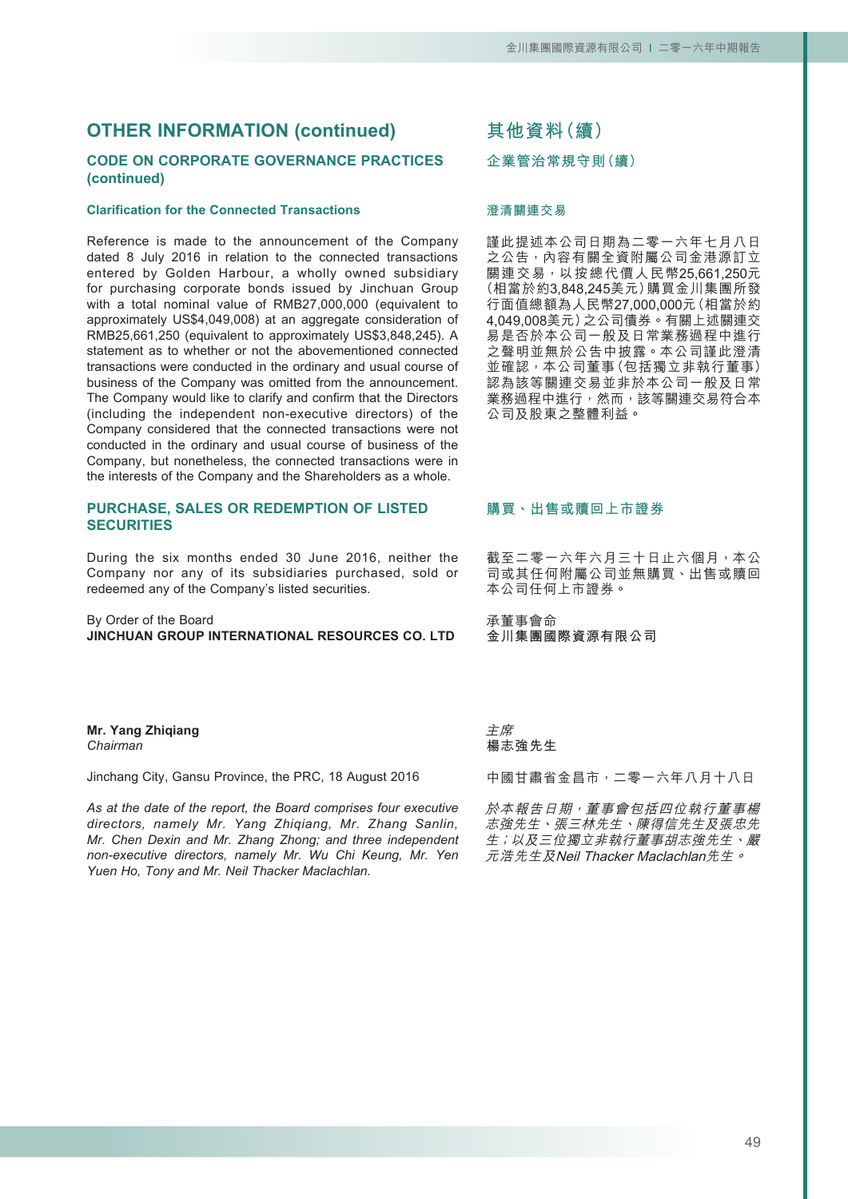# OTHER INFORMATION (continued)

## CODE ON CORPORATE GOVERNANCE PRACTICES (continued)

### Clarification for the Connected Transactions

Reference is made to the announcement of the Company dated 8 July 2016 in relation to the connected transactions entered by Golden Harbour, a wholly owned subsidiary for purchasing corporate bonds issued by Jinchuan Group with a total nominal value of RMB27,000,000 (equivalent to approximately US$4,049,008) at an aggregate consideration of RMB25,661,250 (equivalent to approximately US$3,848,245). A statement as to whether or not the abovementioned connected transactions were conducted in the ordinary and usual course of business of the Company was omitted from the announcement. The Company would like to clarify and confirm that the Directors (including the independent non-executive directors) of the Company considered that the connected transactions were not conducted in the ordinary and usual course of business of the Company, but nonetheless, the connected transactions were in the interests of the Company and the Shareholders as a whole.

## PURCHASE, SALES OR REDEMPTION OF LISTED SECURITIES

During the six months ended 30 June 2016, neither the Company nor any of its subsidiaries purchased, sold or redeemed any of the Company's listed securities.

By Order of the Board
**JINCHUAN GROUP INTERNATIONAL RESOURCES CO. LTD**

**Mr. Yang Zhiqiang**
*Chairman*

Jinchang City, Gansu Province, the PRC, 18 August 2016

*As at the date of the report, the Board comprises four executive directors, namely Mr. Yang Zhiqiang, Mr. Zhang Sanlin, Mr. Chen Dexin and Mr. Zhang Zhong; and three independent non-executive directors, namely Mr. Wu Chi Keung, Mr. Yen Yuen Ho, Tony and Mr. Neil Thacker Maclachlan.*

# 其他資料(續)

## 企業管治常規守則(續)

### 澄清關連交易

謹此提述本公司日期為二零一六年七月八日之公告,內容有關全資附屬公司金港源訂立關連交易,以按總代價人民幣25,661,250元(相當於約3,848,245美元)購買金川集團所發行面值總額為人民幣27,000,000元(相當於約4,049,008美元)之公司債券。有關上述關連交易是否於本公司一般及日常業務過程中進行之聲明並無於公告中披露。本公司謹此澄清並確認,本公司董事(包括獨立非執行董事)認為該等關連交易並非於本公司一般及日常業務過程中進行,然而,該等關連交易符合本公司及股東之整體利益。

## 購買、出售或贖回上市證券

截至二零一六年六月三十日止六個月,本公司或其任何附屬公司並無購買、出售或贖回本公司任何上市證券。

承董事會命
**金川集團國際資源有限公司**

*主席*
**楊志強先生**

中國甘肅省金昌市,二零一六年八月十八日

*於本報告日期,董事會包括四位執行董事楊志強先生、張三林先生、陳得信先生及張忠先生;以及三位獨立非執行董事胡志強先生、嚴元浩先生及Neil Thacker Maclachlan先生。*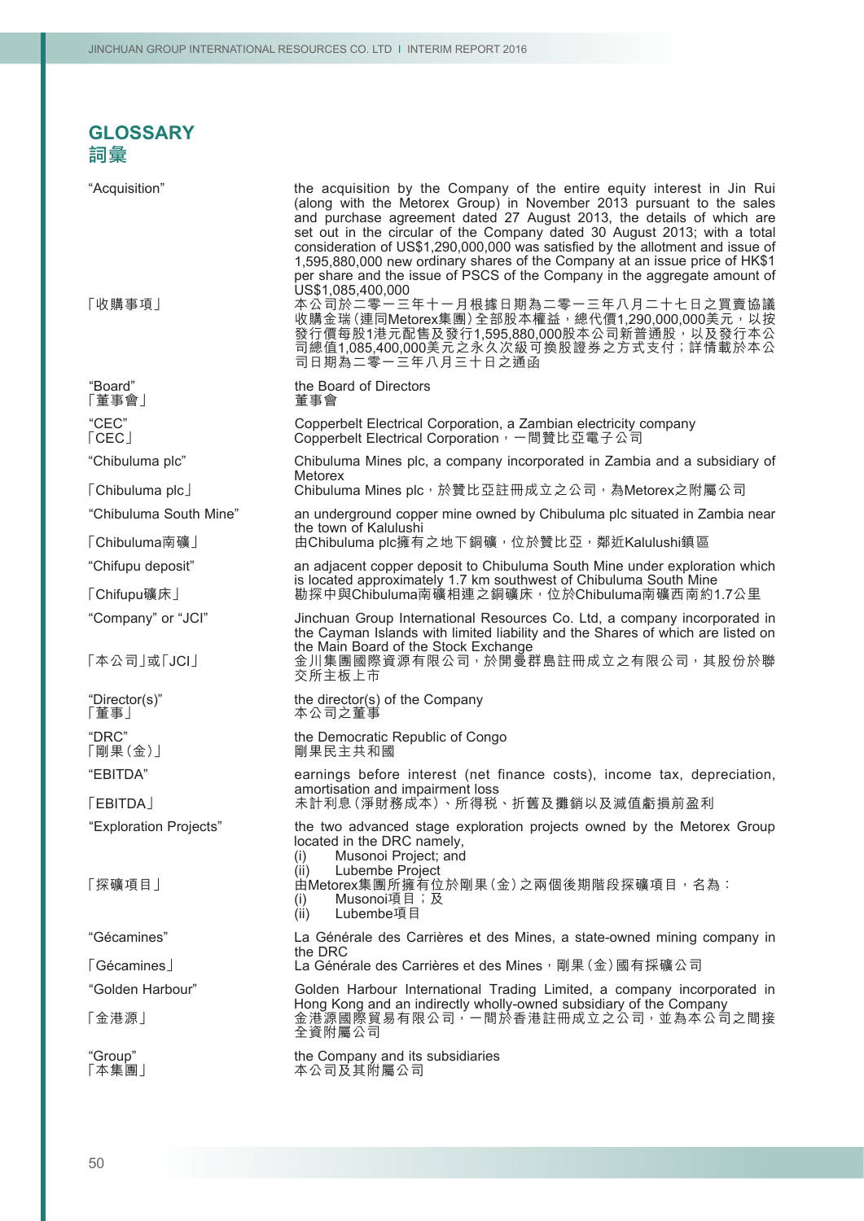# GLOSSARY
# 詞彙

| | |
|---|---|
| "Acquisition" | the acquisition by the Company of the entire equity interest in Jin Rui (along with the Metorex Group) in November 2013 pursuant to the sales and purchase agreement dated 27 August 2013, the details of which are set out in the circular of the Company dated 30 August 2013; with a total consideration of US$1,290,000,000 was satisfied by the allotment and issue of 1,595,880,000 new ordinary shares of the Company at an issue price of HK$1 per share and the issue of PSCS of the Company in the aggregate amount of US$1,085,400,000 |
| 「收購事項」 | 本公司於二零一三年十一月根據日期為二零一三年八月二十七日之買賣協議收購金瑞（連同Metorex集團）全部股本權益，總代價1,290,000,000美元，以按發行價每股1港元配售及發行1,595,880,000股本公司新普通股，以及發行本公司總值1,085,400,000美元之永久次級可換股證券之方式支付；詳情載於本公司日期為二零一三年八月三十日之通函 |
| "Board"<br>「董事會」 | the Board of Directors<br>董事會 |
| "CEC"<br>「CEC」 | Copperbelt Electrical Corporation, a Zambian electricity company<br>Copperbelt Electrical Corporation，一間贊比亞電子公司 |
| "Chibuluma plc" | Chibuluma Mines plc, a company incorporated in Zambia and a subsidiary of Metorex |
| 「Chibuluma plc」 | Chibuluma Mines plc，於贊比亞註冊成立之公司，為Metorex之附屬公司 |
| "Chibuluma South Mine" | an underground copper mine owned by Chibuluma plc situated in Zambia near the town of Kalulushi |
| 「Chibuluma南礦」 | 由Chibuluma plc擁有之地下銅礦，位於贊比亞，鄰近Kalulushi鎮區 |
| "Chifupu deposit" | an adjacent copper deposit to Chibuluma South Mine under exploration which is located approximately 1.7 km southwest of Chibuluma South Mine |
| 「Chifupu礦床」 | 勘探中與Chibuluma南礦相連之銅礦床，位於Chibuluma南礦西南約1.7公里 |
| "Company" or "JCI" | Jinchuan Group International Resources Co. Ltd, a company incorporated in the Cayman Islands with limited liability and the Shares of which are listed on the Main Board of the Stock Exchange |
| 「本公司」或「JCI」 | 金川集團國際資源有限公司，於開曼群島註冊成立之有限公司，其股份於聯交所主板上市 |
| "Director(s)"<br>「董事」 | the director(s) of the Company<br>本公司之董事 |
| "DRC"<br>「剛果（金）」 | the Democratic Republic of Congo<br>剛果民主共和國 |
| "EBITDA" | earnings before interest (net finance costs), income tax, depreciation, amortisation and impairment loss |
| 「EBITDA」 | 未計利息（淨財務成本）、所得稅、折舊及攤銷以及減值虧損前盈利 |
| "Exploration Projects" | the two advanced stage exploration projects owned by the Metorex Group located in the DRC namely,<br>(i) Musonoi Project; and<br>(ii) Lubembe Project |
| 「探礦項目」 | 由Metorex集團所擁有位於剛果（金）之兩個後期階段探礦項目，名為：<br>(i) Musonoi項目；及<br>(ii) Lubembe項目 |
| "Gécamines" | La Générale des Carrières et des Mines, a state-owned mining company in the DRC |
| 「Gécamines」 | La Générale des Carrières et des Mines，剛果（金）國有採礦公司 |
| "Golden Harbour" | Golden Harbour International Trading Limited, a company incorporated in Hong Kong and an indirectly wholly-owned subsidiary of the Company |
| 「金港源」 | 金港源國際貿易有限公司，一間於香港註冊成立之公司，並為本公司之間接全資附屬公司 |
| "Group"<br>「本集團」 | the Company and its subsidiaries<br>本公司及其附屬公司 |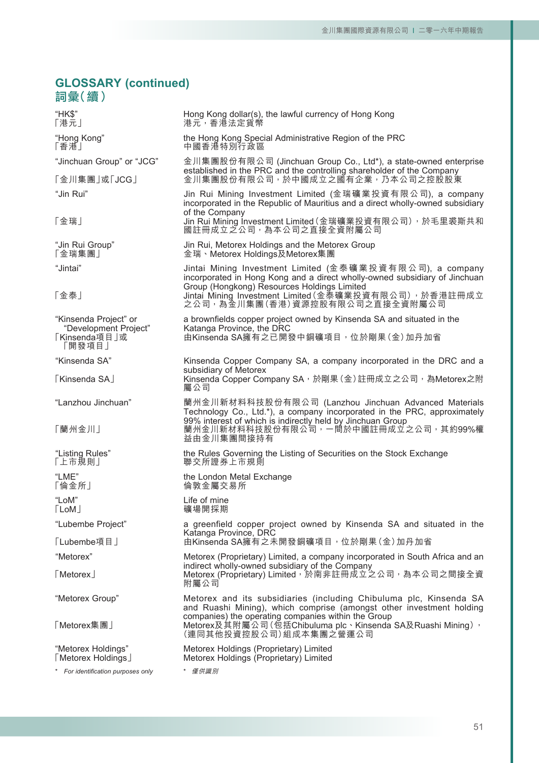# GLOSSARY (continued)
# 詞彙(續)

| | |
|---|---|
| "HK$"<br>「港元」 | Hong Kong dollar(s), the lawful currency of Hong Kong<br>港元，香港法定貨幣 |
| "Hong Kong"<br>「香港」 | the Hong Kong Special Administrative Region of the PRC<br>中國香港特別行政區 |
| "Jinchuan Group" or "JCG"<br>「金川集團」或「JCG」 | 金川集團股份有限公司 (Jinchuan Group Co., Ltd*), a state-owned enterprise established in the PRC and the controlling shareholder of the Company<br>金川集團股份有限公司，於中國成立之國有企業，乃本公司之控股股東 |
| "Jin Rui"<br>「金瑞」 | Jin Rui Mining Investment Limited (金瑞礦業投資有限公司), a company incorporated in the Republic of Mauritius and a direct wholly-owned subsidiary of the Company<br>Jin Rui Mining Investment Limited(金瑞礦業投資有限公司)，於毛里裘斯共和國註冊成立之公司，為本公司之直接全資附屬公司 |
| "Jin Rui Group"<br>「金瑞集團」 | Jin Rui, Metorex Holdings and the Metorex Group<br>金瑞、Metorex Holdings及Metorex集團 |
| "Jintai"<br>「金泰」 | Jintai Mining Investment Limited (金泰礦業投資有限公司), a company incorporated in Hong Kong and a direct wholly-owned subsidiary of Jinchuan Group (Hongkong) Resources Holdings Limited<br>Jintai Mining Investment Limited(金泰礦業投資有限公司)，於香港註冊成立之公司，為金川集團(香港)資源控股有限公司之直接全資附屬公司 |
| "Kinsenda Project" or "Development Project"<br>「Kinsenda項目」或「開發項目」 | a brownfields copper project owned by Kinsenda SA and situated in the Katanga Province, the DRC<br>由Kinsenda SA擁有之已開發中銅礦項目，位於剛果(金)加丹加省 |
| "Kinsenda SA"<br>「Kinsenda SA」 | Kinsenda Copper Company SA, a company incorporated in the DRC and a subsidiary of Metorex<br>Kinsenda Copper Company SA，於剛果(金)註冊成立之公司，為Metorex之附屬公司 |
| "Lanzhou Jinchuan"<br>「蘭州金川」 | 蘭州金川新材料科技股份有限公司 (Lanzhou Jinchuan Advanced Materials Technology Co., Ltd.*), a company incorporated in the PRC, approximately 99% interest of which is indirectly held by Jinchuan Group<br>蘭州金川新材料科技股份有限公司，一間於中國註冊成立之公司，其約99%權益由金川集團間接持有 |
| "Listing Rules"<br>「上市規則」 | the Rules Governing the Listing of Securities on the Stock Exchange<br>聯交所證券上市規則 |
| "LME"<br>「倫金所」 | the London Metal Exchange<br>倫敦金屬交易所 |
| "LoM"<br>「LoM」 | Life of mine<br>礦場開採期 |
| "Lubembe Project"<br>「Lubembe項目」 | a greenfield copper project owned by Kinsenda SA and situated in the Katanga Province, DRC<br>由Kinsenda SA擁有之未開發銅礦項目，位於剛果(金)加丹加省 |
| "Metorex"<br>「Metorex」 | Metorex (Proprietary) Limited, a company incorporated in South Africa and an indirect wholly-owned subsidiary of the Company<br>Metorex (Proprietary) Limited，於南非註冊成立之公司，為本公司之間接全資附屬公司 |
| "Metorex Group"<br>「Metorex集團」 | Metorex and its subsidiaries (including Chibuluma plc, Kinsenda SA and Ruashi Mining), which comprise (amongst other investment holding companies) the operating companies within the Group<br>Metorex及其附屬公司(包括Chibuluma plc、Kinsenda SA及Ruashi Mining)，(連同其他投資控股公司)組成本集團之營運公司 |
| "Metorex Holdings"<br>「Metorex Holdings」 | Metorex Holdings (Proprietary) Limited<br>Metorex Holdings (Proprietary) Limited |

\* *For identification purposes only*

\* *僅供識別*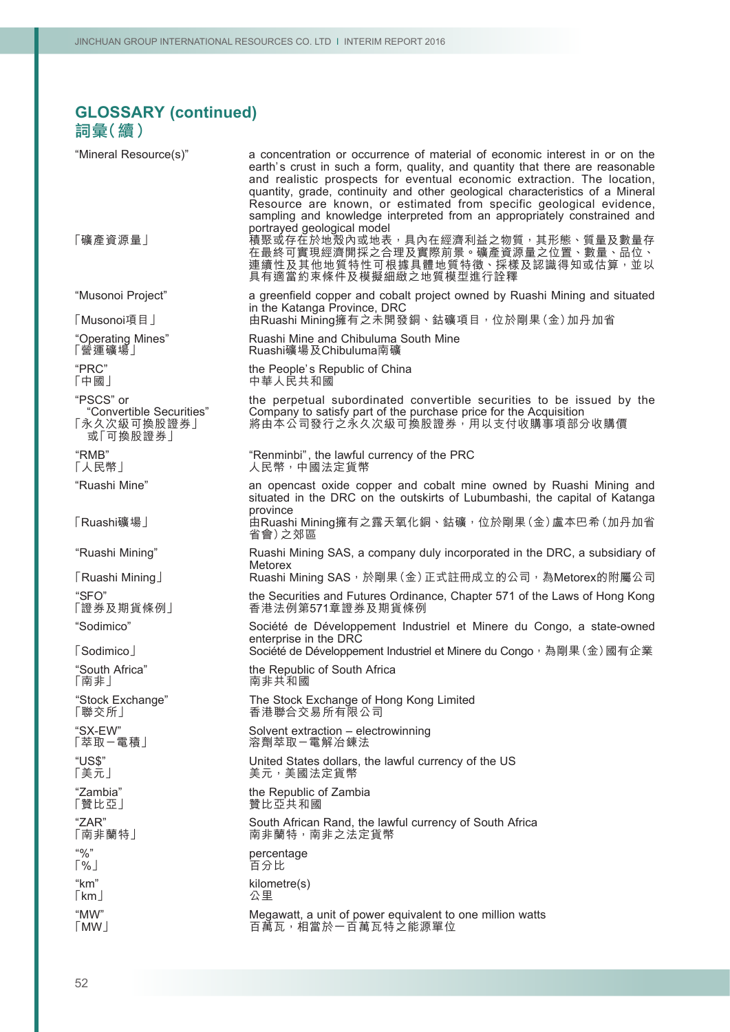## GLOSSARY (continued)
## 詞彙（續）

| | |
|---|---|
| "Mineral Resource(s)" | a concentration or occurrence of material of economic interest in or on the earth's crust in such a form, quality, and quantity that there are reasonable and realistic prospects for eventual economic extraction. The location, quantity, grade, continuity and other geological characteristics of a Mineral Resource are known, or estimated from specific geological evidence, sampling and knowledge interpreted from an appropriately constrained and portrayed geological model |
| 「礦產資源量」 | 積聚或存在於地殼內或地表，具內在經濟利益之物質，其形態、質量及數量存在最終可實現經濟開採之合理及實際前景。礦產資源量之位置、數量、品位、連續性及其他地質特性可根據具體地質特徵、採樣及認識得知或估算，並以具有適當約束條件及模擬細緻之地質模型進行詮釋 |
| "Musonoi Project" | a greenfield copper and cobalt project owned by Ruashi Mining and situated in the Katanga Province, DRC |
| 「Musonoi項目」 | 由Ruashi Mining擁有之未開發銅、鈷礦項目，位於剛果（金）加丹加省 |
| "Operating Mines"<br>「營運礦場」 | Ruashi Mine and Chibuluma South Mine<br>Ruashi礦場及Chibuluma南礦 |
| "PRC"<br>「中國」 | the People's Republic of China<br>中華人民共和國 |
| "PSCS" or "Convertible Securities"<br>「永久次級可換股證券」或「可換股證券」 | the perpetual subordinated convertible securities to be issued by the Company to satisfy part of the purchase price for the Acquisition<br>將由本公司發行之永久次級可換股證券，用以支付收購事項部分收購價 |
| "RMB"<br>「人民幣」 | "Renminbi", the lawful currency of the PRC<br>人民幣，中國法定貨幣 |
| "Ruashi Mine" | an opencast oxide copper and cobalt mine owned by Ruashi Mining and situated in the DRC on the outskirts of Lubumbashi, the capital of Katanga province |
| 「Ruashi礦場」 | 由Ruashi Mining擁有之露天氧化銅、鈷礦，位於剛果（金）盧本巴希（加丹加省省會）之郊區 |
| "Ruashi Mining" | Ruashi Mining SAS, a company duly incorporated in the DRC, a subsidiary of Metorex |
| 「Ruashi Mining」 | Ruashi Mining SAS，於剛果（金）正式註冊成立的公司，為Metorex的附屬公司 |
| "SFO"<br>「證券及期貨條例」 | the Securities and Futures Ordinance, Chapter 571 of the Laws of Hong Kong<br>香港法例第571章證券及期貨條例 |
| "Sodimico" | Société de Développement Industriel et Minere du Congo, a state-owned enterprise in the DRC |
| 「Sodimico」 | Société de Développement Industriel et Minere du Congo，為剛果（金）國有企業 |
| "South Africa"<br>「南非」 | the Republic of South Africa<br>南非共和國 |
| "Stock Exchange"<br>「聯交所」 | The Stock Exchange of Hong Kong Limited<br>香港聯合交易所有限公司 |
| "SX-EW"<br>「萃取－電積」 | Solvent extraction – electrowinning<br>溶劑萃取－電解冶鍊法 |
| "US$"<br>「美元」 | United States dollars, the lawful currency of the US<br>美元，美國法定貨幣 |
| "Zambia"<br>「贊比亞」 | the Republic of Zambia<br>贊比亞共和國 |
| "ZAR"<br>「南非蘭特」 | South African Rand, the lawful currency of South Africa<br>南非蘭特，南非之法定貨幣 |
| "%"<br>「%」 | percentage<br>百分比 |
| "km"<br>「km」 | kilometre(s)<br>公里 |
| "MW"<br>「MW」 | Megawatt, a unit of power equivalent to one million watts<br>百萬瓦，相當於一百萬瓦特之能源單位 |